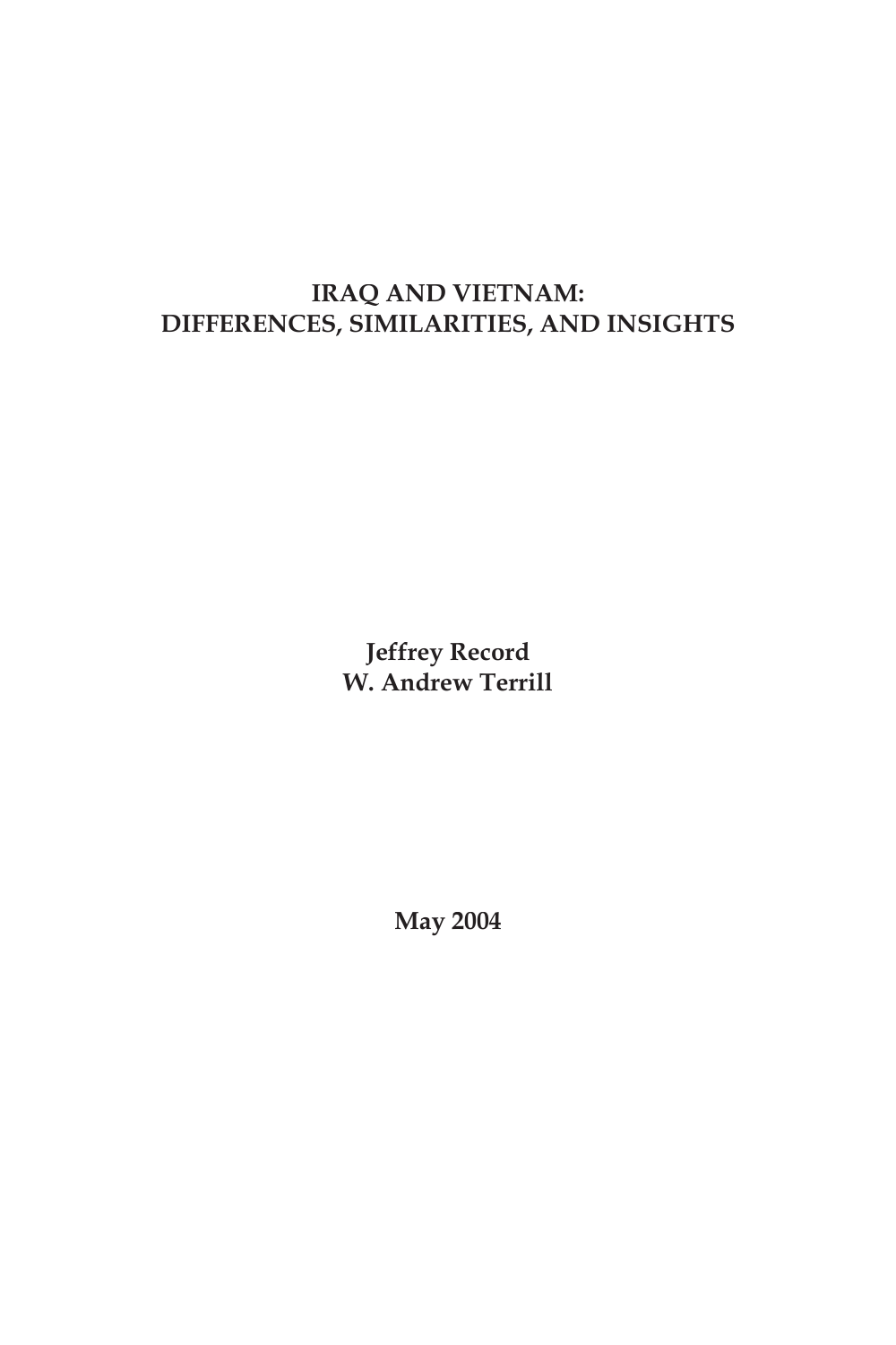# IRAQ AND VIETNAM: DIFFERENCES, SIMILARITIES, AND INSIGHTS

**Jeffrey Record**
**W. Andrew Terrill**

**May 2004**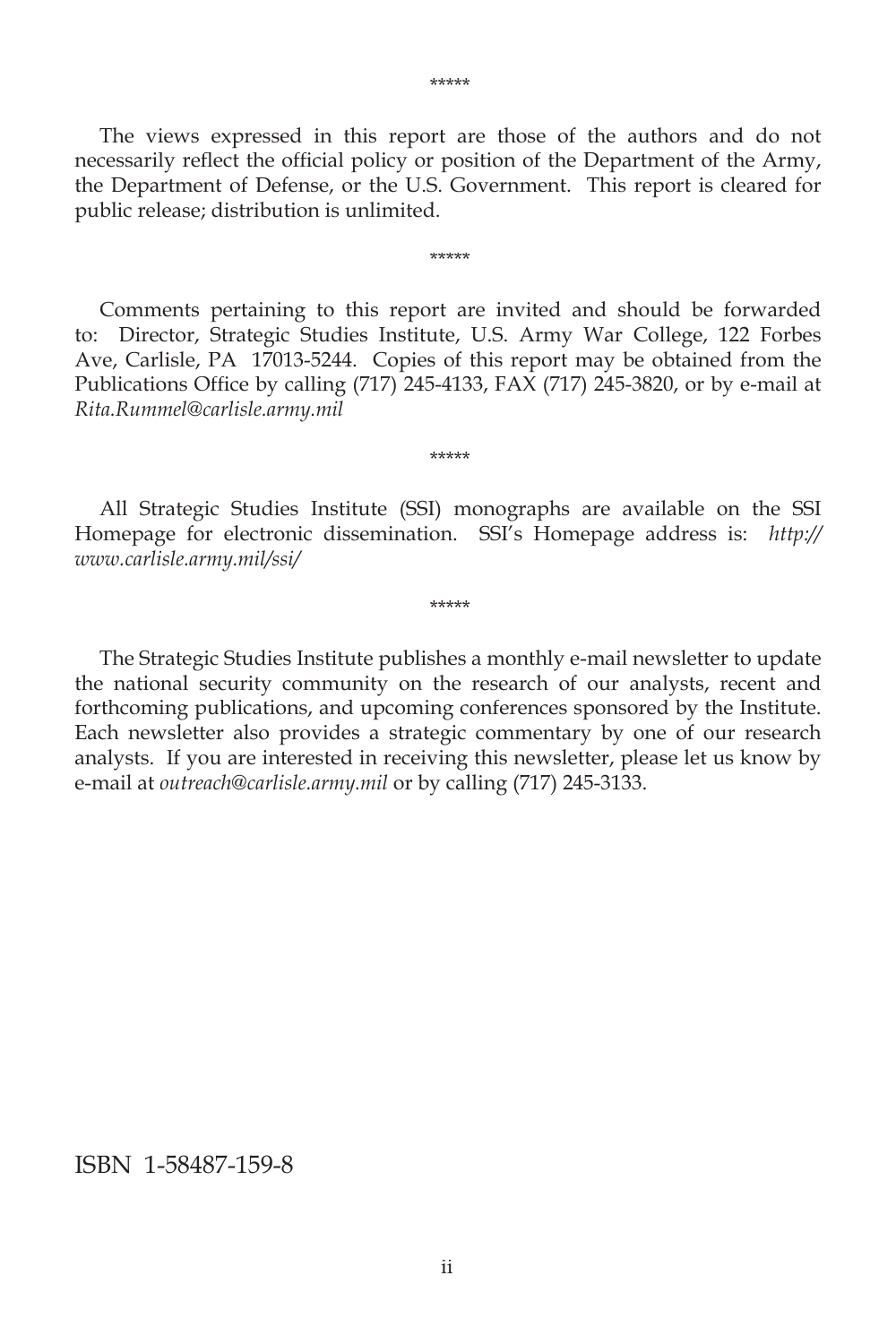*****

The views expressed in this report are those of the authors and do not necessarily reflect the official policy or position of the Department of the Army, the Department of Defense, or the U.S. Government. This report is cleared for public release; distribution is unlimited.

*****

Comments pertaining to this report are invited and should be forwarded to: Director, Strategic Studies Institute, U.S. Army War College, 122 Forbes Ave, Carlisle, PA 17013-5244. Copies of this report may be obtained from the Publications Office by calling (717) 245-4133, FAX (717) 245-3820, or by e-mail at *Rita.Rummel@carlisle.army.mil*

*****

All Strategic Studies Institute (SSI) monographs are available on the SSI Homepage for electronic dissemination. SSI's Homepage address is: *http://www.carlisle.army.mil/ssi/*

*****

The Strategic Studies Institute publishes a monthly e-mail newsletter to update the national security community on the research of our analysts, recent and forthcoming publications, and upcoming conferences sponsored by the Institute. Each newsletter also provides a strategic commentary by one of our research analysts. If you are interested in receiving this newsletter, please let us know by e-mail at *outreach@carlisle.army.mil* or by calling (717) 245-3133.

ISBN 1-58487-159-8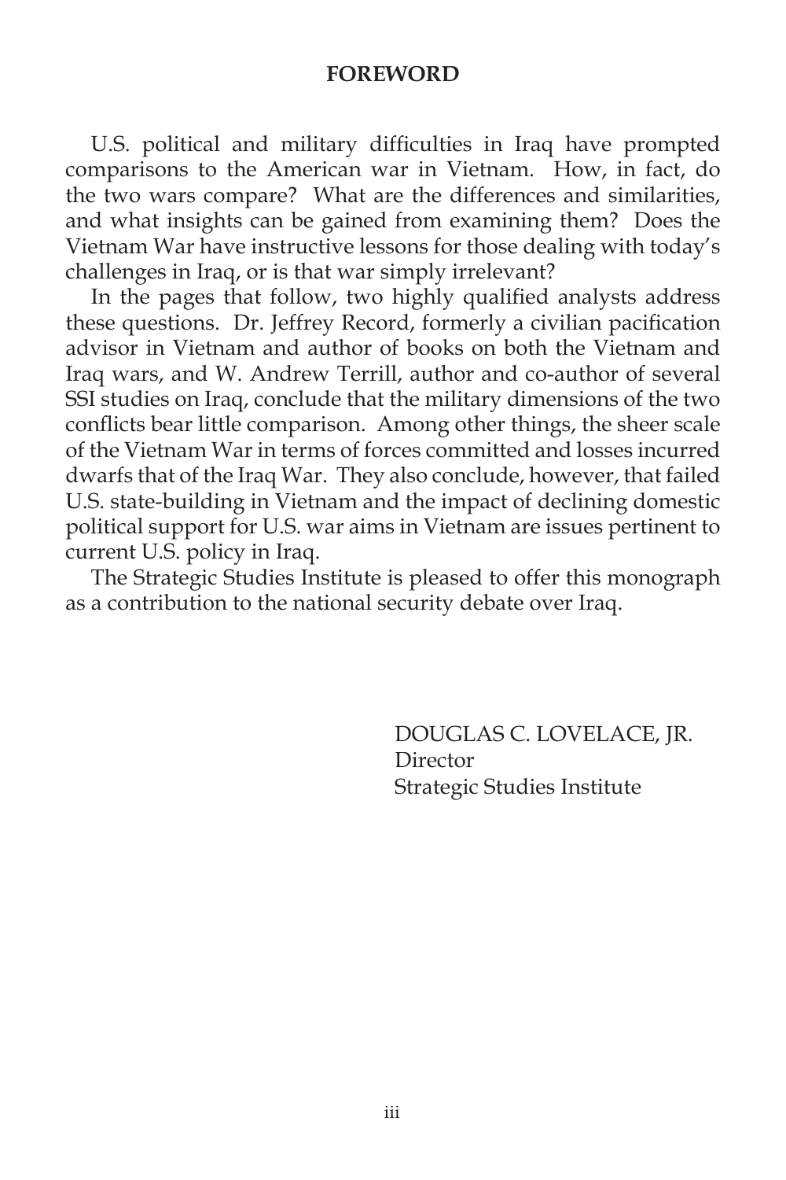## FOREWORD

U.S. political and military difficulties in Iraq have prompted comparisons to the American war in Vietnam. How, in fact, do the two wars compare? What are the differences and similarities, and what insights can be gained from examining them? Does the Vietnam War have instructive lessons for those dealing with today's challenges in Iraq, or is that war simply irrelevant?

In the pages that follow, two highly qualified analysts address these questions. Dr. Jeffrey Record, formerly a civilian pacification advisor in Vietnam and author of books on both the Vietnam and Iraq wars, and W. Andrew Terrill, author and co-author of several SSI studies on Iraq, conclude that the military dimensions of the two conflicts bear little comparison. Among other things, the sheer scale of the Vietnam War in terms of forces committed and losses incurred dwarfs that of the Iraq War. They also conclude, however, that failed U.S. state-building in Vietnam and the impact of declining domestic political support for U.S. war aims in Vietnam are issues pertinent to current U.S. policy in Iraq.

The Strategic Studies Institute is pleased to offer this monograph as a contribution to the national security debate over Iraq.

DOUGLAS C. LOVELACE, JR.
Director
Strategic Studies Institute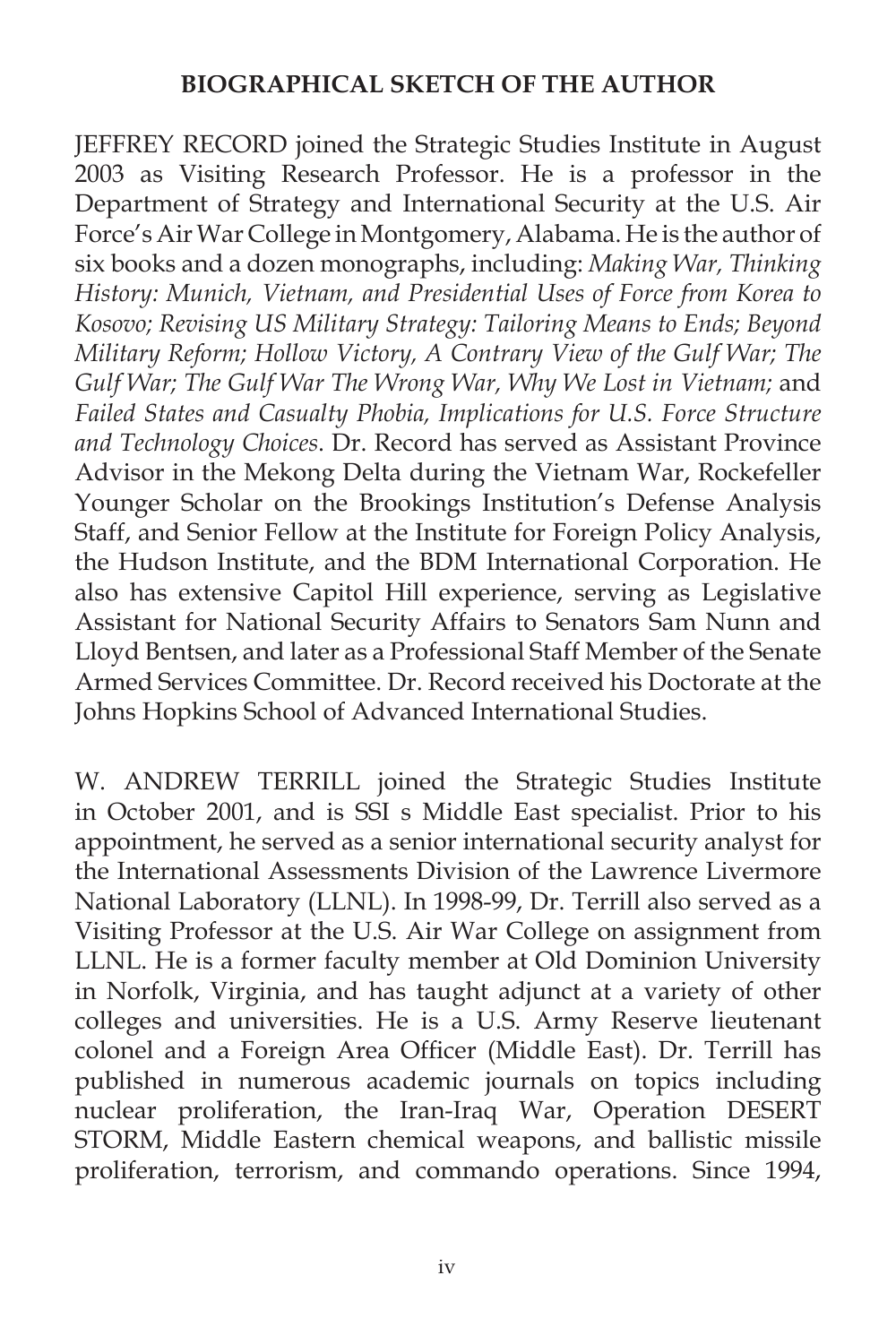## BIOGRAPHICAL SKETCH OF THE AUTHOR

JEFFREY RECORD joined the Strategic Studies Institute in August 2003 as Visiting Research Professor. He is a professor in the Department of Strategy and International Security at the U.S. Air Force's Air War College in Montgomery, Alabama. He is the author of six books and a dozen monographs, including: *Making War, Thinking History: Munich, Vietnam, and Presidential Uses of Force from Korea to Kosovo; Revising US Military Strategy: Tailoring Means to Ends; Beyond Military Reform; Hollow Victory, A Contrary View of the Gulf War; The Gulf War; The Gulf War The Wrong War, Why We Lost in Vietnam;* and *Failed States and Casualty Phobia, Implications for U.S. Force Structure and Technology Choices*. Dr. Record has served as Assistant Province Advisor in the Mekong Delta during the Vietnam War, Rockefeller Younger Scholar on the Brookings Institution's Defense Analysis Staff, and Senior Fellow at the Institute for Foreign Policy Analysis, the Hudson Institute, and the BDM International Corporation. He also has extensive Capitol Hill experience, serving as Legislative Assistant for National Security Affairs to Senators Sam Nunn and Lloyd Bentsen, and later as a Professional Staff Member of the Senate Armed Services Committee. Dr. Record received his Doctorate at the Johns Hopkins School of Advanced International Studies.

W. ANDREW TERRILL joined the Strategic Studies Institute in October 2001, and is SSI s Middle East specialist. Prior to his appointment, he served as a senior international security analyst for the International Assessments Division of the Lawrence Livermore National Laboratory (LLNL). In 1998-99, Dr. Terrill also served as a Visiting Professor at the U.S. Air War College on assignment from LLNL. He is a former faculty member at Old Dominion University in Norfolk, Virginia, and has taught adjunct at a variety of other colleges and universities. He is a U.S. Army Reserve lieutenant colonel and a Foreign Area Officer (Middle East). Dr. Terrill has published in numerous academic journals on topics including nuclear proliferation, the Iran-Iraq War, Operation DESERT STORM, Middle Eastern chemical weapons, and ballistic missile proliferation, terrorism, and commando operations. Since 1994,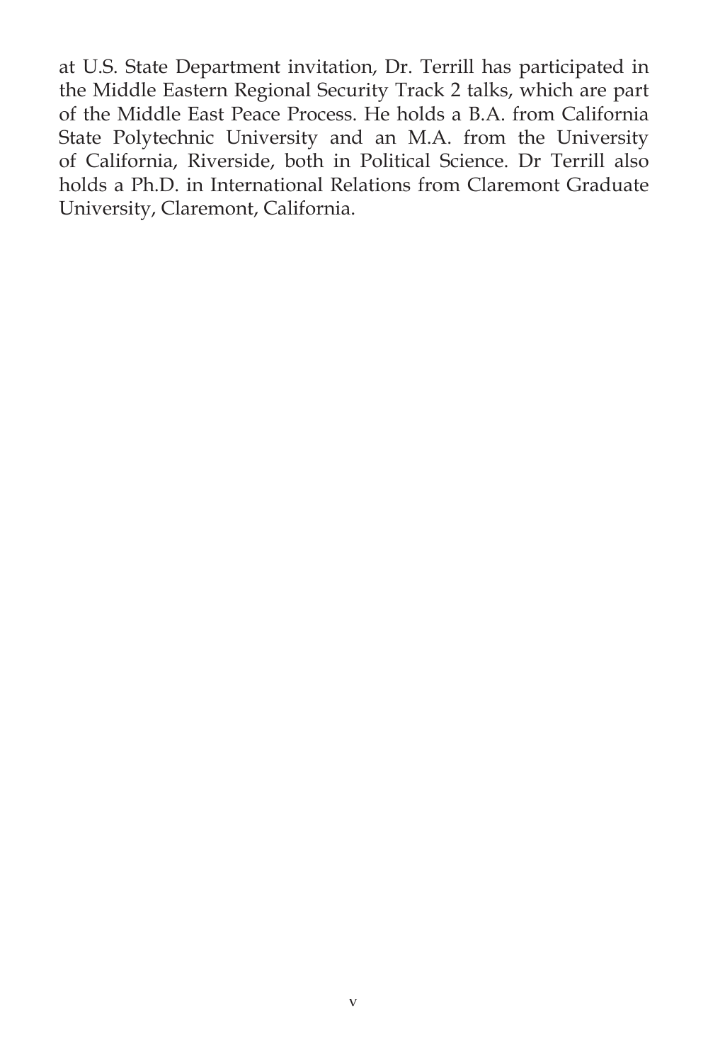at U.S. State Department invitation, Dr. Terrill has participated in the Middle Eastern Regional Security Track 2 talks, which are part of the Middle East Peace Process. He holds a B.A. from California State Polytechnic University and an M.A. from the University of California, Riverside, both in Political Science. Dr Terrill also holds a Ph.D. in International Relations from Claremont Graduate University, Claremont, California.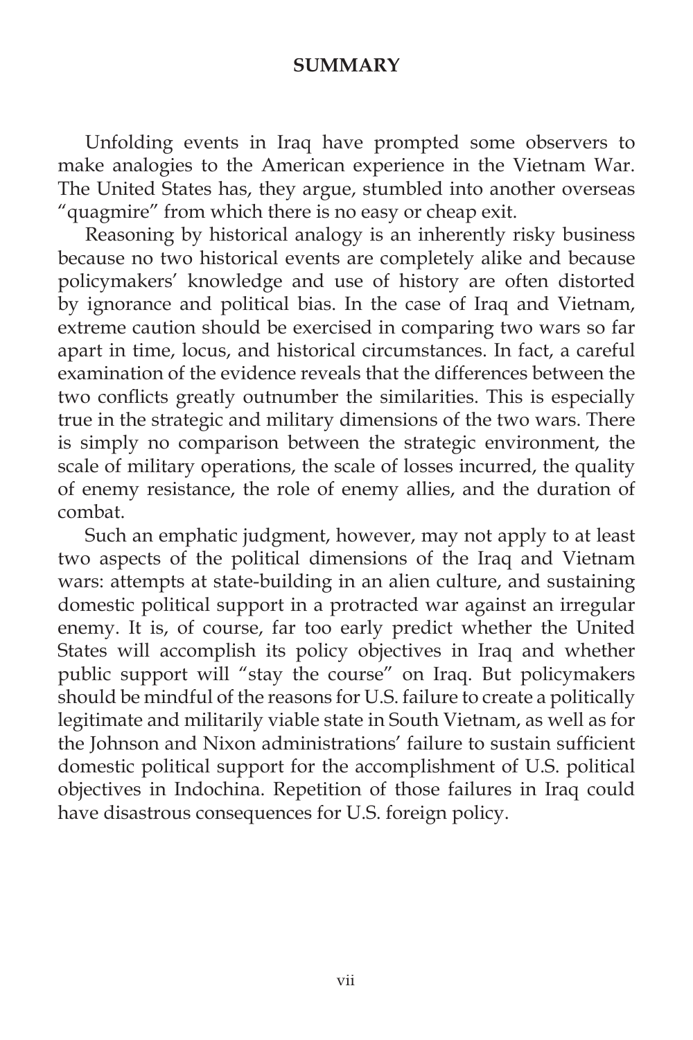## SUMMARY

Unfolding events in Iraq have prompted some observers to make analogies to the American experience in the Vietnam War. The United States has, they argue, stumbled into another overseas "quagmire" from which there is no easy or cheap exit.

Reasoning by historical analogy is an inherently risky business because no two historical events are completely alike and because policymakers' knowledge and use of history are often distorted by ignorance and political bias. In the case of Iraq and Vietnam, extreme caution should be exercised in comparing two wars so far apart in time, locus, and historical circumstances. In fact, a careful examination of the evidence reveals that the differences between the two conflicts greatly outnumber the similarities. This is especially true in the strategic and military dimensions of the two wars. There is simply no comparison between the strategic environment, the scale of military operations, the scale of losses incurred, the quality of enemy resistance, the role of enemy allies, and the duration of combat.

Such an emphatic judgment, however, may not apply to at least two aspects of the political dimensions of the Iraq and Vietnam wars: attempts at state-building in an alien culture, and sustaining domestic political support in a protracted war against an irregular enemy. It is, of course, far too early predict whether the United States will accomplish its policy objectives in Iraq and whether public support will "stay the course" on Iraq. But policymakers should be mindful of the reasons for U.S. failure to create a politically legitimate and militarily viable state in South Vietnam, as well as for the Johnson and Nixon administrations' failure to sustain sufficient domestic political support for the accomplishment of U.S. political objectives in Indochina. Repetition of those failures in Iraq could have disastrous consequences for U.S. foreign policy.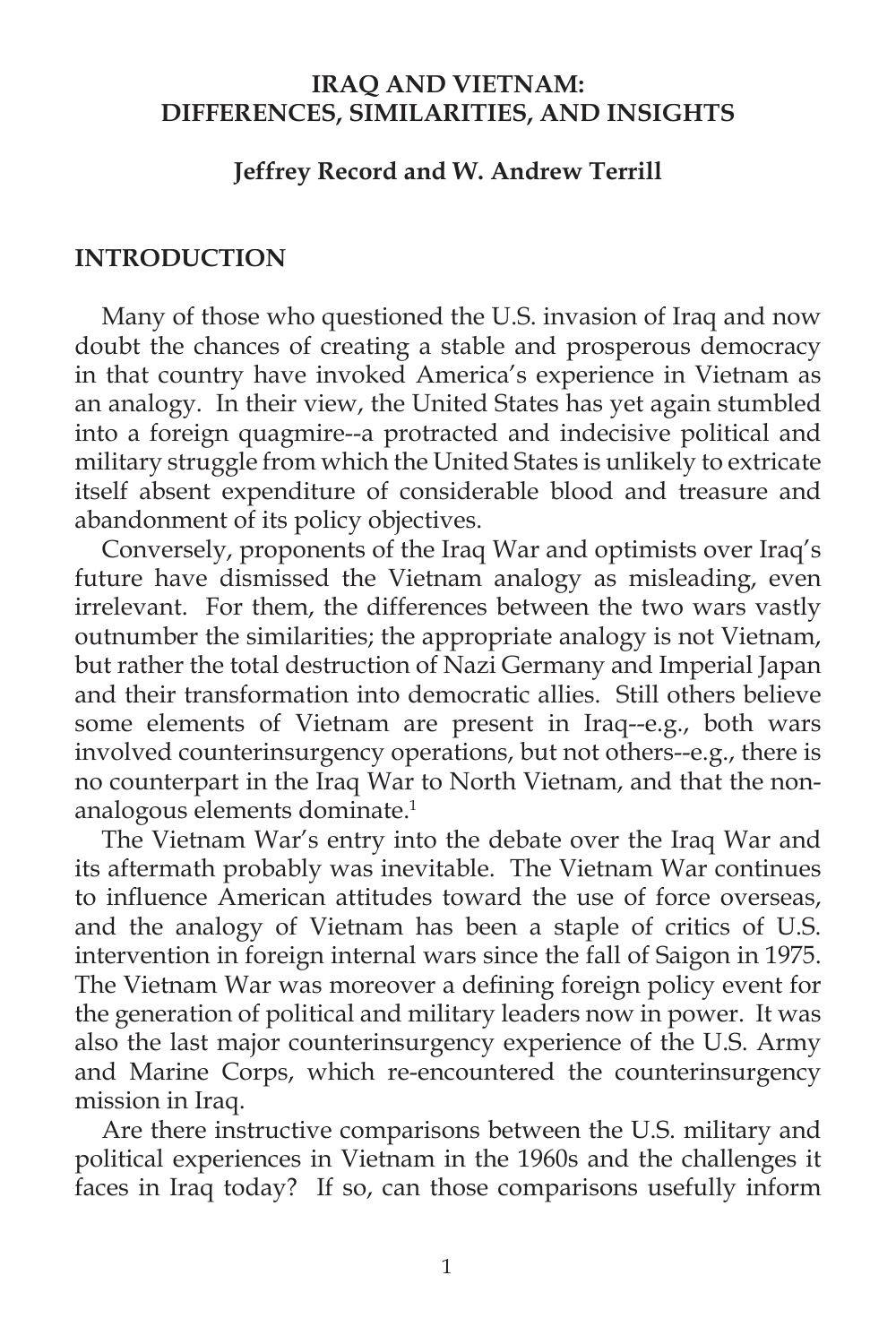# IRAQ AND VIETNAM: DIFFERENCES, SIMILARITIES, AND INSIGHTS

**Jeffrey Record and W. Andrew Terrill**

## INTRODUCTION

Many of those who questioned the U.S. invasion of Iraq and now doubt the chances of creating a stable and prosperous democracy in that country have invoked America's experience in Vietnam as an analogy. In their view, the United States has yet again stumbled into a foreign quagmire--a protracted and indecisive political and military struggle from which the United States is unlikely to extricate itself absent expenditure of considerable blood and treasure and abandonment of its policy objectives.

Conversely, proponents of the Iraq War and optimists over Iraq's future have dismissed the Vietnam analogy as misleading, even irrelevant. For them, the differences between the two wars vastly outnumber the similarities; the appropriate analogy is not Vietnam, but rather the total destruction of Nazi Germany and Imperial Japan and their transformation into democratic allies. Still others believe some elements of Vietnam are present in Iraq--e.g., both wars involved counterinsurgency operations, but not others--e.g., there is no counterpart in the Iraq War to North Vietnam, and that the non-analogous elements dominate.[1]

The Vietnam War's entry into the debate over the Iraq War and its aftermath probably was inevitable. The Vietnam War continues to influence American attitudes toward the use of force overseas, and the analogy of Vietnam has been a staple of critics of U.S. intervention in foreign internal wars since the fall of Saigon in 1975. The Vietnam War was moreover a defining foreign policy event for the generation of political and military leaders now in power. It was also the last major counterinsurgency experience of the U.S. Army and Marine Corps, which re-encountered the counterinsurgency mission in Iraq.

Are there instructive comparisons between the U.S. military and political experiences in Vietnam in the 1960s and the challenges it faces in Iraq today? If so, can those comparisons usefully inform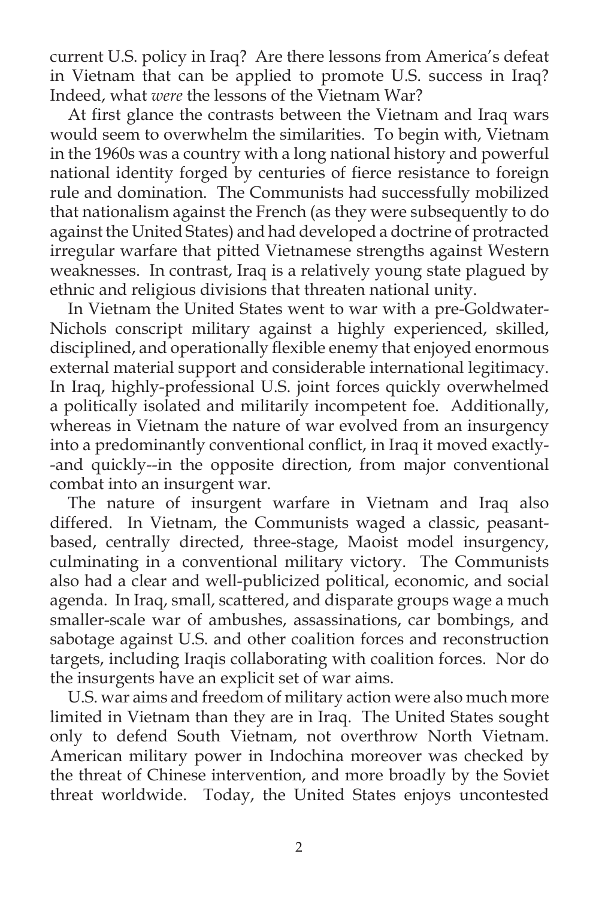current U.S. policy in Iraq? Are there lessons from America's defeat in Vietnam that can be applied to promote U.S. success in Iraq? Indeed, what *were* the lessons of the Vietnam War?

At first glance the contrasts between the Vietnam and Iraq wars would seem to overwhelm the similarities. To begin with, Vietnam in the 1960s was a country with a long national history and powerful national identity forged by centuries of fierce resistance to foreign rule and domination. The Communists had successfully mobilized that nationalism against the French (as they were subsequently to do against the United States) and had developed a doctrine of protracted irregular warfare that pitted Vietnamese strengths against Western weaknesses. In contrast, Iraq is a relatively young state plagued by ethnic and religious divisions that threaten national unity.

In Vietnam the United States went to war with a pre-Goldwater-Nichols conscript military against a highly experienced, skilled, disciplined, and operationally flexible enemy that enjoyed enormous external material support and considerable international legitimacy. In Iraq, highly-professional U.S. joint forces quickly overwhelmed a politically isolated and militarily incompetent foe. Additionally, whereas in Vietnam the nature of war evolved from an insurgency into a predominantly conventional conflict, in Iraq it moved exactly--and quickly--in the opposite direction, from major conventional combat into an insurgent war.

The nature of insurgent warfare in Vietnam and Iraq also differed. In Vietnam, the Communists waged a classic, peasant-based, centrally directed, three-stage, Maoist model insurgency, culminating in a conventional military victory. The Communists also had a clear and well-publicized political, economic, and social agenda. In Iraq, small, scattered, and disparate groups wage a much smaller-scale war of ambushes, assassinations, car bombings, and sabotage against U.S. and other coalition forces and reconstruction targets, including Iraqis collaborating with coalition forces. Nor do the insurgents have an explicit set of war aims.

U.S. war aims and freedom of military action were also much more limited in Vietnam than they are in Iraq. The United States sought only to defend South Vietnam, not overthrow North Vietnam. American military power in Indochina moreover was checked by the threat of Chinese intervention, and more broadly by the Soviet threat worldwide. Today, the United States enjoys uncontested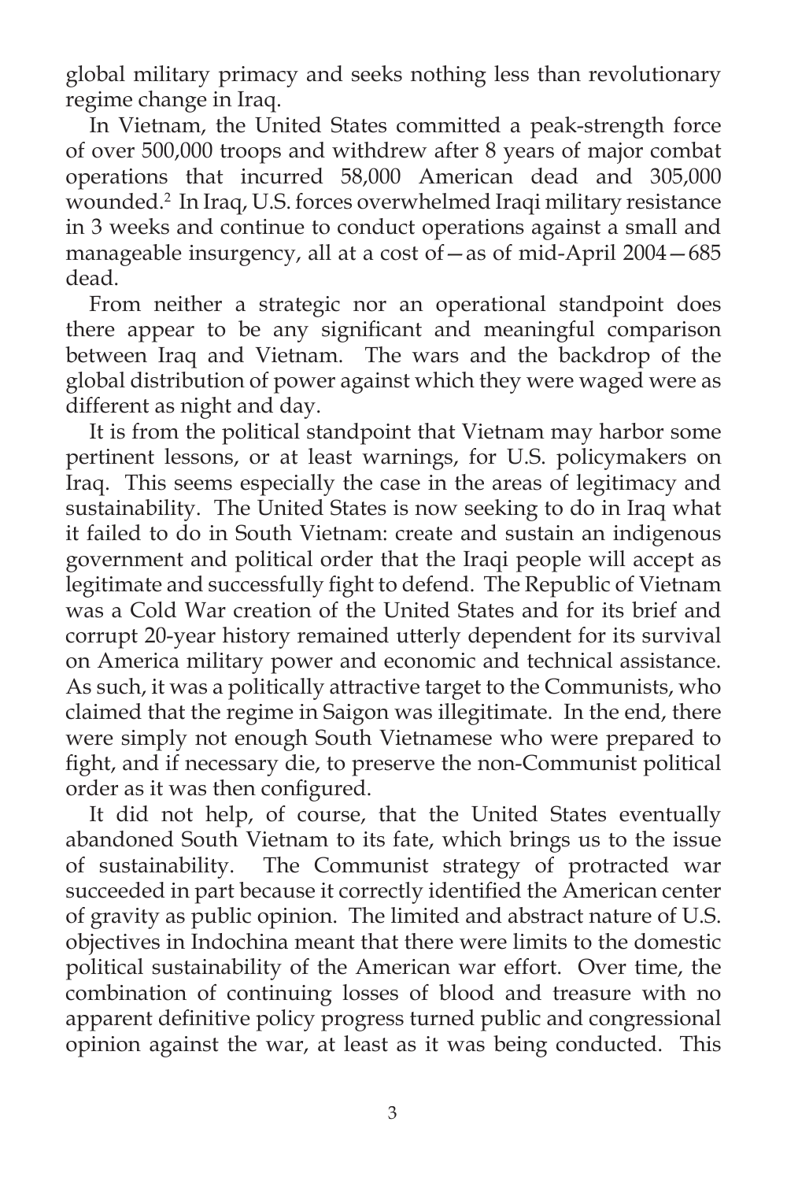global military primacy and seeks nothing less than revolutionary regime change in Iraq.

In Vietnam, the United States committed a peak-strength force of over 500,000 troops and withdrew after 8 years of major combat operations that incurred 58,000 American dead and 305,000 wounded.[2] In Iraq, U.S. forces overwhelmed Iraqi military resistance in 3 weeks and continue to conduct operations against a small and manageable insurgency, all at a cost of—as of mid-April 2004—685 dead.

From neither a strategic nor an operational standpoint does there appear to be any significant and meaningful comparison between Iraq and Vietnam. The wars and the backdrop of the global distribution of power against which they were waged were as different as night and day.

It is from the political standpoint that Vietnam may harbor some pertinent lessons, or at least warnings, for U.S. policymakers on Iraq. This seems especially the case in the areas of legitimacy and sustainability. The United States is now seeking to do in Iraq what it failed to do in South Vietnam: create and sustain an indigenous government and political order that the Iraqi people will accept as legitimate and successfully fight to defend. The Republic of Vietnam was a Cold War creation of the United States and for its brief and corrupt 20-year history remained utterly dependent for its survival on America military power and economic and technical assistance. As such, it was a politically attractive target to the Communists, who claimed that the regime in Saigon was illegitimate. In the end, there were simply not enough South Vietnamese who were prepared to fight, and if necessary die, to preserve the non-Communist political order as it was then configured.

It did not help, of course, that the United States eventually abandoned South Vietnam to its fate, which brings us to the issue of sustainability. The Communist strategy of protracted war succeeded in part because it correctly identified the American center of gravity as public opinion. The limited and abstract nature of U.S. objectives in Indochina meant that there were limits to the domestic political sustainability of the American war effort. Over time, the combination of continuing losses of blood and treasure with no apparent definitive policy progress turned public and congressional opinion against the war, at least as it was being conducted. This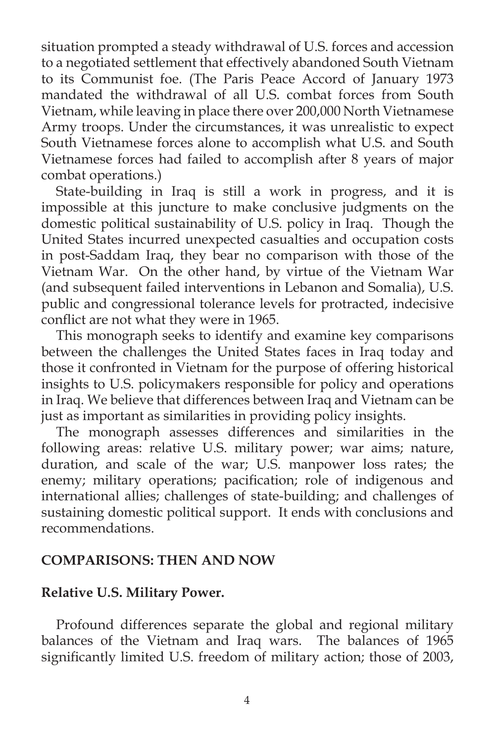situation prompted a steady withdrawal of U.S. forces and accession to a negotiated settlement that effectively abandoned South Vietnam to its Communist foe. (The Paris Peace Accord of January 1973 mandated the withdrawal of all U.S. combat forces from South Vietnam, while leaving in place there over 200,000 North Vietnamese Army troops. Under the circumstances, it was unrealistic to expect South Vietnamese forces alone to accomplish what U.S. and South Vietnamese forces had failed to accomplish after 8 years of major combat operations.)

State-building in Iraq is still a work in progress, and it is impossible at this juncture to make conclusive judgments on the domestic political sustainability of U.S. policy in Iraq. Though the United States incurred unexpected casualties and occupation costs in post-Saddam Iraq, they bear no comparison with those of the Vietnam War. On the other hand, by virtue of the Vietnam War (and subsequent failed interventions in Lebanon and Somalia), U.S. public and congressional tolerance levels for protracted, indecisive conflict are not what they were in 1965.

This monograph seeks to identify and examine key comparisons between the challenges the United States faces in Iraq today and those it confronted in Vietnam for the purpose of offering historical insights to U.S. policymakers responsible for policy and operations in Iraq. We believe that differences between Iraq and Vietnam can be just as important as similarities in providing policy insights.

The monograph assesses differences and similarities in the following areas: relative U.S. military power; war aims; nature, duration, and scale of the war; U.S. manpower loss rates; the enemy; military operations; pacification; role of indigenous and international allies; challenges of state-building; and challenges of sustaining domestic political support. It ends with conclusions and recommendations.

## COMPARISONS: THEN AND NOW

### Relative U.S. Military Power.

Profound differences separate the global and regional military balances of the Vietnam and Iraq wars. The balances of 1965 significantly limited U.S. freedom of military action; those of 2003,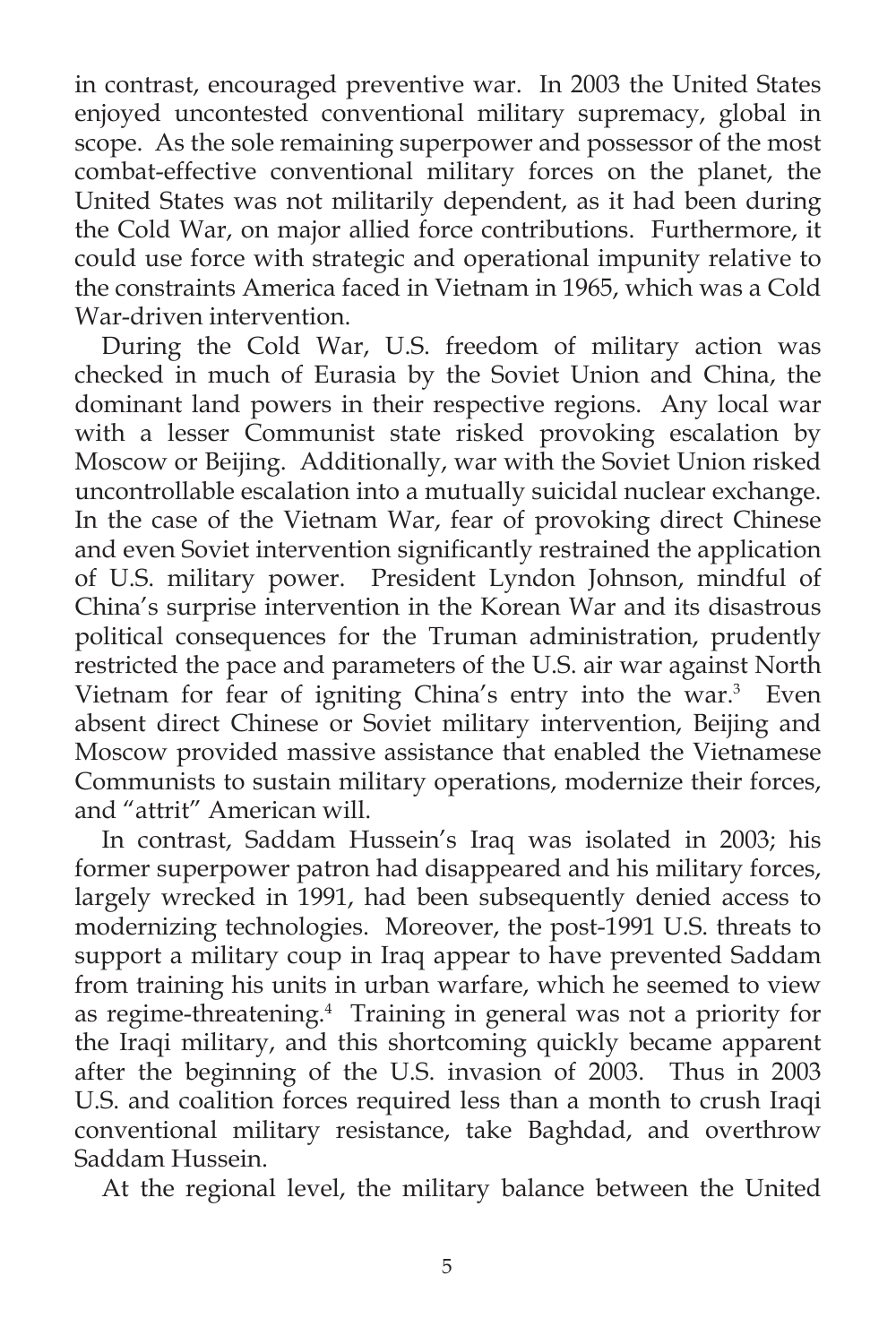in contrast, encouraged preventive war. In 2003 the United States enjoyed uncontested conventional military supremacy, global in scope. As the sole remaining superpower and possessor of the most combat-effective conventional military forces on the planet, the United States was not militarily dependent, as it had been during the Cold War, on major allied force contributions. Furthermore, it could use force with strategic and operational impunity relative to the constraints America faced in Vietnam in 1965, which was a Cold War-driven intervention.

During the Cold War, U.S. freedom of military action was checked in much of Eurasia by the Soviet Union and China, the dominant land powers in their respective regions. Any local war with a lesser Communist state risked provoking escalation by Moscow or Beijing. Additionally, war with the Soviet Union risked uncontrollable escalation into a mutually suicidal nuclear exchange. In the case of the Vietnam War, fear of provoking direct Chinese and even Soviet intervention significantly restrained the application of U.S. military power. President Lyndon Johnson, mindful of China's surprise intervention in the Korean War and its disastrous political consequences for the Truman administration, prudently restricted the pace and parameters of the U.S. air war against North Vietnam for fear of igniting China's entry into the war.[3] Even absent direct Chinese or Soviet military intervention, Beijing and Moscow provided massive assistance that enabled the Vietnamese Communists to sustain military operations, modernize their forces, and "attrit" American will.

In contrast, Saddam Hussein's Iraq was isolated in 2003; his former superpower patron had disappeared and his military forces, largely wrecked in 1991, had been subsequently denied access to modernizing technologies. Moreover, the post-1991 U.S. threats to support a military coup in Iraq appear to have prevented Saddam from training his units in urban warfare, which he seemed to view as regime-threatening.[4] Training in general was not a priority for the Iraqi military, and this shortcoming quickly became apparent after the beginning of the U.S. invasion of 2003. Thus in 2003 U.S. and coalition forces required less than a month to crush Iraqi conventional military resistance, take Baghdad, and overthrow Saddam Hussein.

At the regional level, the military balance between the United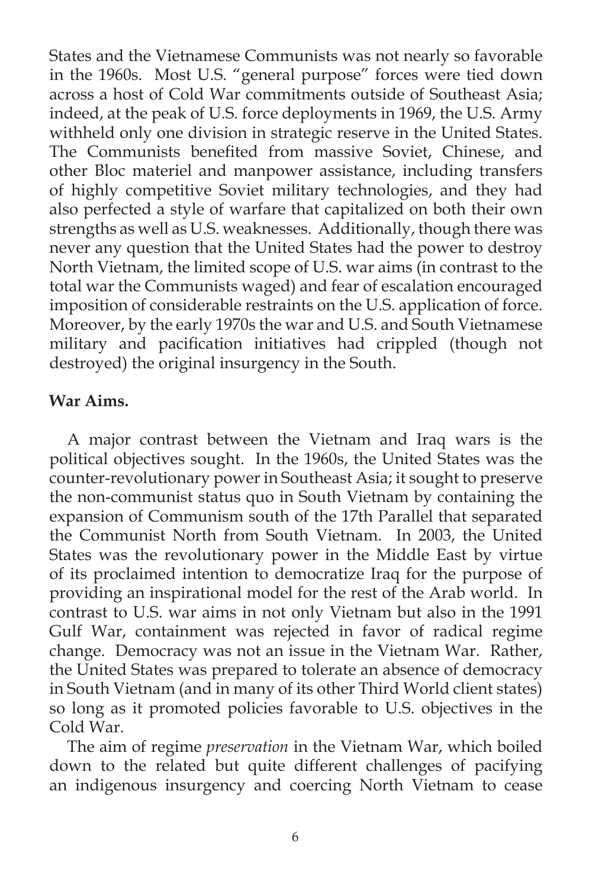States and the Vietnamese Communists was not nearly so favorable in the 1960s. Most U.S. "general purpose" forces were tied down across a host of Cold War commitments outside of Southeast Asia; indeed, at the peak of U.S. force deployments in 1969, the U.S. Army withheld only one division in strategic reserve in the United States. The Communists benefited from massive Soviet, Chinese, and other Bloc materiel and manpower assistance, including transfers of highly competitive Soviet military technologies, and they had also perfected a style of warfare that capitalized on both their own strengths as well as U.S. weaknesses. Additionally, though there was never any question that the United States had the power to destroy North Vietnam, the limited scope of U.S. war aims (in contrast to the total war the Communists waged) and fear of escalation encouraged imposition of considerable restraints on the U.S. application of force. Moreover, by the early 1970s the war and U.S. and South Vietnamese military and pacification initiatives had crippled (though not destroyed) the original insurgency in the South.

**War Aims.**

A major contrast between the Vietnam and Iraq wars is the political objectives sought. In the 1960s, the United States was the counter-revolutionary power in Southeast Asia; it sought to preserve the non-communist status quo in South Vietnam by containing the expansion of Communism south of the 17th Parallel that separated the Communist North from South Vietnam. In 2003, the United States was the revolutionary power in the Middle East by virtue of its proclaimed intention to democratize Iraq for the purpose of providing an inspirational model for the rest of the Arab world. In contrast to U.S. war aims in not only Vietnam but also in the 1991 Gulf War, containment was rejected in favor of radical regime change. Democracy was not an issue in the Vietnam War. Rather, the United States was prepared to tolerate an absence of democracy in South Vietnam (and in many of its other Third World client states) so long as it promoted policies favorable to U.S. objectives in the Cold War.

The aim of regime *preservation* in the Vietnam War, which boiled down to the related but quite different challenges of pacifying an indigenous insurgency and coercing North Vietnam to cease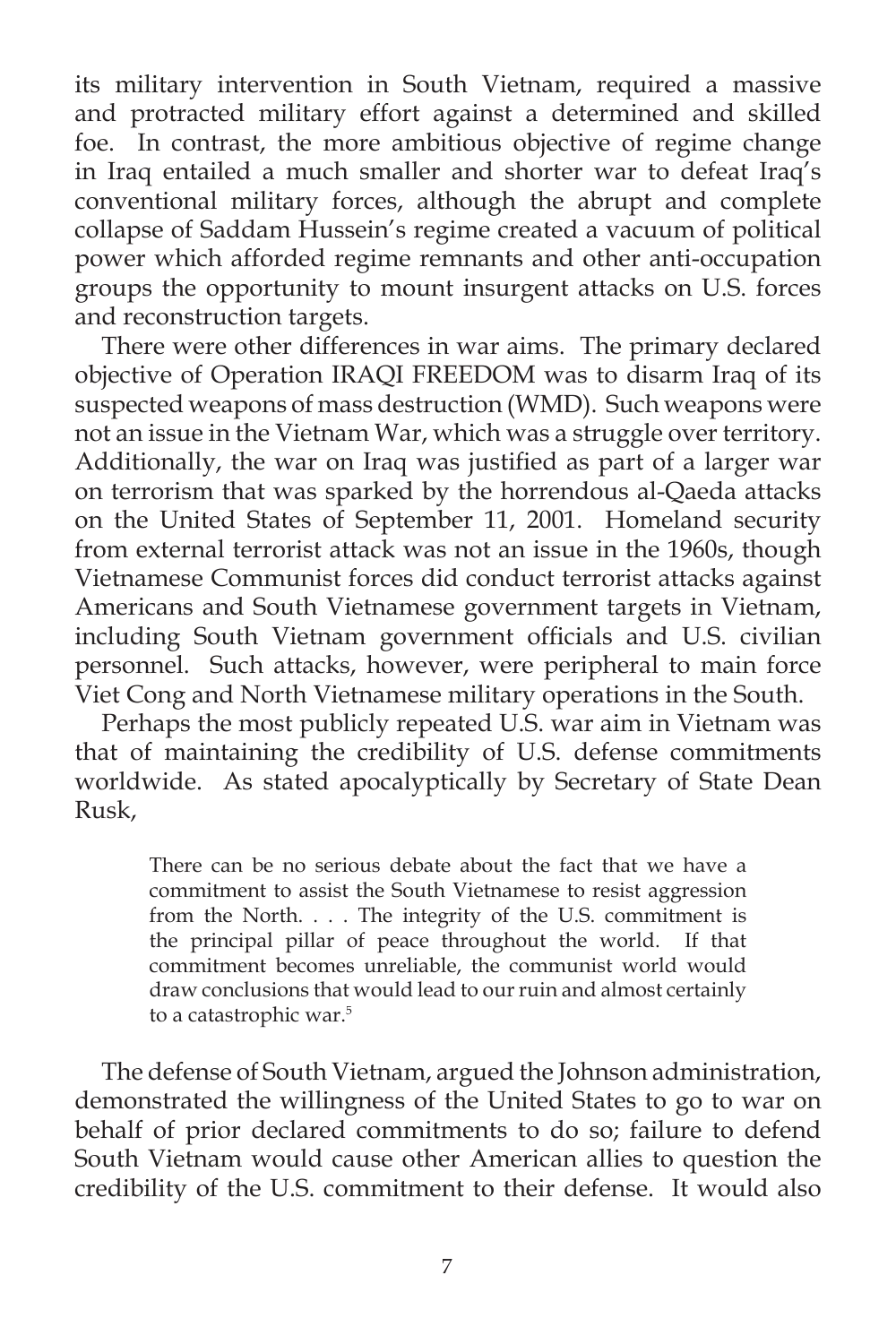its military intervention in South Vietnam, required a massive and protracted military effort against a determined and skilled foe. In contrast, the more ambitious objective of regime change in Iraq entailed a much smaller and shorter war to defeat Iraq's conventional military forces, although the abrupt and complete collapse of Saddam Hussein's regime created a vacuum of political power which afforded regime remnants and other anti-occupation groups the opportunity to mount insurgent attacks on U.S. forces and reconstruction targets.

There were other differences in war aims. The primary declared objective of Operation IRAQI FREEDOM was to disarm Iraq of its suspected weapons of mass destruction (WMD). Such weapons were not an issue in the Vietnam War, which was a struggle over territory. Additionally, the war on Iraq was justified as part of a larger war on terrorism that was sparked by the horrendous al-Qaeda attacks on the United States of September 11, 2001. Homeland security from external terrorist attack was not an issue in the 1960s, though Vietnamese Communist forces did conduct terrorist attacks against Americans and South Vietnamese government targets in Vietnam, including South Vietnam government officials and U.S. civilian personnel. Such attacks, however, were peripheral to main force Viet Cong and North Vietnamese military operations in the South.

Perhaps the most publicly repeated U.S. war aim in Vietnam was that of maintaining the credibility of U.S. defense commitments worldwide. As stated apocalyptically by Secretary of State Dean Rusk,

> There can be no serious debate about the fact that we have a commitment to assist the South Vietnamese to resist aggression from the North. . . . The integrity of the U.S. commitment is the principal pillar of peace throughout the world. If that commitment becomes unreliable, the communist world would draw conclusions that would lead to our ruin and almost certainly to a catastrophic war.[5]

The defense of South Vietnam, argued the Johnson administration, demonstrated the willingness of the United States to go to war on behalf of prior declared commitments to do so; failure to defend South Vietnam would cause other American allies to question the credibility of the U.S. commitment to their defense. It would also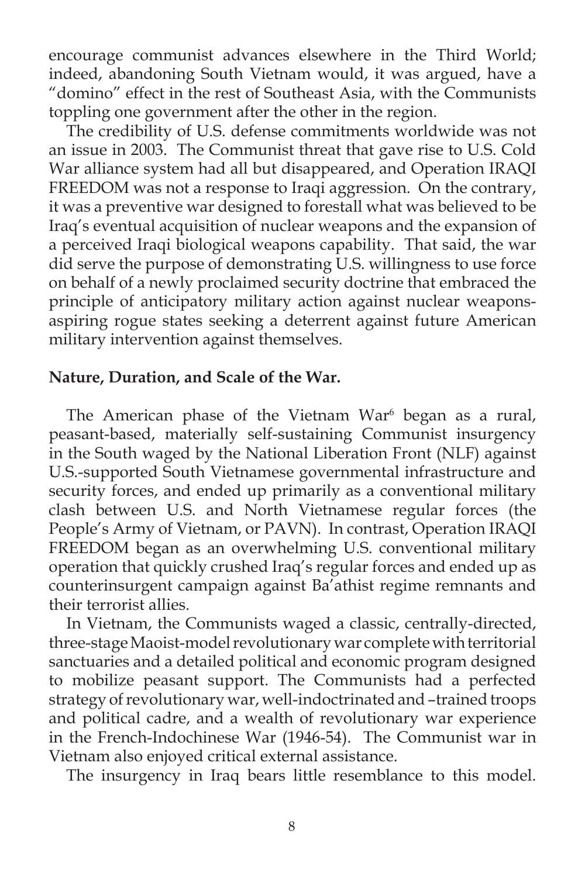encourage communist advances elsewhere in the Third World; indeed, abandoning South Vietnam would, it was argued, have a "domino" effect in the rest of Southeast Asia, with the Communists toppling one government after the other in the region.

The credibility of U.S. defense commitments worldwide was not an issue in 2003. The Communist threat that gave rise to U.S. Cold War alliance system had all but disappeared, and Operation IRAQI FREEDOM was not a response to Iraqi aggression. On the contrary, it was a preventive war designed to forestall what was believed to be Iraq's eventual acquisition of nuclear weapons and the expansion of a perceived Iraqi biological weapons capability. That said, the war did serve the purpose of demonstrating U.S. willingness to use force on behalf of a newly proclaimed security doctrine that embraced the principle of anticipatory military action against nuclear weapons-aspiring rogue states seeking a deterrent against future American military intervention against themselves.

**Nature, Duration, and Scale of the War.**

The American phase of the Vietnam War[6] began as a rural, peasant-based, materially self-sustaining Communist insurgency in the South waged by the National Liberation Front (NLF) against U.S.-supported South Vietnamese governmental infrastructure and security forces, and ended up primarily as a conventional military clash between U.S. and North Vietnamese regular forces (the People's Army of Vietnam, or PAVN). In contrast, Operation IRAQI FREEDOM began as an overwhelming U.S. conventional military operation that quickly crushed Iraq's regular forces and ended up as counterinsurgent campaign against Ba'athist regime remnants and their terrorist allies.

In Vietnam, the Communists waged a classic, centrally-directed, three-stage Maoist-model revolutionary war complete with territorial sanctuaries and a detailed political and economic program designed to mobilize peasant support. The Communists had a perfected strategy of revolutionary war, well-indoctrinated and –trained troops and political cadre, and a wealth of revolutionary war experience in the French-Indochinese War (1946-54). The Communist war in Vietnam also enjoyed critical external assistance.

The insurgency in Iraq bears little resemblance to this model.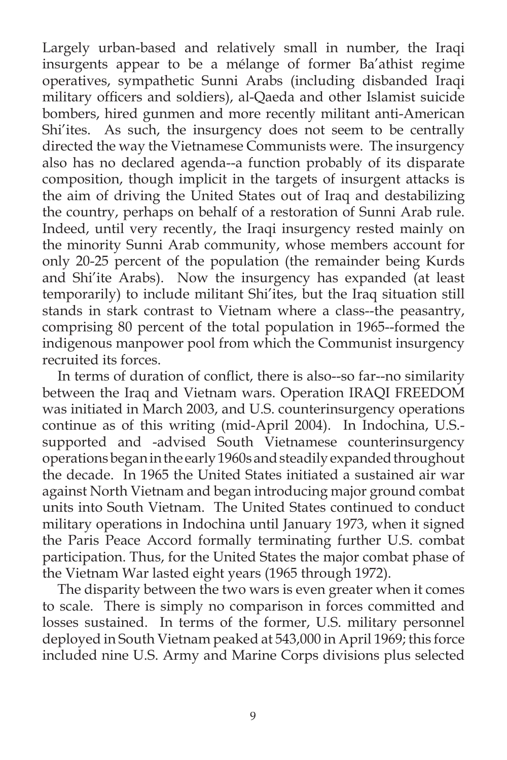Largely urban-based and relatively small in number, the Iraqi insurgents appear to be a mélange of former Ba'athist regime operatives, sympathetic Sunni Arabs (including disbanded Iraqi military officers and soldiers), al-Qaeda and other Islamist suicide bombers, hired gunmen and more recently militant anti-American Shi'ites. As such, the insurgency does not seem to be centrally directed the way the Vietnamese Communists were. The insurgency also has no declared agenda--a function probably of its disparate composition, though implicit in the targets of insurgent attacks is the aim of driving the United States out of Iraq and destabilizing the country, perhaps on behalf of a restoration of Sunni Arab rule. Indeed, until very recently, the Iraqi insurgency rested mainly on the minority Sunni Arab community, whose members account for only 20-25 percent of the population (the remainder being Kurds and Shi'ite Arabs). Now the insurgency has expanded (at least temporarily) to include militant Shi'ites, but the Iraq situation still stands in stark contrast to Vietnam where a class--the peasantry, comprising 80 percent of the total population in 1965--formed the indigenous manpower pool from which the Communist insurgency recruited its forces.

In terms of duration of conflict, there is also--so far--no similarity between the Iraq and Vietnam wars. Operation IRAQI FREEDOM was initiated in March 2003, and U.S. counterinsurgency operations continue as of this writing (mid-April 2004). In Indochina, U.S.-supported and -advised South Vietnamese counterinsurgency operations began in the early 1960s and steadily expanded throughout the decade. In 1965 the United States initiated a sustained air war against North Vietnam and began introducing major ground combat units into South Vietnam. The United States continued to conduct military operations in Indochina until January 1973, when it signed the Paris Peace Accord formally terminating further U.S. combat participation. Thus, for the United States the major combat phase of the Vietnam War lasted eight years (1965 through 1972).

The disparity between the two wars is even greater when it comes to scale. There is simply no comparison in forces committed and losses sustained. In terms of the former, U.S. military personnel deployed in South Vietnam peaked at 543,000 in April 1969; this force included nine U.S. Army and Marine Corps divisions plus selected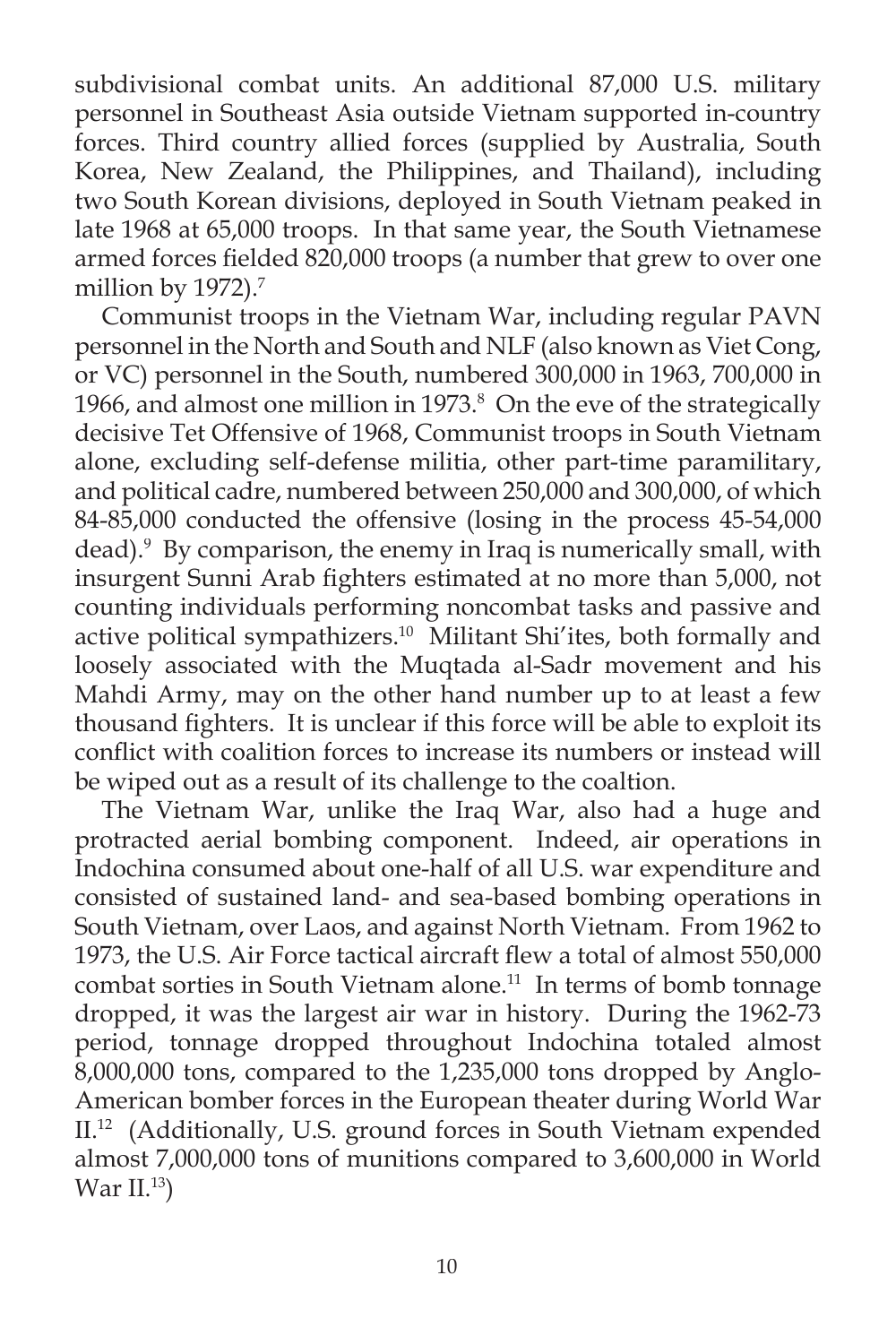subdivisional combat units. An additional 87,000 U.S. military personnel in Southeast Asia outside Vietnam supported in-country forces. Third country allied forces (supplied by Australia, South Korea, New Zealand, the Philippines, and Thailand), including two South Korean divisions, deployed in South Vietnam peaked in late 1968 at 65,000 troops. In that same year, the South Vietnamese armed forces fielded 820,000 troops (a number that grew to over one million by 1972).[7]

Communist troops in the Vietnam War, including regular PAVN personnel in the North and South and NLF (also known as Viet Cong, or VC) personnel in the South, numbered 300,000 in 1963, 700,000 in 1966, and almost one million in 1973.[8] On the eve of the strategically decisive Tet Offensive of 1968, Communist troops in South Vietnam alone, excluding self-defense militia, other part-time paramilitary, and political cadre, numbered between 250,000 and 300,000, of which 84-85,000 conducted the offensive (losing in the process 45-54,000 dead).[9] By comparison, the enemy in Iraq is numerically small, with insurgent Sunni Arab fighters estimated at no more than 5,000, not counting individuals performing noncombat tasks and passive and active political sympathizers.[10] Militant Shi'ites, both formally and loosely associated with the Muqtada al-Sadr movement and his Mahdi Army, may on the other hand number up to at least a few thousand fighters. It is unclear if this force will be able to exploit its conflict with coalition forces to increase its numbers or instead will be wiped out as a result of its challenge to the coaltion.

The Vietnam War, unlike the Iraq War, also had a huge and protracted aerial bombing component. Indeed, air operations in Indochina consumed about one-half of all U.S. war expenditure and consisted of sustained land- and sea-based bombing operations in South Vietnam, over Laos, and against North Vietnam. From 1962 to 1973, the U.S. Air Force tactical aircraft flew a total of almost 550,000 combat sorties in South Vietnam alone.[11] In terms of bomb tonnage dropped, it was the largest air war in history. During the 1962-73 period, tonnage dropped throughout Indochina totaled almost 8,000,000 tons, compared to the 1,235,000 tons dropped by Anglo-American bomber forces in the European theater during World War II.[12] (Additionally, U.S. ground forces in South Vietnam expended almost 7,000,000 tons of munitions compared to 3,600,000 in World War II.[13])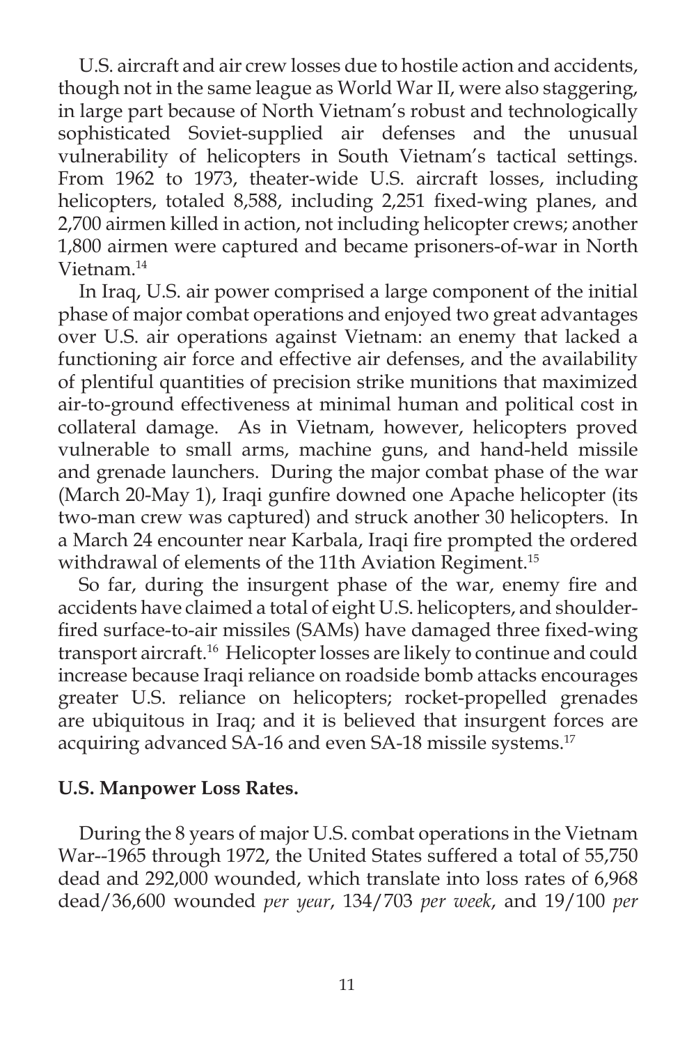U.S. aircraft and air crew losses due to hostile action and accidents, though not in the same league as World War II, were also staggering, in large part because of North Vietnam's robust and technologically sophisticated Soviet-supplied air defenses and the unusual vulnerability of helicopters in South Vietnam's tactical settings. From 1962 to 1973, theater-wide U.S. aircraft losses, including helicopters, totaled 8,588, including 2,251 fixed-wing planes, and 2,700 airmen killed in action, not including helicopter crews; another 1,800 airmen were captured and became prisoners-of-war in North Vietnam.[14]

In Iraq, U.S. air power comprised a large component of the initial phase of major combat operations and enjoyed two great advantages over U.S. air operations against Vietnam: an enemy that lacked a functioning air force and effective air defenses, and the availability of plentiful quantities of precision strike munitions that maximized air-to-ground effectiveness at minimal human and political cost in collateral damage. As in Vietnam, however, helicopters proved vulnerable to small arms, machine guns, and hand-held missile and grenade launchers. During the major combat phase of the war (March 20-May 1), Iraqi gunfire downed one Apache helicopter (its two-man crew was captured) and struck another 30 helicopters. In a March 24 encounter near Karbala, Iraqi fire prompted the ordered withdrawal of elements of the 11th Aviation Regiment.[15]

So far, during the insurgent phase of the war, enemy fire and accidents have claimed a total of eight U.S. helicopters, and shoulder-fired surface-to-air missiles (SAMs) have damaged three fixed-wing transport aircraft.[16] Helicopter losses are likely to continue and could increase because Iraqi reliance on roadside bomb attacks encourages greater U.S. reliance on helicopters; rocket-propelled grenades are ubiquitous in Iraq; and it is believed that insurgent forces are acquiring advanced SA-16 and even SA-18 missile systems.[17]

**U.S. Manpower Loss Rates.**

During the 8 years of major U.S. combat operations in the Vietnam War--1965 through 1972, the United States suffered a total of 55,750 dead and 292,000 wounded, which translate into loss rates of 6,968 dead/36,600 wounded *per year*, 134/703 *per week*, and 19/100 *per*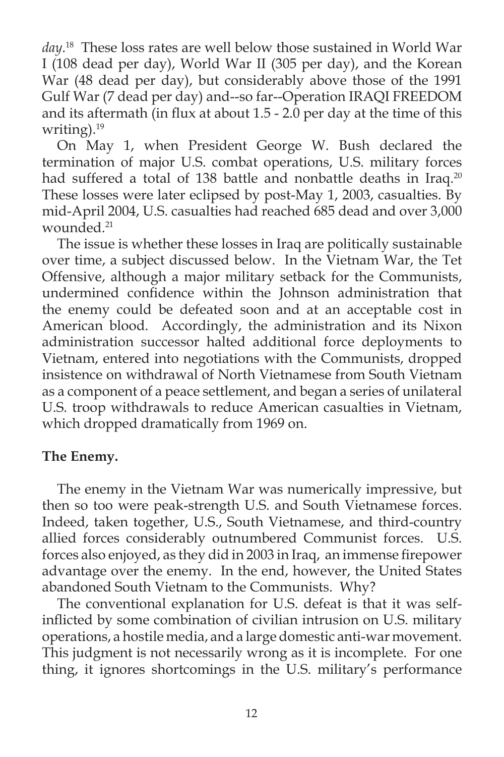*day*.[18] These loss rates are well below those sustained in World War I (108 dead per day), World War II (305 per day), and the Korean War (48 dead per day), but considerably above those of the 1991 Gulf War (7 dead per day) and--so far--Operation IRAQI FREEDOM and its aftermath (in flux at about 1.5 - 2.0 per day at the time of this writing).[19]

On May 1, when President George W. Bush declared the termination of major U.S. combat operations, U.S. military forces had suffered a total of 138 battle and nonbattle deaths in Iraq.[20] These losses were later eclipsed by post-May 1, 2003, casualties. By mid-April 2004, U.S. casualties had reached 685 dead and over 3,000 wounded.[21]

The issue is whether these losses in Iraq are politically sustainable over time, a subject discussed below. In the Vietnam War, the Tet Offensive, although a major military setback for the Communists, undermined confidence within the Johnson administration that the enemy could be defeated soon and at an acceptable cost in American blood. Accordingly, the administration and its Nixon administration successor halted additional force deployments to Vietnam, entered into negotiations with the Communists, dropped insistence on withdrawal of North Vietnamese from South Vietnam as a component of a peace settlement, and began a series of unilateral U.S. troop withdrawals to reduce American casualties in Vietnam, which dropped dramatically from 1969 on.

**The Enemy.**

The enemy in the Vietnam War was numerically impressive, but then so too were peak-strength U.S. and South Vietnamese forces. Indeed, taken together, U.S., South Vietnamese, and third-country allied forces considerably outnumbered Communist forces. U.S. forces also enjoyed, as they did in 2003 in Iraq, an immense firepower advantage over the enemy. In the end, however, the United States abandoned South Vietnam to the Communists. Why?

The conventional explanation for U.S. defeat is that it was self-inflicted by some combination of civilian intrusion on U.S. military operations, a hostile media, and a large domestic anti-war movement. This judgment is not necessarily wrong as it is incomplete. For one thing, it ignores shortcomings in the U.S. military's performance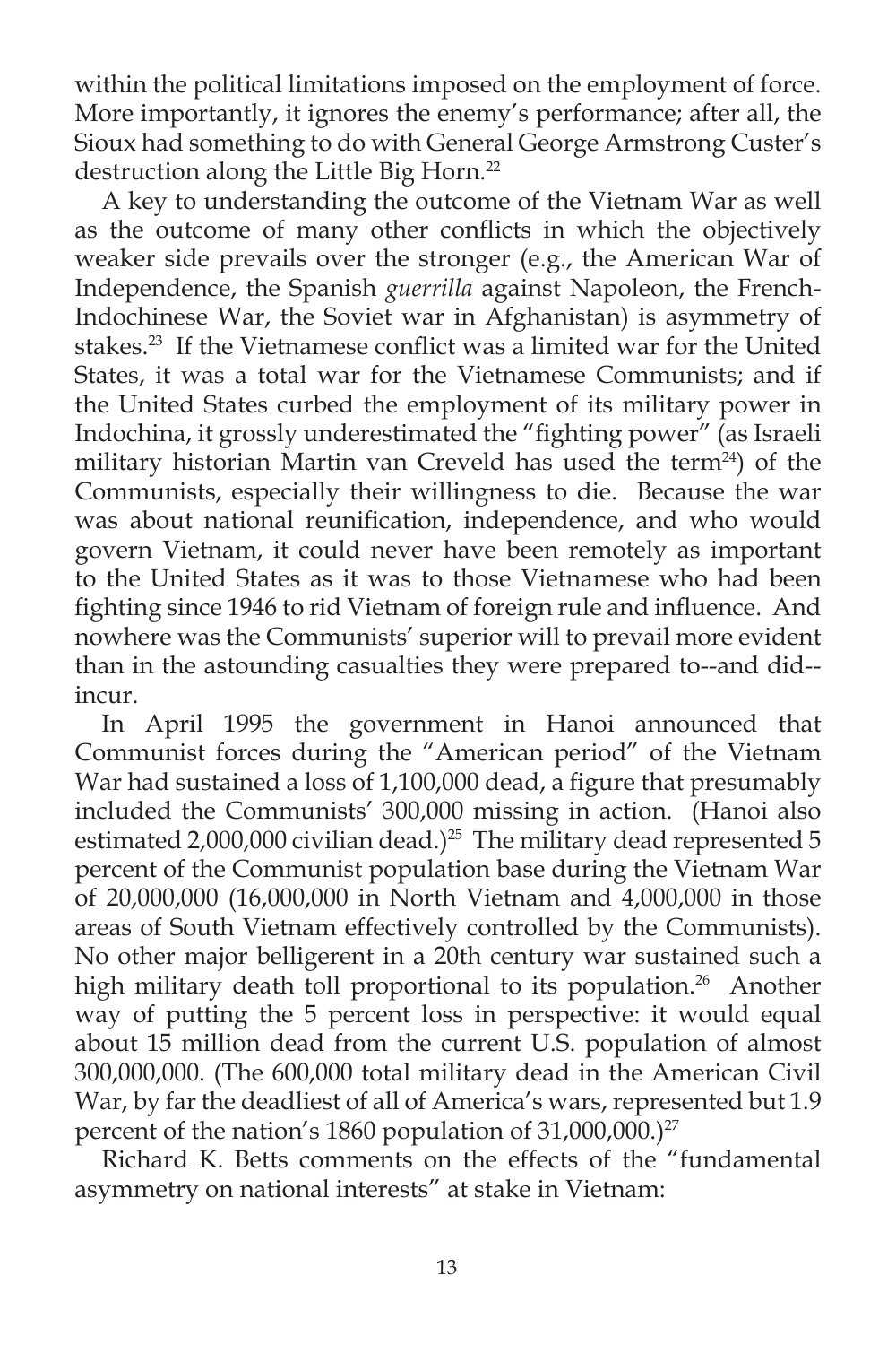within the political limitations imposed on the employment of force. More importantly, it ignores the enemy's performance; after all, the Sioux had something to do with General George Armstrong Custer's destruction along the Little Big Horn.[22]

A key to understanding the outcome of the Vietnam War as well as the outcome of many other conflicts in which the objectively weaker side prevails over the stronger (e.g., the American War of Independence, the Spanish *guerrilla* against Napoleon, the French-Indochinese War, the Soviet war in Afghanistan) is asymmetry of stakes.[23] If the Vietnamese conflict was a limited war for the United States, it was a total war for the Vietnamese Communists; and if the United States curbed the employment of its military power in Indochina, it grossly underestimated the "fighting power" (as Israeli military historian Martin van Creveld has used the term[24]) of the Communists, especially their willingness to die. Because the war was about national reunification, independence, and who would govern Vietnam, it could never have been remotely as important to the United States as it was to those Vietnamese who had been fighting since 1946 to rid Vietnam of foreign rule and influence. And nowhere was the Communists' superior will to prevail more evident than in the astounding casualties they were prepared to--and did--incur.

In April 1995 the government in Hanoi announced that Communist forces during the "American period" of the Vietnam War had sustained a loss of 1,100,000 dead, a figure that presumably included the Communists' 300,000 missing in action. (Hanoi also estimated 2,000,000 civilian dead.)[25] The military dead represented 5 percent of the Communist population base during the Vietnam War of 20,000,000 (16,000,000 in North Vietnam and 4,000,000 in those areas of South Vietnam effectively controlled by the Communists). No other major belligerent in a 20th century war sustained such a high military death toll proportional to its population.[26] Another way of putting the 5 percent loss in perspective: it would equal about 15 million dead from the current U.S. population of almost 300,000,000. (The 600,000 total military dead in the American Civil War, by far the deadliest of all of America's wars, represented but 1.9 percent of the nation's 1860 population of 31,000,000.)[27]

Richard K. Betts comments on the effects of the "fundamental asymmetry on national interests" at stake in Vietnam: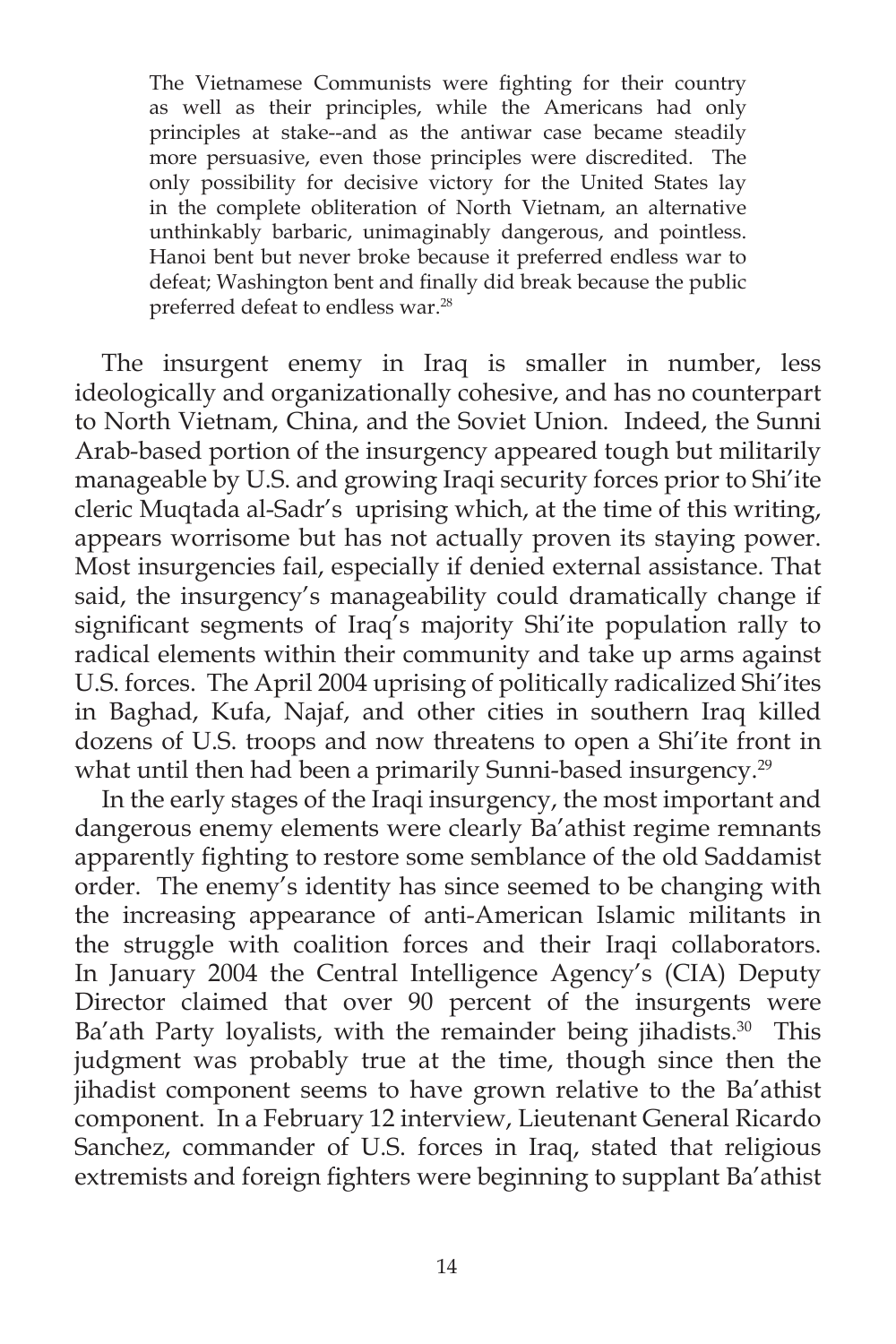> The Vietnamese Communists were fighting for their country as well as their principles, while the Americans had only principles at stake--and as the antiwar case became steadily more persuasive, even those principles were discredited. The only possibility for decisive victory for the United States lay in the complete obliteration of North Vietnam, an alternative unthinkably barbaric, unimaginably dangerous, and pointless. Hanoi bent but never broke because it preferred endless war to defeat; Washington bent and finally did break because the public preferred defeat to endless war.[28]

The insurgent enemy in Iraq is smaller in number, less ideologically and organizationally cohesive, and has no counterpart to North Vietnam, China, and the Soviet Union. Indeed, the Sunni Arab-based portion of the insurgency appeared tough but militarily manageable by U.S. and growing Iraqi security forces prior to Shi'ite cleric Muqtada al-Sadr's uprising which, at the time of this writing, appears worrisome but has not actually proven its staying power. Most insurgencies fail, especially if denied external assistance. That said, the insurgency's manageability could dramatically change if significant segments of Iraq's majority Shi'ite population rally to radical elements within their community and take up arms against U.S. forces. The April 2004 uprising of politically radicalized Shi'ites in Baghad, Kufa, Najaf, and other cities in southern Iraq killed dozens of U.S. troops and now threatens to open a Shi'ite front in what until then had been a primarily Sunni-based insurgency.[29]

In the early stages of the Iraqi insurgency, the most important and dangerous enemy elements were clearly Ba'athist regime remnants apparently fighting to restore some semblance of the old Saddamist order. The enemy's identity has since seemed to be changing with the increasing appearance of anti-American Islamic militants in the struggle with coalition forces and their Iraqi collaborators. In January 2004 the Central Intelligence Agency's (CIA) Deputy Director claimed that over 90 percent of the insurgents were Ba'ath Party loyalists, with the remainder being jihadists.[30] This judgment was probably true at the time, though since then the jihadist component seems to have grown relative to the Ba'athist component. In a February 12 interview, Lieutenant General Ricardo Sanchez, commander of U.S. forces in Iraq, stated that religious extremists and foreign fighters were beginning to supplant Ba'athist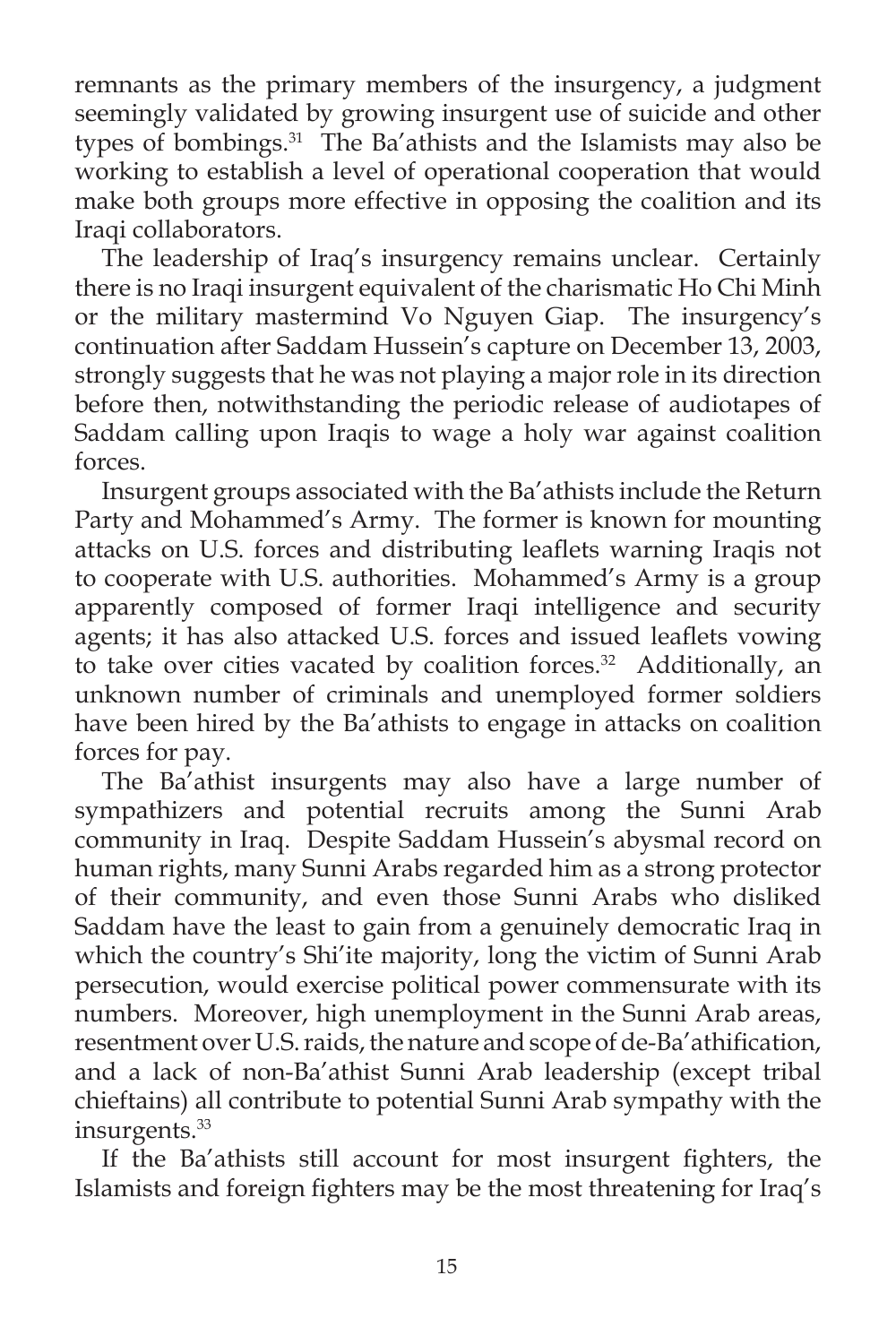remnants as the primary members of the insurgency, a judgment seemingly validated by growing insurgent use of suicide and other types of bombings.[31] The Ba'athists and the Islamists may also be working to establish a level of operational cooperation that would make both groups more effective in opposing the coalition and its Iraqi collaborators.

The leadership of Iraq's insurgency remains unclear. Certainly there is no Iraqi insurgent equivalent of the charismatic Ho Chi Minh or the military mastermind Vo Nguyen Giap. The insurgency's continuation after Saddam Hussein's capture on December 13, 2003, strongly suggests that he was not playing a major role in its direction before then, notwithstanding the periodic release of audiotapes of Saddam calling upon Iraqis to wage a holy war against coalition forces.

Insurgent groups associated with the Ba'athists include the Return Party and Mohammed's Army. The former is known for mounting attacks on U.S. forces and distributing leaflets warning Iraqis not to cooperate with U.S. authorities. Mohammed's Army is a group apparently composed of former Iraqi intelligence and security agents; it has also attacked U.S. forces and issued leaflets vowing to take over cities vacated by coalition forces.[32] Additionally, an unknown number of criminals and unemployed former soldiers have been hired by the Ba'athists to engage in attacks on coalition forces for pay.

The Ba'athist insurgents may also have a large number of sympathizers and potential recruits among the Sunni Arab community in Iraq. Despite Saddam Hussein's abysmal record on human rights, many Sunni Arabs regarded him as a strong protector of their community, and even those Sunni Arabs who disliked Saddam have the least to gain from a genuinely democratic Iraq in which the country's Shi'ite majority, long the victim of Sunni Arab persecution, would exercise political power commensurate with its numbers. Moreover, high unemployment in the Sunni Arab areas, resentment over U.S. raids, the nature and scope of de-Ba'athification, and a lack of non-Ba'athist Sunni Arab leadership (except tribal chieftains) all contribute to potential Sunni Arab sympathy with the insurgents.[33]

If the Ba'athists still account for most insurgent fighters, the Islamists and foreign fighters may be the most threatening for Iraq's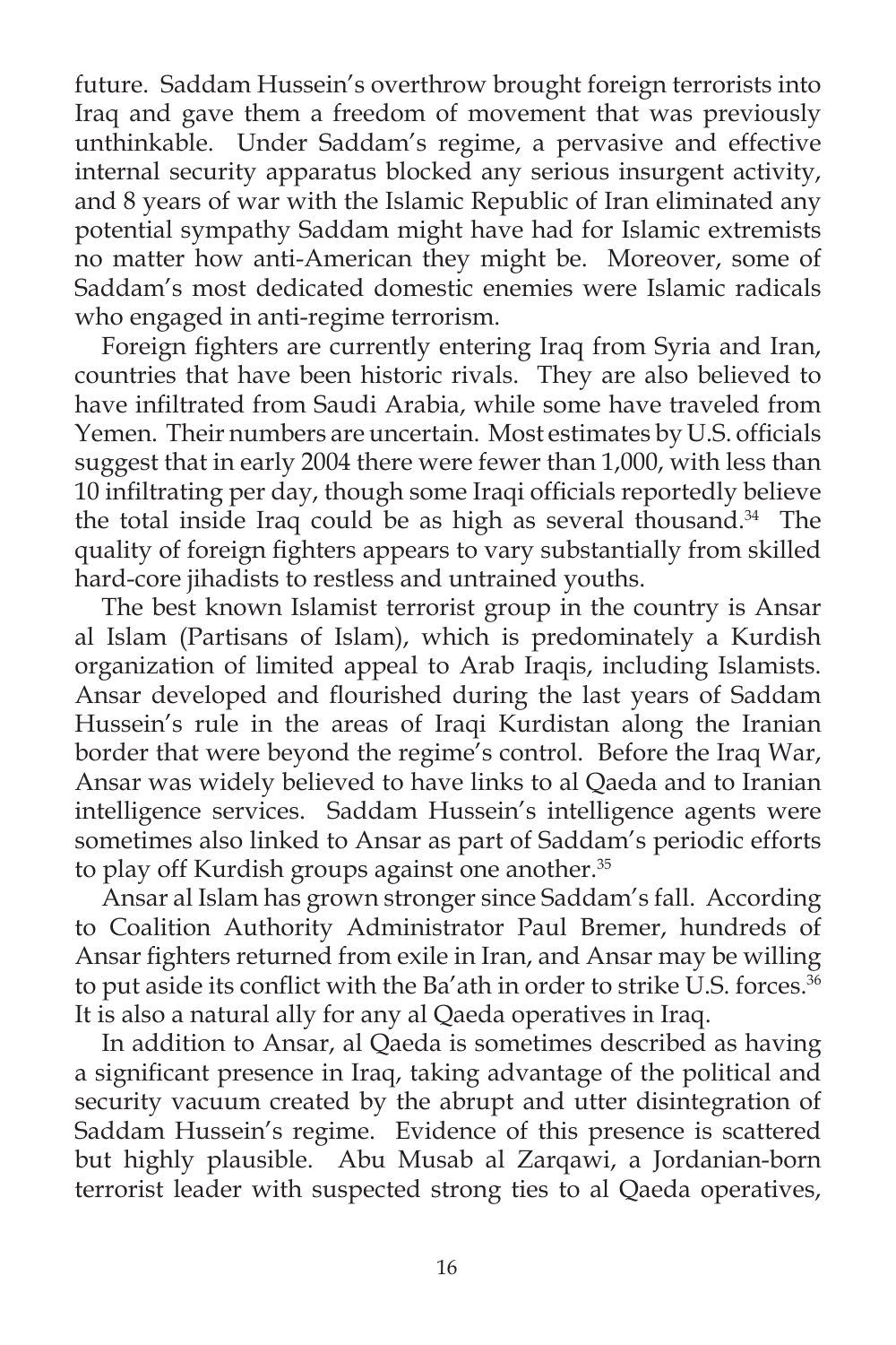future. Saddam Hussein's overthrow brought foreign terrorists into Iraq and gave them a freedom of movement that was previously unthinkable. Under Saddam's regime, a pervasive and effective internal security apparatus blocked any serious insurgent activity, and 8 years of war with the Islamic Republic of Iran eliminated any potential sympathy Saddam might have had for Islamic extremists no matter how anti-American they might be. Moreover, some of Saddam's most dedicated domestic enemies were Islamic radicals who engaged in anti-regime terrorism.

Foreign fighters are currently entering Iraq from Syria and Iran, countries that have been historic rivals. They are also believed to have infiltrated from Saudi Arabia, while some have traveled from Yemen. Their numbers are uncertain. Most estimates by U.S. officials suggest that in early 2004 there were fewer than 1,000, with less than 10 infiltrating per day, though some Iraqi officials reportedly believe the total inside Iraq could be as high as several thousand.[34] The quality of foreign fighters appears to vary substantially from skilled hard-core jihadists to restless and untrained youths.

The best known Islamist terrorist group in the country is Ansar al Islam (Partisans of Islam), which is predominately a Kurdish organization of limited appeal to Arab Iraqis, including Islamists. Ansar developed and flourished during the last years of Saddam Hussein's rule in the areas of Iraqi Kurdistan along the Iranian border that were beyond the regime's control. Before the Iraq War, Ansar was widely believed to have links to al Qaeda and to Iranian intelligence services. Saddam Hussein's intelligence agents were sometimes also linked to Ansar as part of Saddam's periodic efforts to play off Kurdish groups against one another.[35]

Ansar al Islam has grown stronger since Saddam's fall. According to Coalition Authority Administrator Paul Bremer, hundreds of Ansar fighters returned from exile in Iran, and Ansar may be willing to put aside its conflict with the Ba'ath in order to strike U.S. forces.[36] It is also a natural ally for any al Qaeda operatives in Iraq.

In addition to Ansar, al Qaeda is sometimes described as having a significant presence in Iraq, taking advantage of the political and security vacuum created by the abrupt and utter disintegration of Saddam Hussein's regime. Evidence of this presence is scattered but highly plausible. Abu Musab al Zarqawi, a Jordanian-born terrorist leader with suspected strong ties to al Qaeda operatives,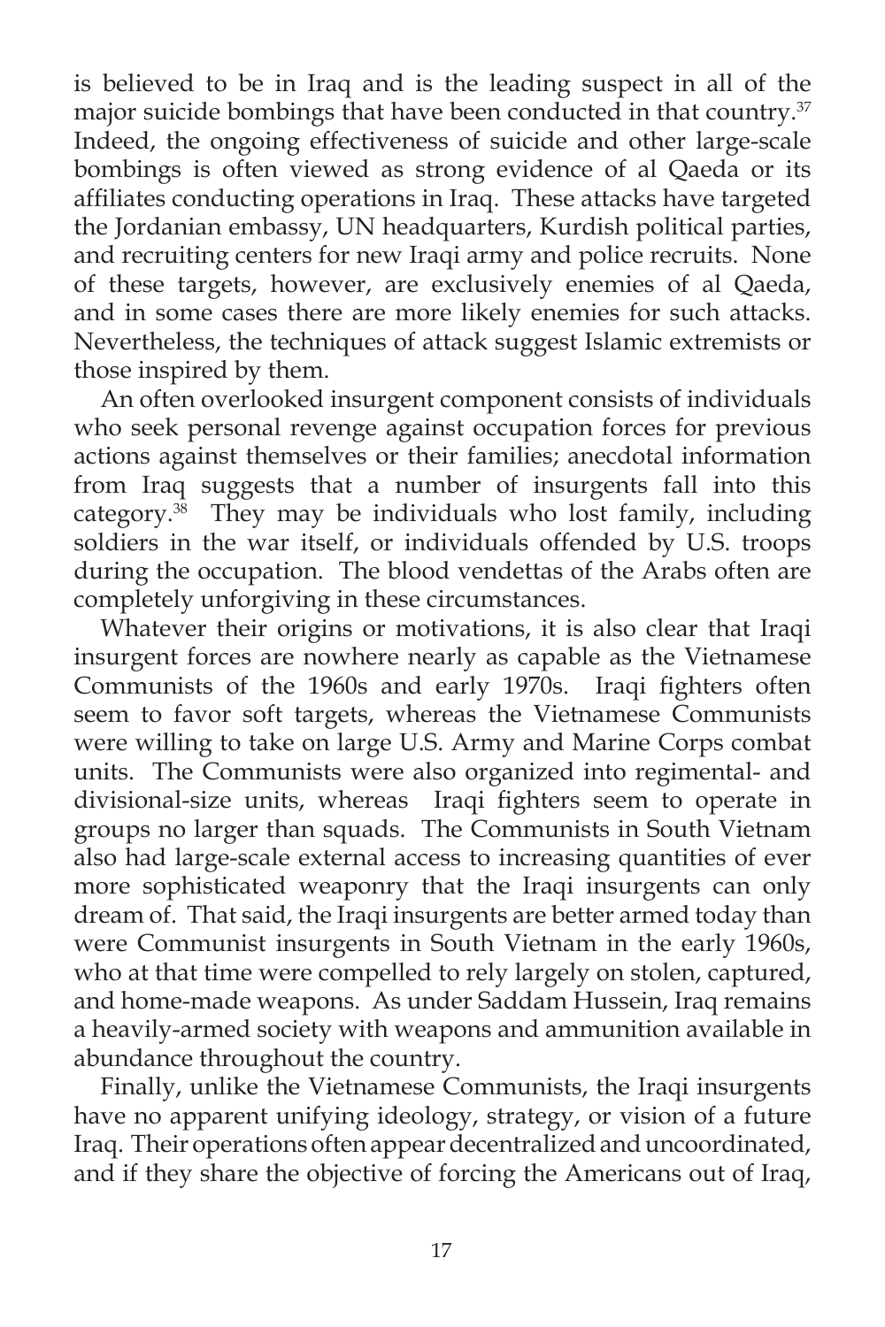is believed to be in Iraq and is the leading suspect in all of the major suicide bombings that have been conducted in that country.[37] Indeed, the ongoing effectiveness of suicide and other large-scale bombings is often viewed as strong evidence of al Qaeda or its affiliates conducting operations in Iraq. These attacks have targeted the Jordanian embassy, UN headquarters, Kurdish political parties, and recruiting centers for new Iraqi army and police recruits. None of these targets, however, are exclusively enemies of al Qaeda, and in some cases there are more likely enemies for such attacks. Nevertheless, the techniques of attack suggest Islamic extremists or those inspired by them.

An often overlooked insurgent component consists of individuals who seek personal revenge against occupation forces for previous actions against themselves or their families; anecdotal information from Iraq suggests that a number of insurgents fall into this category.[38] They may be individuals who lost family, including soldiers in the war itself, or individuals offended by U.S. troops during the occupation. The blood vendettas of the Arabs often are completely unforgiving in these circumstances.

Whatever their origins or motivations, it is also clear that Iraqi insurgent forces are nowhere nearly as capable as the Vietnamese Communists of the 1960s and early 1970s. Iraqi fighters often seem to favor soft targets, whereas the Vietnamese Communists were willing to take on large U.S. Army and Marine Corps combat units. The Communists were also organized into regimental- and divisional-size units, whereas Iraqi fighters seem to operate in groups no larger than squads. The Communists in South Vietnam also had large-scale external access to increasing quantities of ever more sophisticated weaponry that the Iraqi insurgents can only dream of. That said, the Iraqi insurgents are better armed today than were Communist insurgents in South Vietnam in the early 1960s, who at that time were compelled to rely largely on stolen, captured, and home-made weapons. As under Saddam Hussein, Iraq remains a heavily-armed society with weapons and ammunition available in abundance throughout the country.

Finally, unlike the Vietnamese Communists, the Iraqi insurgents have no apparent unifying ideology, strategy, or vision of a future Iraq. Their operations often appear decentralized and uncoordinated, and if they share the objective of forcing the Americans out of Iraq,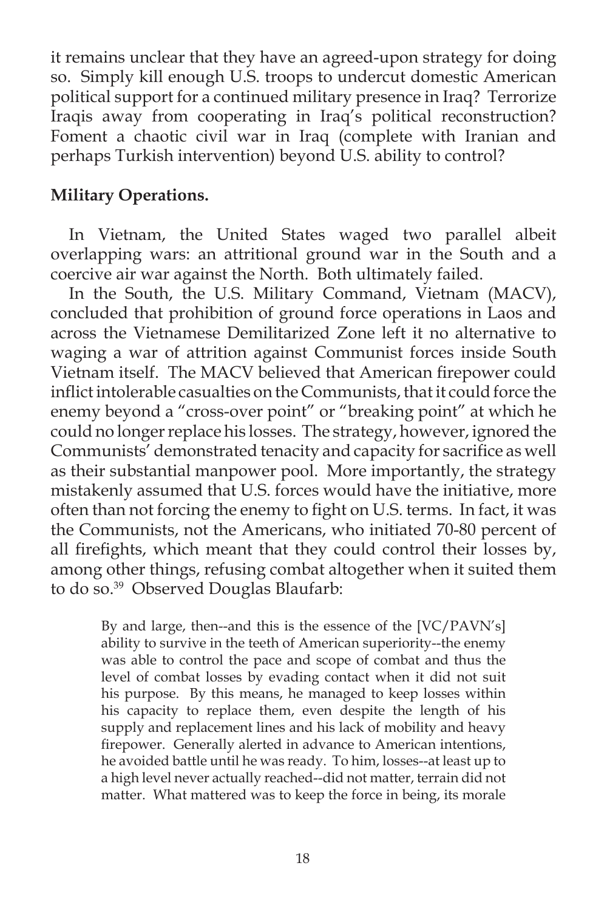it remains unclear that they have an agreed-upon strategy for doing so. Simply kill enough U.S. troops to undercut domestic American political support for a continued military presence in Iraq? Terrorize Iraqis away from cooperating in Iraq's political reconstruction? Foment a chaotic civil war in Iraq (complete with Iranian and perhaps Turkish intervention) beyond U.S. ability to control?

**Military Operations.**

In Vietnam, the United States waged two parallel albeit overlapping wars: an attritional ground war in the South and a coercive air war against the North. Both ultimately failed.

In the South, the U.S. Military Command, Vietnam (MACV), concluded that prohibition of ground force operations in Laos and across the Vietnamese Demilitarized Zone left it no alternative to waging a war of attrition against Communist forces inside South Vietnam itself. The MACV believed that American firepower could inflict intolerable casualties on the Communists, that it could force the enemy beyond a "cross-over point" or "breaking point" at which he could no longer replace his losses. The strategy, however, ignored the Communists' demonstrated tenacity and capacity for sacrifice as well as their substantial manpower pool. More importantly, the strategy mistakenly assumed that U.S. forces would have the initiative, more often than not forcing the enemy to fight on U.S. terms. In fact, it was the Communists, not the Americans, who initiated 70-80 percent of all firefights, which meant that they could control their losses by, among other things, refusing combat altogether when it suited them to do so.[39] Observed Douglas Blaufarb:

> By and large, then--and this is the essence of the [VC/PAVN's] ability to survive in the teeth of American superiority--the enemy was able to control the pace and scope of combat and thus the level of combat losses by evading contact when it did not suit his purpose. By this means, he managed to keep losses within his capacity to replace them, even despite the length of his supply and replacement lines and his lack of mobility and heavy firepower. Generally alerted in advance to American intentions, he avoided battle until he was ready. To him, losses--at least up to a high level never actually reached--did not matter, terrain did not matter. What mattered was to keep the force in being, its morale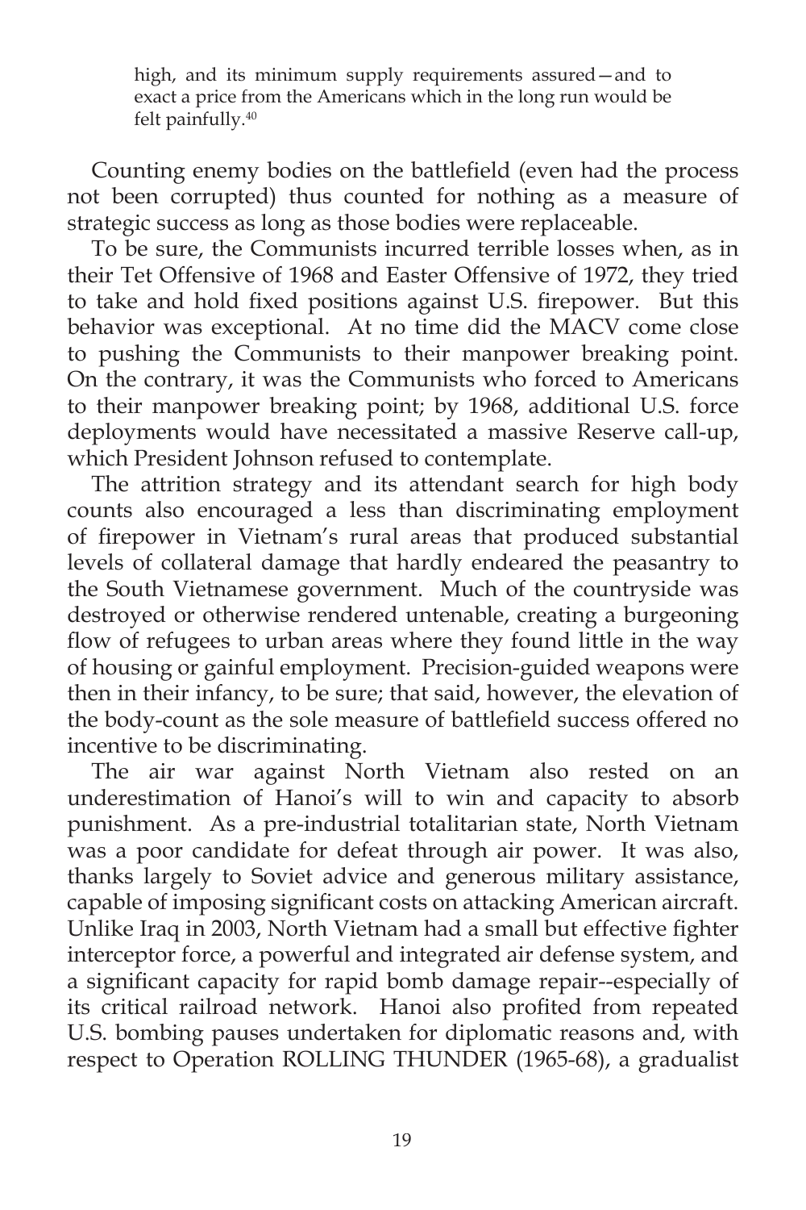> high, and its minimum supply requirements assured—and to exact a price from the Americans which in the long run would be felt painfully.[40]

Counting enemy bodies on the battlefield (even had the process not been corrupted) thus counted for nothing as a measure of strategic success as long as those bodies were replaceable.

To be sure, the Communists incurred terrible losses when, as in their Tet Offensive of 1968 and Easter Offensive of 1972, they tried to take and hold fixed positions against U.S. firepower. But this behavior was exceptional. At no time did the MACV come close to pushing the Communists to their manpower breaking point. On the contrary, it was the Communists who forced to Americans to their manpower breaking point; by 1968, additional U.S. force deployments would have necessitated a massive Reserve call-up, which President Johnson refused to contemplate.

The attrition strategy and its attendant search for high body counts also encouraged a less than discriminating employment of firepower in Vietnam's rural areas that produced substantial levels of collateral damage that hardly endeared the peasantry to the South Vietnamese government. Much of the countryside was destroyed or otherwise rendered untenable, creating a burgeoning flow of refugees to urban areas where they found little in the way of housing or gainful employment. Precision-guided weapons were then in their infancy, to be sure; that said, however, the elevation of the body-count as the sole measure of battlefield success offered no incentive to be discriminating.

The air war against North Vietnam also rested on an underestimation of Hanoi's will to win and capacity to absorb punishment. As a pre-industrial totalitarian state, North Vietnam was a poor candidate for defeat through air power. It was also, thanks largely to Soviet advice and generous military assistance, capable of imposing significant costs on attacking American aircraft. Unlike Iraq in 2003, North Vietnam had a small but effective fighter interceptor force, a powerful and integrated air defense system, and a significant capacity for rapid bomb damage repair--especially of its critical railroad network. Hanoi also profited from repeated U.S. bombing pauses undertaken for diplomatic reasons and, with respect to Operation ROLLING THUNDER (1965-68), a gradualist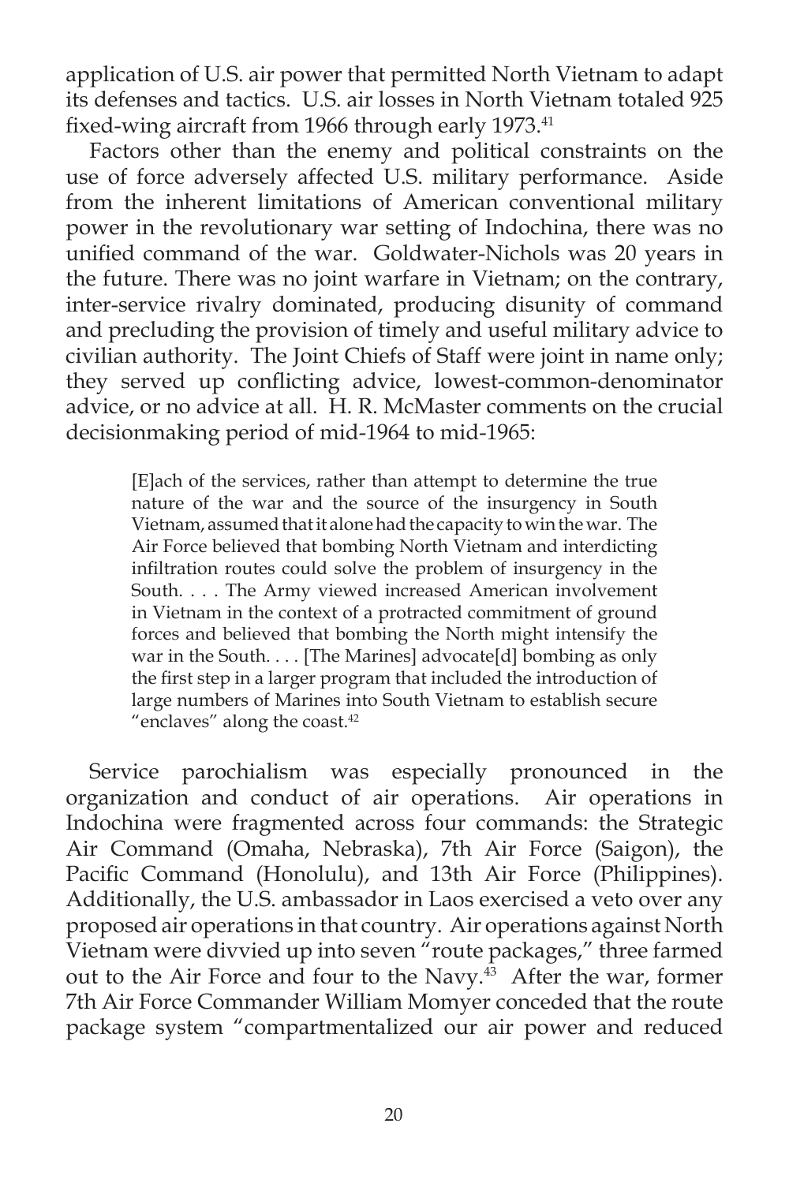application of U.S. air power that permitted North Vietnam to adapt its defenses and tactics. U.S. air losses in North Vietnam totaled 925 fixed-wing aircraft from 1966 through early 1973.[41]

Factors other than the enemy and political constraints on the use of force adversely affected U.S. military performance. Aside from the inherent limitations of American conventional military power in the revolutionary war setting of Indochina, there was no unified command of the war. Goldwater-Nichols was 20 years in the future. There was no joint warfare in Vietnam; on the contrary, inter-service rivalry dominated, producing disunity of command and precluding the provision of timely and useful military advice to civilian authority. The Joint Chiefs of Staff were joint in name only; they served up conflicting advice, lowest-common-denominator advice, or no advice at all. H. R. McMaster comments on the crucial decisionmaking period of mid-1964 to mid-1965:

> [E]ach of the services, rather than attempt to determine the true nature of the war and the source of the insurgency in South Vietnam, assumed that it alone had the capacity to win the war. The Air Force believed that bombing North Vietnam and interdicting infiltration routes could solve the problem of insurgency in the South. . . . The Army viewed increased American involvement in Vietnam in the context of a protracted commitment of ground forces and believed that bombing the North might intensify the war in the South. . . . [The Marines] advocate[d] bombing as only the first step in a larger program that included the introduction of large numbers of Marines into South Vietnam to establish secure "enclaves" along the coast.[42]

Service parochialism was especially pronounced in the organization and conduct of air operations. Air operations in Indochina were fragmented across four commands: the Strategic Air Command (Omaha, Nebraska), 7th Air Force (Saigon), the Pacific Command (Honolulu), and 13th Air Force (Philippines). Additionally, the U.S. ambassador in Laos exercised a veto over any proposed air operations in that country. Air operations against North Vietnam were divvied up into seven "route packages," three farmed out to the Air Force and four to the Navy.[43] After the war, former 7th Air Force Commander William Momyer conceded that the route package system "compartmentalized our air power and reduced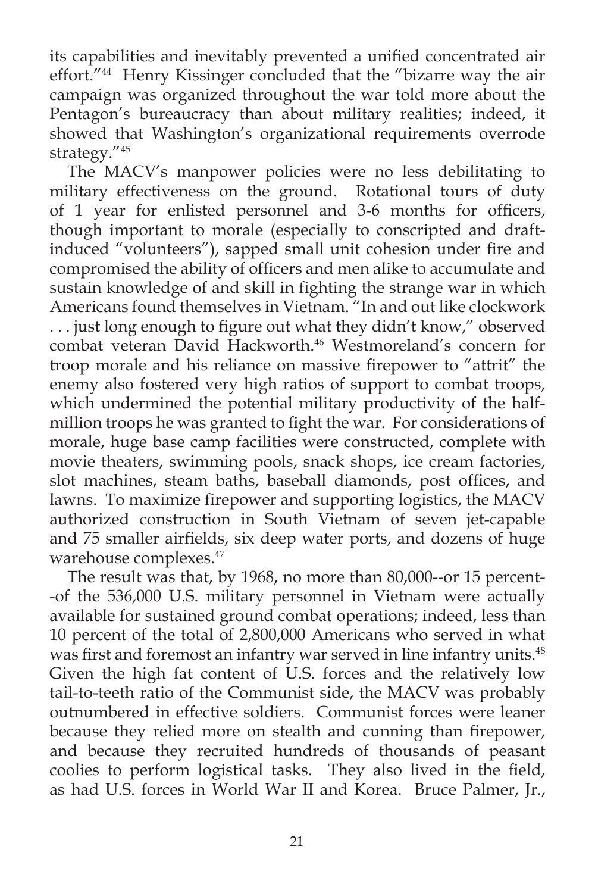its capabilities and inevitably prevented a unified concentrated air effort."[44] Henry Kissinger concluded that the "bizarre way the air campaign was organized throughout the war told more about the Pentagon's bureaucracy than about military realities; indeed, it showed that Washington's organizational requirements overrode strategy."[45]

The MACV's manpower policies were no less debilitating to military effectiveness on the ground. Rotational tours of duty of 1 year for enlisted personnel and 3-6 months for officers, though important to morale (especially to conscripted and draft-induced "volunteers"), sapped small unit cohesion under fire and compromised the ability of officers and men alike to accumulate and sustain knowledge of and skill in fighting the strange war in which Americans found themselves in Vietnam. "In and out like clockwork . . . just long enough to figure out what they didn't know," observed combat veteran David Hackworth.[46] Westmoreland's concern for troop morale and his reliance on massive firepower to "attrit" the enemy also fostered very high ratios of support to combat troops, which undermined the potential military productivity of the half-million troops he was granted to fight the war. For considerations of morale, huge base camp facilities were constructed, complete with movie theaters, swimming pools, snack shops, ice cream factories, slot machines, steam baths, baseball diamonds, post offices, and lawns. To maximize firepower and supporting logistics, the MACV authorized construction in South Vietnam of seven jet-capable and 75 smaller airfields, six deep water ports, and dozens of huge warehouse complexes.[47]

The result was that, by 1968, no more than 80,000--or 15 percent--of the 536,000 U.S. military personnel in Vietnam were actually available for sustained ground combat operations; indeed, less than 10 percent of the total of 2,800,000 Americans who served in what was first and foremost an infantry war served in line infantry units.[48] Given the high fat content of U.S. forces and the relatively low tail-to-teeth ratio of the Communist side, the MACV was probably outnumbered in effective soldiers. Communist forces were leaner because they relied more on stealth and cunning than firepower, and because they recruited hundreds of thousands of peasant coolies to perform logistical tasks. They also lived in the field, as had U.S. forces in World War II and Korea. Bruce Palmer, Jr.,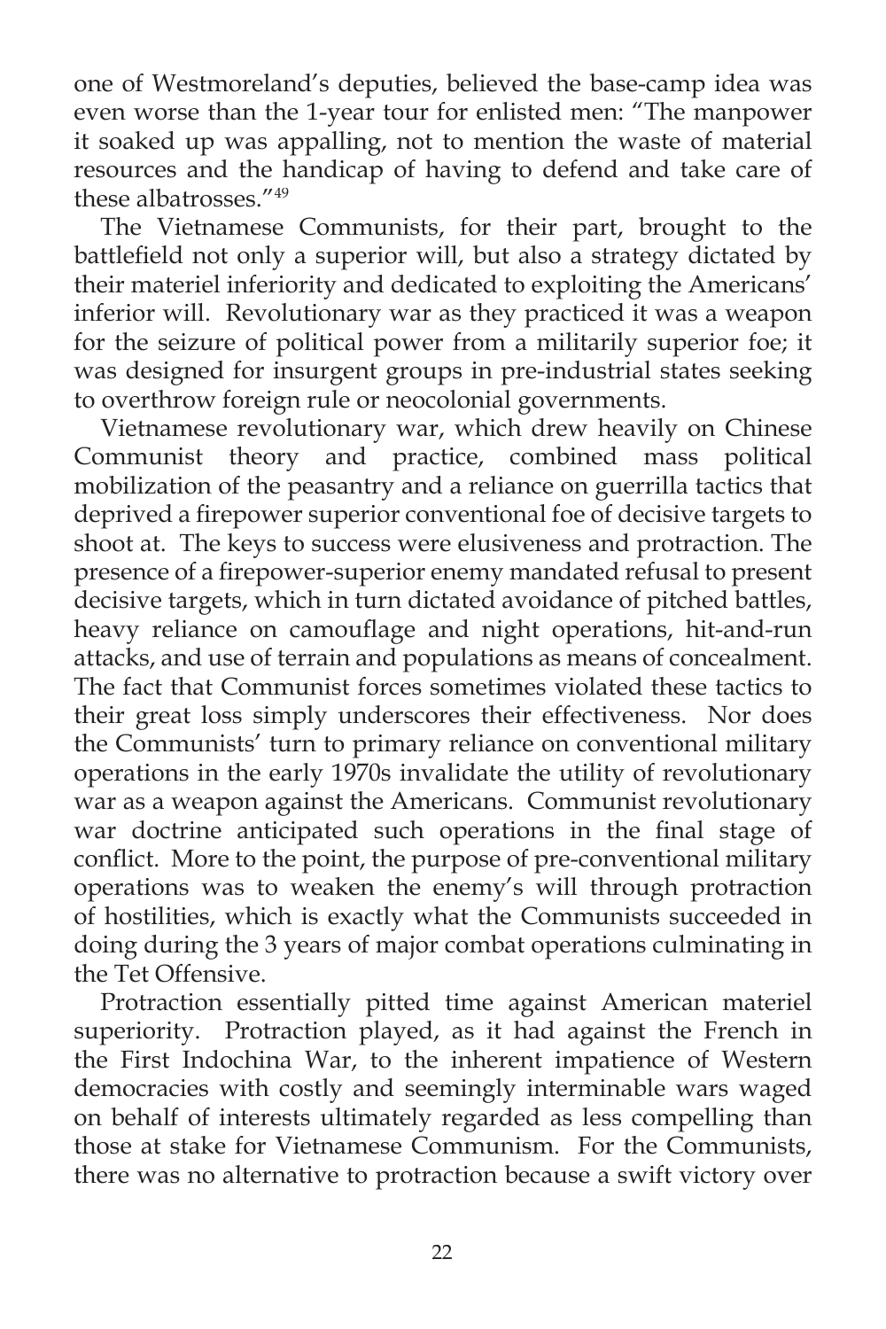one of Westmoreland's deputies, believed the base-camp idea was even worse than the 1-year tour for enlisted men: "The manpower it soaked up was appalling, not to mention the waste of material resources and the handicap of having to defend and take care of these albatrosses."[49]

The Vietnamese Communists, for their part, brought to the battlefield not only a superior will, but also a strategy dictated by their materiel inferiority and dedicated to exploiting the Americans' inferior will. Revolutionary war as they practiced it was a weapon for the seizure of political power from a militarily superior foe; it was designed for insurgent groups in pre-industrial states seeking to overthrow foreign rule or neocolonial governments.

Vietnamese revolutionary war, which drew heavily on Chinese Communist theory and practice, combined mass political mobilization of the peasantry and a reliance on guerrilla tactics that deprived a firepower superior conventional foe of decisive targets to shoot at. The keys to success were elusiveness and protraction. The presence of a firepower-superior enemy mandated refusal to present decisive targets, which in turn dictated avoidance of pitched battles, heavy reliance on camouflage and night operations, hit-and-run attacks, and use of terrain and populations as means of concealment. The fact that Communist forces sometimes violated these tactics to their great loss simply underscores their effectiveness. Nor does the Communists' turn to primary reliance on conventional military operations in the early 1970s invalidate the utility of revolutionary war as a weapon against the Americans. Communist revolutionary war doctrine anticipated such operations in the final stage of conflict. More to the point, the purpose of pre-conventional military operations was to weaken the enemy's will through protraction of hostilities, which is exactly what the Communists succeeded in doing during the 3 years of major combat operations culminating in the Tet Offensive.

Protraction essentially pitted time against American materiel superiority. Protraction played, as it had against the French in the First Indochina War, to the inherent impatience of Western democracies with costly and seemingly interminable wars waged on behalf of interests ultimately regarded as less compelling than those at stake for Vietnamese Communism. For the Communists, there was no alternative to protraction because a swift victory over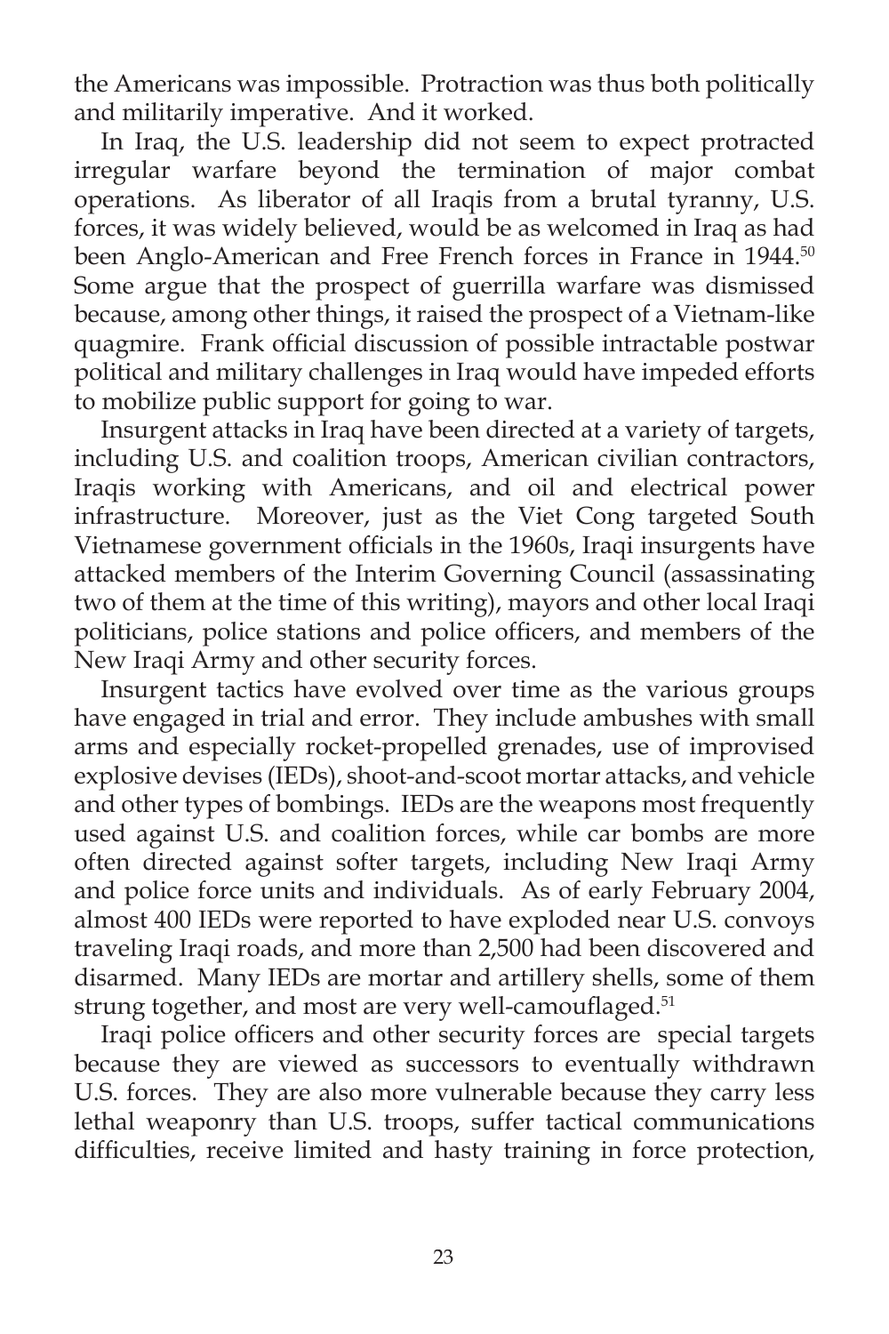the Americans was impossible. Protraction was thus both politically and militarily imperative. And it worked.

In Iraq, the U.S. leadership did not seem to expect protracted irregular warfare beyond the termination of major combat operations. As liberator of all Iraqis from a brutal tyranny, U.S. forces, it was widely believed, would be as welcomed in Iraq as had been Anglo-American and Free French forces in France in 1944.[50] Some argue that the prospect of guerrilla warfare was dismissed because, among other things, it raised the prospect of a Vietnam-like quagmire. Frank official discussion of possible intractable postwar political and military challenges in Iraq would have impeded efforts to mobilize public support for going to war.

Insurgent attacks in Iraq have been directed at a variety of targets, including U.S. and coalition troops, American civilian contractors, Iraqis working with Americans, and oil and electrical power infrastructure. Moreover, just as the Viet Cong targeted South Vietnamese government officials in the 1960s, Iraqi insurgents have attacked members of the Interim Governing Council (assassinating two of them at the time of this writing), mayors and other local Iraqi politicians, police stations and police officers, and members of the New Iraqi Army and other security forces.

Insurgent tactics have evolved over time as the various groups have engaged in trial and error. They include ambushes with small arms and especially rocket-propelled grenades, use of improvised explosive devises (IEDs), shoot-and-scoot mortar attacks, and vehicle and other types of bombings. IEDs are the weapons most frequently used against U.S. and coalition forces, while car bombs are more often directed against softer targets, including New Iraqi Army and police force units and individuals. As of early February 2004, almost 400 IEDs were reported to have exploded near U.S. convoys traveling Iraqi roads, and more than 2,500 had been discovered and disarmed. Many IEDs are mortar and artillery shells, some of them strung together, and most are very well-camouflaged.[51]

Iraqi police officers and other security forces are special targets because they are viewed as successors to eventually withdrawn U.S. forces. They are also more vulnerable because they carry less lethal weaponry than U.S. troops, suffer tactical communications difficulties, receive limited and hasty training in force protection,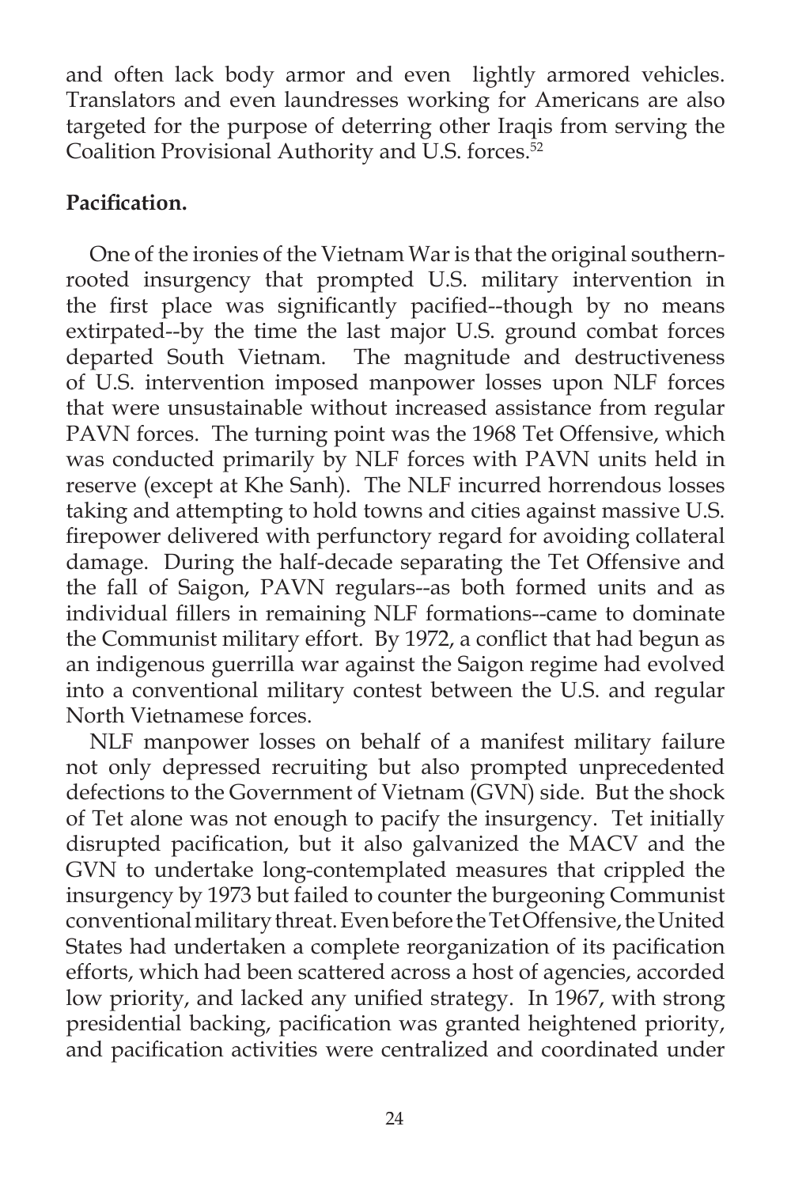and often lack body armor and even lightly armored vehicles. Translators and even laundresses working for Americans are also targeted for the purpose of deterring other Iraqis from serving the Coalition Provisional Authority and U.S. forces.[52]

**Pacification.**

One of the ironies of the Vietnam War is that the original southern-rooted insurgency that prompted U.S. military intervention in the first place was significantly pacified--though by no means extirpated--by the time the last major U.S. ground combat forces departed South Vietnam. The magnitude and destructiveness of U.S. intervention imposed manpower losses upon NLF forces that were unsustainable without increased assistance from regular PAVN forces. The turning point was the 1968 Tet Offensive, which was conducted primarily by NLF forces with PAVN units held in reserve (except at Khe Sanh). The NLF incurred horrendous losses taking and attempting to hold towns and cities against massive U.S. firepower delivered with perfunctory regard for avoiding collateral damage. During the half-decade separating the Tet Offensive and the fall of Saigon, PAVN regulars--as both formed units and as individual fillers in remaining NLF formations--came to dominate the Communist military effort. By 1972, a conflict that had begun as an indigenous guerrilla war against the Saigon regime had evolved into a conventional military contest between the U.S. and regular North Vietnamese forces.

NLF manpower losses on behalf of a manifest military failure not only depressed recruiting but also prompted unprecedented defections to the Government of Vietnam (GVN) side. But the shock of Tet alone was not enough to pacify the insurgency. Tet initially disrupted pacification, but it also galvanized the MACV and the GVN to undertake long-contemplated measures that crippled the insurgency by 1973 but failed to counter the burgeoning Communist conventional military threat. Even before the Tet Offensive, the United States had undertaken a complete reorganization of its pacification efforts, which had been scattered across a host of agencies, accorded low priority, and lacked any unified strategy. In 1967, with strong presidential backing, pacification was granted heightened priority, and pacification activities were centralized and coordinated under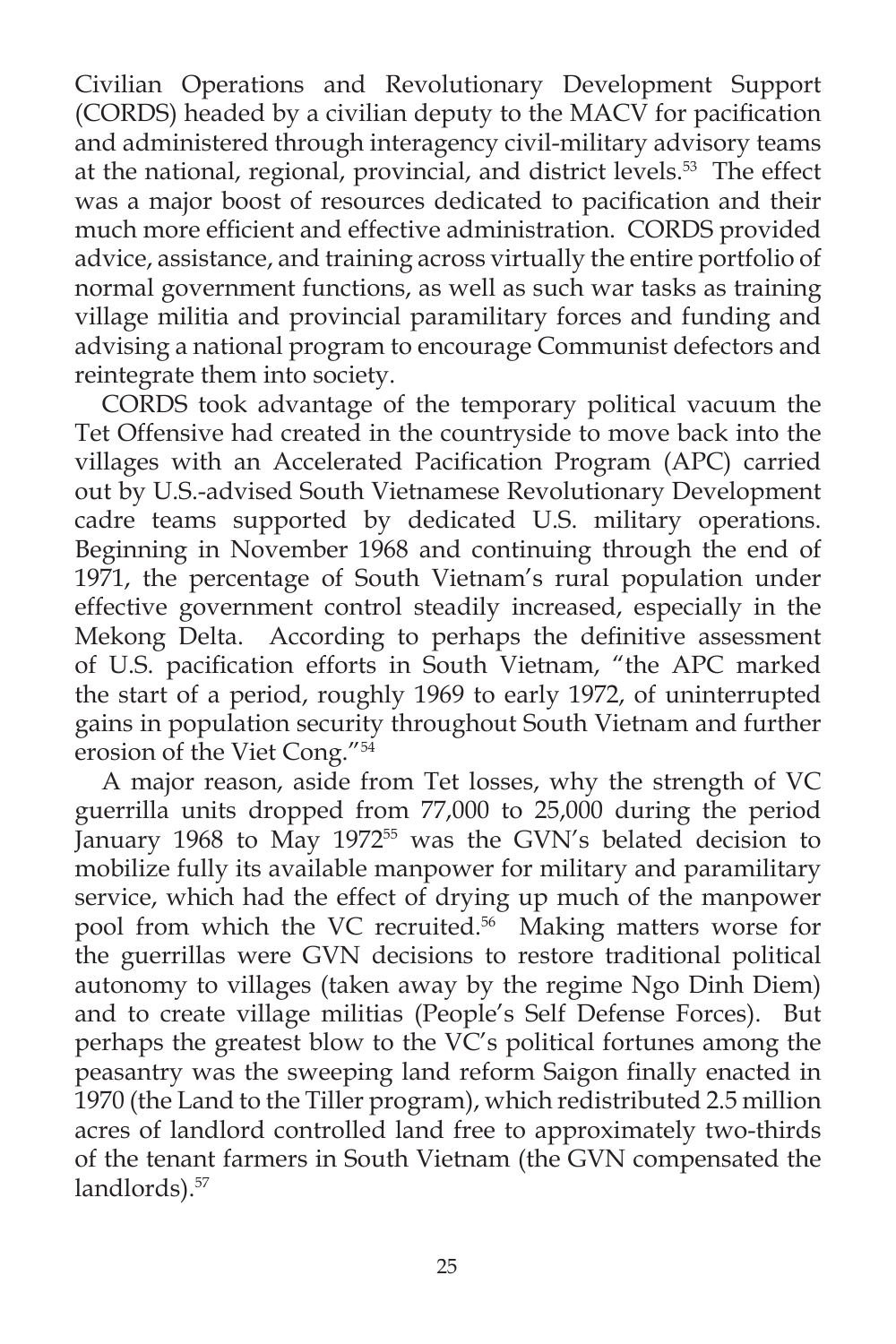Civilian Operations and Revolutionary Development Support (CORDS) headed by a civilian deputy to the MACV for pacification and administered through interagency civil-military advisory teams at the national, regional, provincial, and district levels.[53] The effect was a major boost of resources dedicated to pacification and their much more efficient and effective administration. CORDS provided advice, assistance, and training across virtually the entire portfolio of normal government functions, as well as such war tasks as training village militia and provincial paramilitary forces and funding and advising a national program to encourage Communist defectors and reintegrate them into society.

CORDS took advantage of the temporary political vacuum the Tet Offensive had created in the countryside to move back into the villages with an Accelerated Pacification Program (APC) carried out by U.S.-advised South Vietnamese Revolutionary Development cadre teams supported by dedicated U.S. military operations. Beginning in November 1968 and continuing through the end of 1971, the percentage of South Vietnam's rural population under effective government control steadily increased, especially in the Mekong Delta. According to perhaps the definitive assessment of U.S. pacification efforts in South Vietnam, "the APC marked the start of a period, roughly 1969 to early 1972, of uninterrupted gains in population security throughout South Vietnam and further erosion of the Viet Cong."[54]

A major reason, aside from Tet losses, why the strength of VC guerrilla units dropped from 77,000 to 25,000 during the period January 1968 to May 1972[55] was the GVN's belated decision to mobilize fully its available manpower for military and paramilitary service, which had the effect of drying up much of the manpower pool from which the VC recruited.[56] Making matters worse for the guerrillas were GVN decisions to restore traditional political autonomy to villages (taken away by the regime Ngo Dinh Diem) and to create village militias (People's Self Defense Forces). But perhaps the greatest blow to the VC's political fortunes among the peasantry was the sweeping land reform Saigon finally enacted in 1970 (the Land to the Tiller program), which redistributed 2.5 million acres of landlord controlled land free to approximately two-thirds of the tenant farmers in South Vietnam (the GVN compensated the landlords).[57]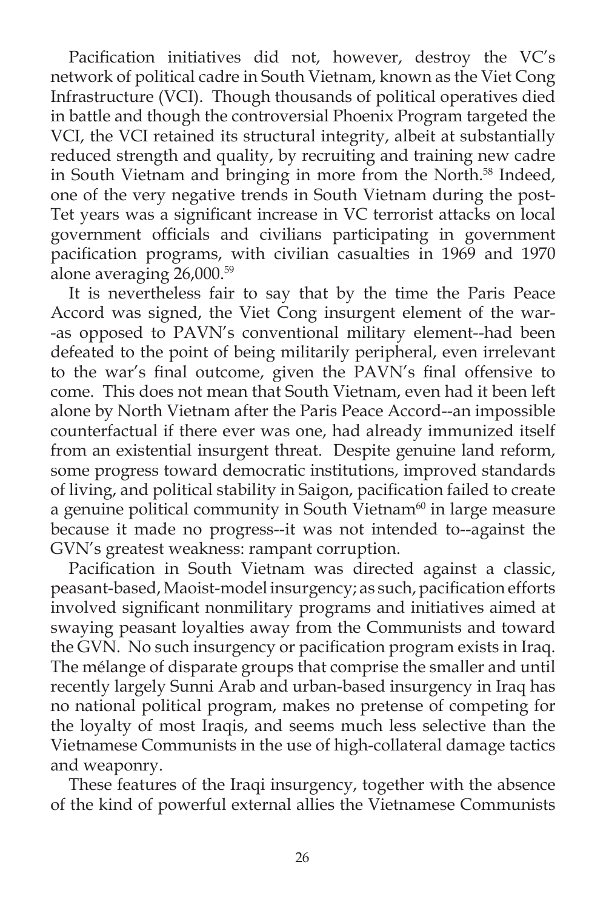Pacification initiatives did not, however, destroy the VC's network of political cadre in South Vietnam, known as the Viet Cong Infrastructure (VCI). Though thousands of political operatives died in battle and though the controversial Phoenix Program targeted the VCI, the VCI retained its structural integrity, albeit at substantially reduced strength and quality, by recruiting and training new cadre in South Vietnam and bringing in more from the North.[58] Indeed, one of the very negative trends in South Vietnam during the post-Tet years was a significant increase in VC terrorist attacks on local government officials and civilians participating in government pacification programs, with civilian casualties in 1969 and 1970 alone averaging 26,000.[59]

It is nevertheless fair to say that by the time the Paris Peace Accord was signed, the Viet Cong insurgent element of the war--as opposed to PAVN's conventional military element--had been defeated to the point of being militarily peripheral, even irrelevant to the war's final outcome, given the PAVN's final offensive to come. This does not mean that South Vietnam, even had it been left alone by North Vietnam after the Paris Peace Accord--an impossible counterfactual if there ever was one, had already immunized itself from an existential insurgent threat. Despite genuine land reform, some progress toward democratic institutions, improved standards of living, and political stability in Saigon, pacification failed to create a genuine political community in South Vietnam[60] in large measure because it made no progress--it was not intended to--against the GVN's greatest weakness: rampant corruption.

Pacification in South Vietnam was directed against a classic, peasant-based, Maoist-model insurgency; as such, pacification efforts involved significant nonmilitary programs and initiatives aimed at swaying peasant loyalties away from the Communists and toward the GVN. No such insurgency or pacification program exists in Iraq. The mélange of disparate groups that comprise the smaller and until recently largely Sunni Arab and urban-based insurgency in Iraq has no national political program, makes no pretense of competing for the loyalty of most Iraqis, and seems much less selective than the Vietnamese Communists in the use of high-collateral damage tactics and weaponry.

These features of the Iraqi insurgency, together with the absence of the kind of powerful external allies the Vietnamese Communists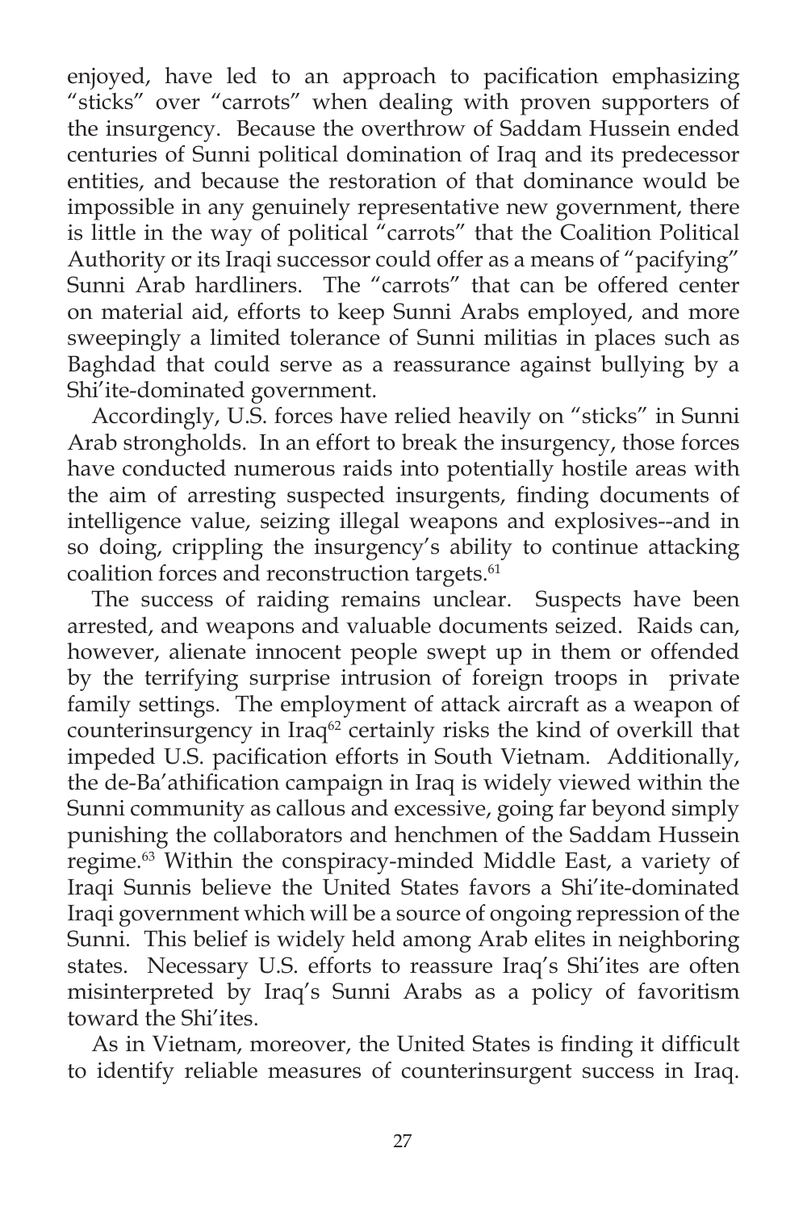enjoyed, have led to an approach to pacification emphasizing "sticks" over "carrots" when dealing with proven supporters of the insurgency. Because the overthrow of Saddam Hussein ended centuries of Sunni political domination of Iraq and its predecessor entities, and because the restoration of that dominance would be impossible in any genuinely representative new government, there is little in the way of political "carrots" that the Coalition Political Authority or its Iraqi successor could offer as a means of "pacifying" Sunni Arab hardliners. The "carrots" that can be offered center on material aid, efforts to keep Sunni Arabs employed, and more sweepingly a limited tolerance of Sunni militias in places such as Baghdad that could serve as a reassurance against bullying by a Shi'ite-dominated government.

Accordingly, U.S. forces have relied heavily on "sticks" in Sunni Arab strongholds. In an effort to break the insurgency, those forces have conducted numerous raids into potentially hostile areas with the aim of arresting suspected insurgents, finding documents of intelligence value, seizing illegal weapons and explosives--and in so doing, crippling the insurgency's ability to continue attacking coalition forces and reconstruction targets.[61]

The success of raiding remains unclear. Suspects have been arrested, and weapons and valuable documents seized. Raids can, however, alienate innocent people swept up in them or offended by the terrifying surprise intrusion of foreign troops in private family settings. The employment of attack aircraft as a weapon of counterinsurgency in Iraq[62] certainly risks the kind of overkill that impeded U.S. pacification efforts in South Vietnam. Additionally, the de-Ba'athification campaign in Iraq is widely viewed within the Sunni community as callous and excessive, going far beyond simply punishing the collaborators and henchmen of the Saddam Hussein regime.[63] Within the conspiracy-minded Middle East, a variety of Iraqi Sunnis believe the United States favors a Shi'ite-dominated Iraqi government which will be a source of ongoing repression of the Sunni. This belief is widely held among Arab elites in neighboring states. Necessary U.S. efforts to reassure Iraq's Shi'ites are often misinterpreted by Iraq's Sunni Arabs as a policy of favoritism toward the Shi'ites.

As in Vietnam, moreover, the United States is finding it difficult to identify reliable measures of counterinsurgent success in Iraq.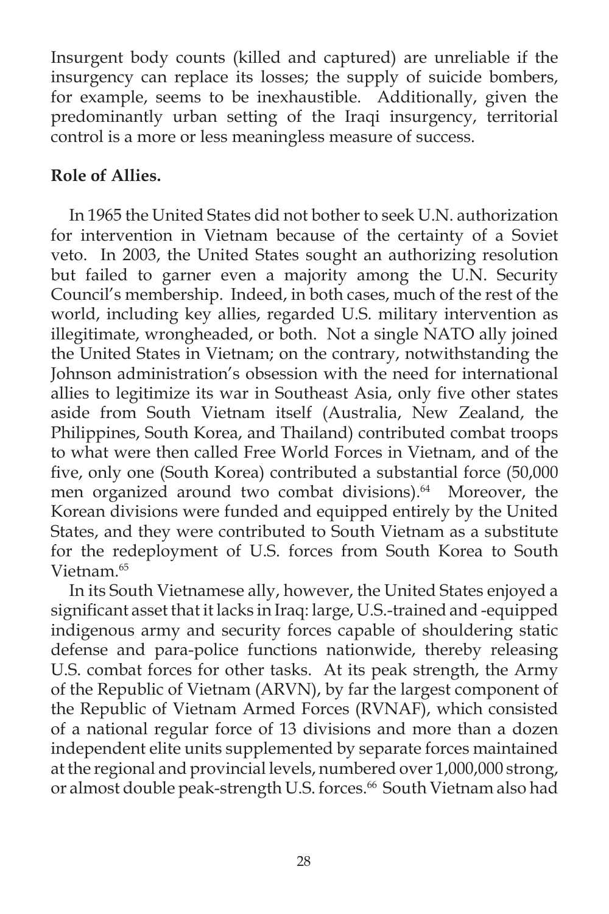Insurgent body counts (killed and captured) are unreliable if the insurgency can replace its losses; the supply of suicide bombers, for example, seems to be inexhaustible. Additionally, given the predominantly urban setting of the Iraqi insurgency, territorial control is a more or less meaningless measure of success.

**Role of Allies.**

In 1965 the United States did not bother to seek U.N. authorization for intervention in Vietnam because of the certainty of a Soviet veto. In 2003, the United States sought an authorizing resolution but failed to garner even a majority among the U.N. Security Council's membership. Indeed, in both cases, much of the rest of the world, including key allies, regarded U.S. military intervention as illegitimate, wrongheaded, or both. Not a single NATO ally joined the United States in Vietnam; on the contrary, notwithstanding the Johnson administration's obsession with the need for international allies to legitimize its war in Southeast Asia, only five other states aside from South Vietnam itself (Australia, New Zealand, the Philippines, South Korea, and Thailand) contributed combat troops to what were then called Free World Forces in Vietnam, and of the five, only one (South Korea) contributed a substantial force (50,000 men organized around two combat divisions).[64] Moreover, the Korean divisions were funded and equipped entirely by the United States, and they were contributed to South Vietnam as a substitute for the redeployment of U.S. forces from South Korea to South Vietnam.[65]

In its South Vietnamese ally, however, the United States enjoyed a significant asset that it lacks in Iraq: large, U.S.-trained and -equipped indigenous army and security forces capable of shouldering static defense and para-police functions nationwide, thereby releasing U.S. combat forces for other tasks. At its peak strength, the Army of the Republic of Vietnam (ARVN), by far the largest component of the Republic of Vietnam Armed Forces (RVNAF), which consisted of a national regular force of 13 divisions and more than a dozen independent elite units supplemented by separate forces maintained at the regional and provincial levels, numbered over 1,000,000 strong, or almost double peak-strength U.S. forces.[66] South Vietnam also had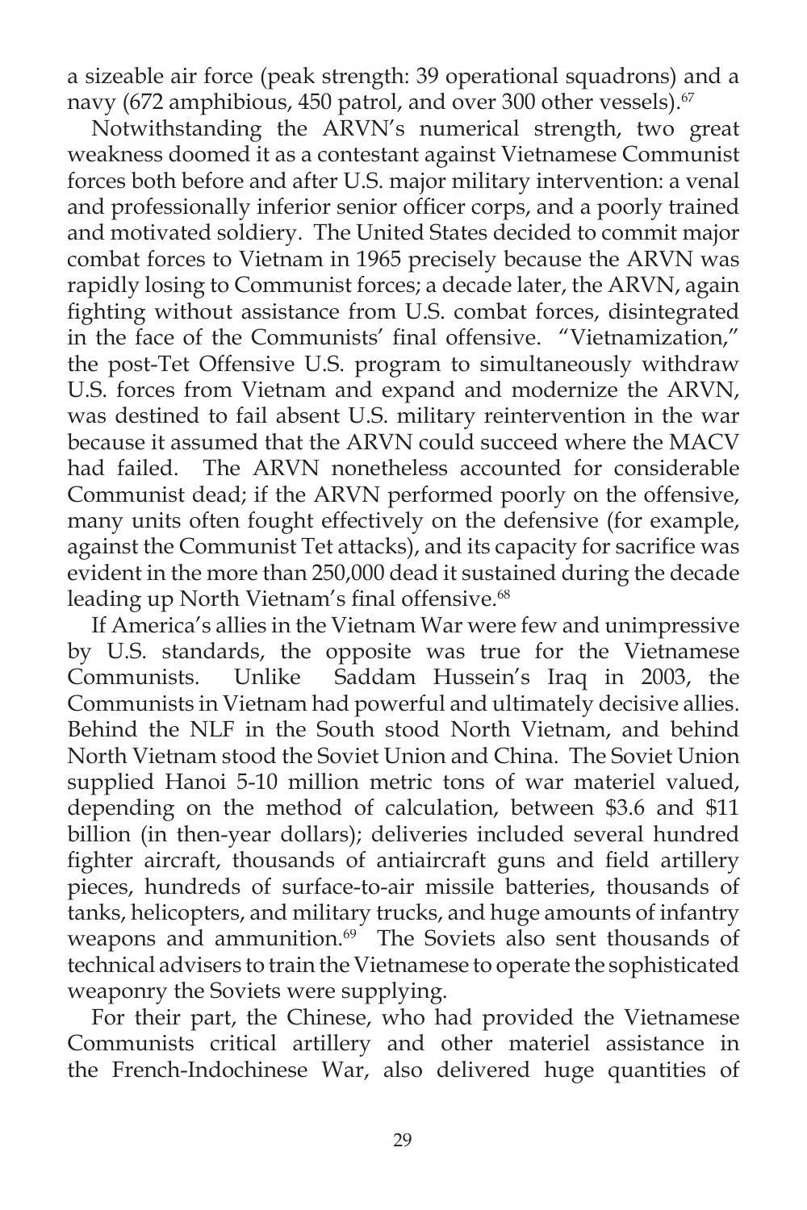a sizeable air force (peak strength: 39 operational squadrons) and a navy (672 amphibious, 450 patrol, and over 300 other vessels).[67]

Notwithstanding the ARVN's numerical strength, two great weakness doomed it as a contestant against Vietnamese Communist forces both before and after U.S. major military intervention: a venal and professionally inferior senior officer corps, and a poorly trained and motivated soldiery. The United States decided to commit major combat forces to Vietnam in 1965 precisely because the ARVN was rapidly losing to Communist forces; a decade later, the ARVN, again fighting without assistance from U.S. combat forces, disintegrated in the face of the Communists' final offensive. "Vietnamization," the post-Tet Offensive U.S. program to simultaneously withdraw U.S. forces from Vietnam and expand and modernize the ARVN, was destined to fail absent U.S. military reintervention in the war because it assumed that the ARVN could succeed where the MACV had failed. The ARVN nonetheless accounted for considerable Communist dead; if the ARVN performed poorly on the offensive, many units often fought effectively on the defensive (for example, against the Communist Tet attacks), and its capacity for sacrifice was evident in the more than 250,000 dead it sustained during the decade leading up North Vietnam's final offensive.[68]

If America's allies in the Vietnam War were few and unimpressive by U.S. standards, the opposite was true for the Vietnamese Communists. Unlike Saddam Hussein's Iraq in 2003, the Communists in Vietnam had powerful and ultimately decisive allies. Behind the NLF in the South stood North Vietnam, and behind North Vietnam stood the Soviet Union and China. The Soviet Union supplied Hanoi 5-10 million metric tons of war materiel valued, depending on the method of calculation, between $3.6 and $11 billion (in then-year dollars); deliveries included several hundred fighter aircraft, thousands of antiaircraft guns and field artillery pieces, hundreds of surface-to-air missile batteries, thousands of tanks, helicopters, and military trucks, and huge amounts of infantry weapons and ammunition.[69] The Soviets also sent thousands of technical advisers to train the Vietnamese to operate the sophisticated weaponry the Soviets were supplying.

For their part, the Chinese, who had provided the Vietnamese Communists critical artillery and other materiel assistance in the French-Indochinese War, also delivered huge quantities of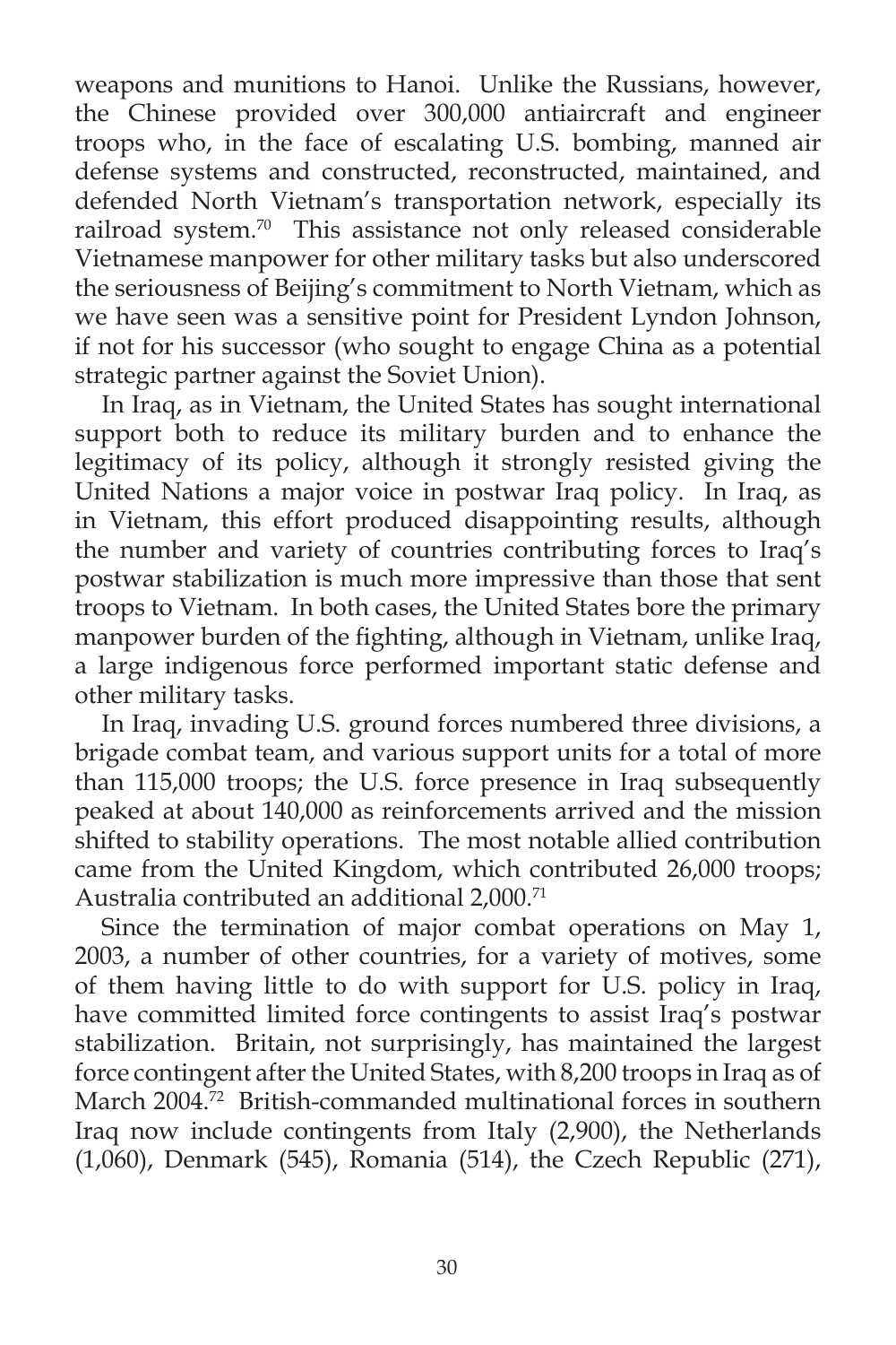weapons and munitions to Hanoi. Unlike the Russians, however, the Chinese provided over 300,000 antiaircraft and engineer troops who, in the face of escalating U.S. bombing, manned air defense systems and constructed, reconstructed, maintained, and defended North Vietnam's transportation network, especially its railroad system.[70] This assistance not only released considerable Vietnamese manpower for other military tasks but also underscored the seriousness of Beijing's commitment to North Vietnam, which as we have seen was a sensitive point for President Lyndon Johnson, if not for his successor (who sought to engage China as a potential strategic partner against the Soviet Union).

In Iraq, as in Vietnam, the United States has sought international support both to reduce its military burden and to enhance the legitimacy of its policy, although it strongly resisted giving the United Nations a major voice in postwar Iraq policy. In Iraq, as in Vietnam, this effort produced disappointing results, although the number and variety of countries contributing forces to Iraq's postwar stabilization is much more impressive than those that sent troops to Vietnam. In both cases, the United States bore the primary manpower burden of the fighting, although in Vietnam, unlike Iraq, a large indigenous force performed important static defense and other military tasks.

In Iraq, invading U.S. ground forces numbered three divisions, a brigade combat team, and various support units for a total of more than 115,000 troops; the U.S. force presence in Iraq subsequently peaked at about 140,000 as reinforcements arrived and the mission shifted to stability operations. The most notable allied contribution came from the United Kingdom, which contributed 26,000 troops; Australia contributed an additional 2,000.[71]

Since the termination of major combat operations on May 1, 2003, a number of other countries, for a variety of motives, some of them having little to do with support for U.S. policy in Iraq, have committed limited force contingents to assist Iraq's postwar stabilization. Britain, not surprisingly, has maintained the largest force contingent after the United States, with 8,200 troops in Iraq as of March 2004.[72] British-commanded multinational forces in southern Iraq now include contingents from Italy (2,900), the Netherlands (1,060), Denmark (545), Romania (514), the Czech Republic (271),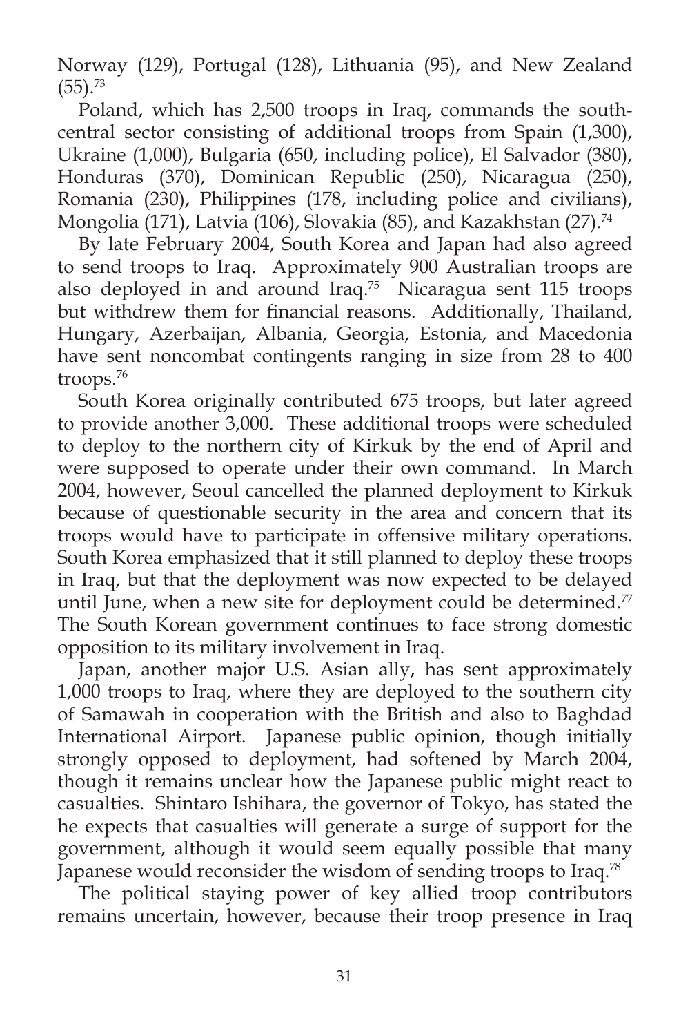Norway (129), Portugal (128), Lithuania (95), and New Zealand (55).[73]

Poland, which has 2,500 troops in Iraq, commands the south-central sector consisting of additional troops from Spain (1,300), Ukraine (1,000), Bulgaria (650, including police), El Salvador (380), Honduras (370), Dominican Republic (250), Nicaragua (250), Romania (230), Philippines (178, including police and civilians), Mongolia (171), Latvia (106), Slovakia (85), and Kazakhstan (27).[74]

By late February 2004, South Korea and Japan had also agreed to send troops to Iraq. Approximately 900 Australian troops are also deployed in and around Iraq.[75] Nicaragua sent 115 troops but withdrew them for financial reasons. Additionally, Thailand, Hungary, Azerbaijan, Albania, Georgia, Estonia, and Macedonia have sent noncombat contingents ranging in size from 28 to 400 troops.[76]

South Korea originally contributed 675 troops, but later agreed to provide another 3,000. These additional troops were scheduled to deploy to the northern city of Kirkuk by the end of April and were supposed to operate under their own command. In March 2004, however, Seoul cancelled the planned deployment to Kirkuk because of questionable security in the area and concern that its troops would have to participate in offensive military operations. South Korea emphasized that it still planned to deploy these troops in Iraq, but that the deployment was now expected to be delayed until June, when a new site for deployment could be determined.[77] The South Korean government continues to face strong domestic opposition to its military involvement in Iraq.

Japan, another major U.S. Asian ally, has sent approximately 1,000 troops to Iraq, where they are deployed to the southern city of Samawah in cooperation with the British and also to Baghdad International Airport. Japanese public opinion, though initially strongly opposed to deployment, had softened by March 2004, though it remains unclear how the Japanese public might react to casualties. Shintaro Ishihara, the governor of Tokyo, has stated the he expects that casualties will generate a surge of support for the government, although it would seem equally possible that many Japanese would reconsider the wisdom of sending troops to Iraq.[78]

The political staying power of key allied troop contributors remains uncertain, however, because their troop presence in Iraq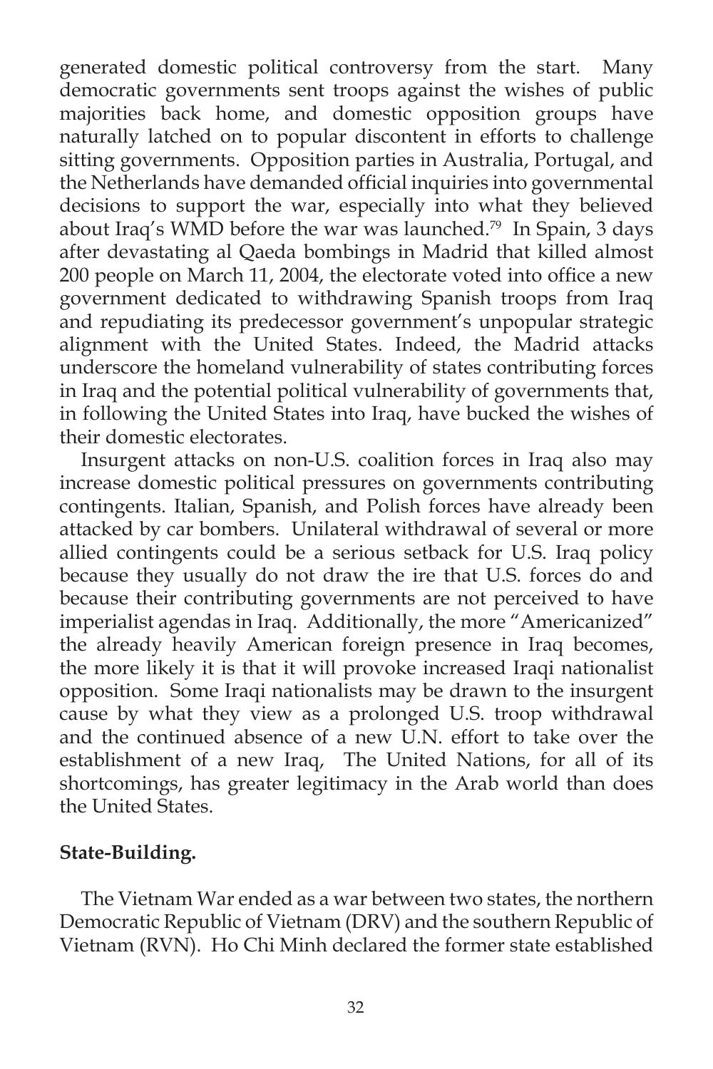generated domestic political controversy from the start. Many democratic governments sent troops against the wishes of public majorities back home, and domestic opposition groups have naturally latched on to popular discontent in efforts to challenge sitting governments. Opposition parties in Australia, Portugal, and the Netherlands have demanded official inquiries into governmental decisions to support the war, especially into what they believed about Iraq's WMD before the war was launched.[79] In Spain, 3 days after devastating al Qaeda bombings in Madrid that killed almost 200 people on March 11, 2004, the electorate voted into office a new government dedicated to withdrawing Spanish troops from Iraq and repudiating its predecessor government's unpopular strategic alignment with the United States. Indeed, the Madrid attacks underscore the homeland vulnerability of states contributing forces in Iraq and the potential political vulnerability of governments that, in following the United States into Iraq, have bucked the wishes of their domestic electorates.

Insurgent attacks on non-U.S. coalition forces in Iraq also may increase domestic political pressures on governments contributing contingents. Italian, Spanish, and Polish forces have already been attacked by car bombers. Unilateral withdrawal of several or more allied contingents could be a serious setback for U.S. Iraq policy because they usually do not draw the ire that U.S. forces do and because their contributing governments are not perceived to have imperialist agendas in Iraq. Additionally, the more "Americanized" the already heavily American foreign presence in Iraq becomes, the more likely it is that it will provoke increased Iraqi nationalist opposition. Some Iraqi nationalists may be drawn to the insurgent cause by what they view as a prolonged U.S. troop withdrawal and the continued absence of a new U.N. effort to take over the establishment of a new Iraq, The United Nations, for all of its shortcomings, has greater legitimacy in the Arab world than does the United States.

**State-Building.**

The Vietnam War ended as a war between two states, the northern Democratic Republic of Vietnam (DRV) and the southern Republic of Vietnam (RVN). Ho Chi Minh declared the former state established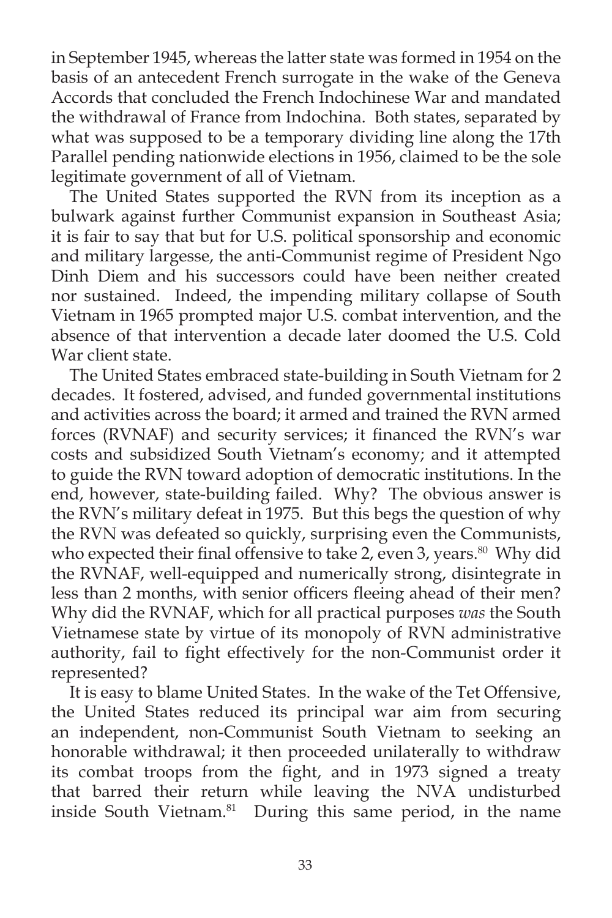in September 1945, whereas the latter state was formed in 1954 on the basis of an antecedent French surrogate in the wake of the Geneva Accords that concluded the French Indochinese War and mandated the withdrawal of France from Indochina. Both states, separated by what was supposed to be a temporary dividing line along the 17th Parallel pending nationwide elections in 1956, claimed to be the sole legitimate government of all of Vietnam.

The United States supported the RVN from its inception as a bulwark against further Communist expansion in Southeast Asia; it is fair to say that but for U.S. political sponsorship and economic and military largesse, the anti-Communist regime of President Ngo Dinh Diem and his successors could have been neither created nor sustained. Indeed, the impending military collapse of South Vietnam in 1965 prompted major U.S. combat intervention, and the absence of that intervention a decade later doomed the U.S. Cold War client state.

The United States embraced state-building in South Vietnam for 2 decades. It fostered, advised, and funded governmental institutions and activities across the board; it armed and trained the RVN armed forces (RVNAF) and security services; it financed the RVN's war costs and subsidized South Vietnam's economy; and it attempted to guide the RVN toward adoption of democratic institutions. In the end, however, state-building failed. Why? The obvious answer is the RVN's military defeat in 1975. But this begs the question of why the RVN was defeated so quickly, surprising even the Communists, who expected their final offensive to take 2, even 3, years.[80] Why did the RVNAF, well-equipped and numerically strong, disintegrate in less than 2 months, with senior officers fleeing ahead of their men? Why did the RVNAF, which for all practical purposes *was* the South Vietnamese state by virtue of its monopoly of RVN administrative authority, fail to fight effectively for the non-Communist order it represented?

It is easy to blame United States. In the wake of the Tet Offensive, the United States reduced its principal war aim from securing an independent, non-Communist South Vietnam to seeking an honorable withdrawal; it then proceeded unilaterally to withdraw its combat troops from the fight, and in 1973 signed a treaty that barred their return while leaving the NVA undisturbed inside South Vietnam.[81] During this same period, in the name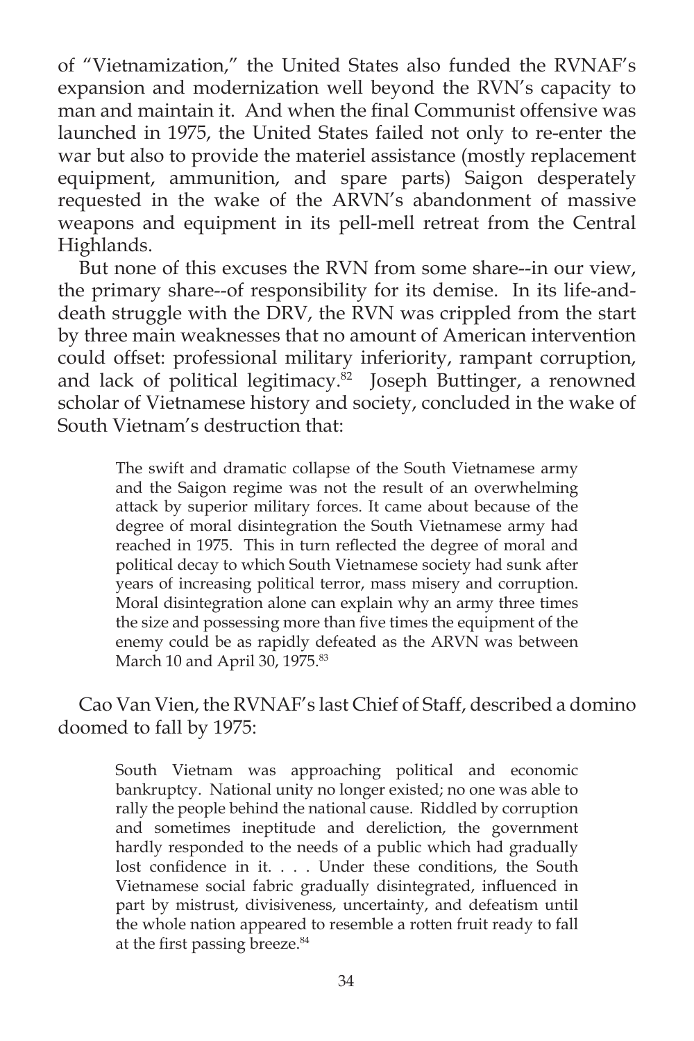of "Vietnamization," the United States also funded the RVNAF's expansion and modernization well beyond the RVN's capacity to man and maintain it. And when the final Communist offensive was launched in 1975, the United States failed not only to re-enter the war but also to provide the materiel assistance (mostly replacement equipment, ammunition, and spare parts) Saigon desperately requested in the wake of the ARVN's abandonment of massive weapons and equipment in its pell-mell retreat from the Central Highlands.

But none of this excuses the RVN from some share--in our view, the primary share--of responsibility for its demise. In its life-and-death struggle with the DRV, the RVN was crippled from the start by three main weaknesses that no amount of American intervention could offset: professional military inferiority, rampant corruption, and lack of political legitimacy.[82] Joseph Buttinger, a renowned scholar of Vietnamese history and society, concluded in the wake of South Vietnam's destruction that:

> The swift and dramatic collapse of the South Vietnamese army and the Saigon regime was not the result of an overwhelming attack by superior military forces. It came about because of the degree of moral disintegration the South Vietnamese army had reached in 1975. This in turn reflected the degree of moral and political decay to which South Vietnamese society had sunk after years of increasing political terror, mass misery and corruption. Moral disintegration alone can explain why an army three times the size and possessing more than five times the equipment of the enemy could be as rapidly defeated as the ARVN was between March 10 and April 30, 1975.[83]

Cao Van Vien, the RVNAF's last Chief of Staff, described a domino doomed to fall by 1975:

> South Vietnam was approaching political and economic bankruptcy. National unity no longer existed; no one was able to rally the people behind the national cause. Riddled by corruption and sometimes ineptitude and dereliction, the government hardly responded to the needs of a public which had gradually lost confidence in it. . . . Under these conditions, the South Vietnamese social fabric gradually disintegrated, influenced in part by mistrust, divisiveness, uncertainty, and defeatism until the whole nation appeared to resemble a rotten fruit ready to fall at the first passing breeze.[84]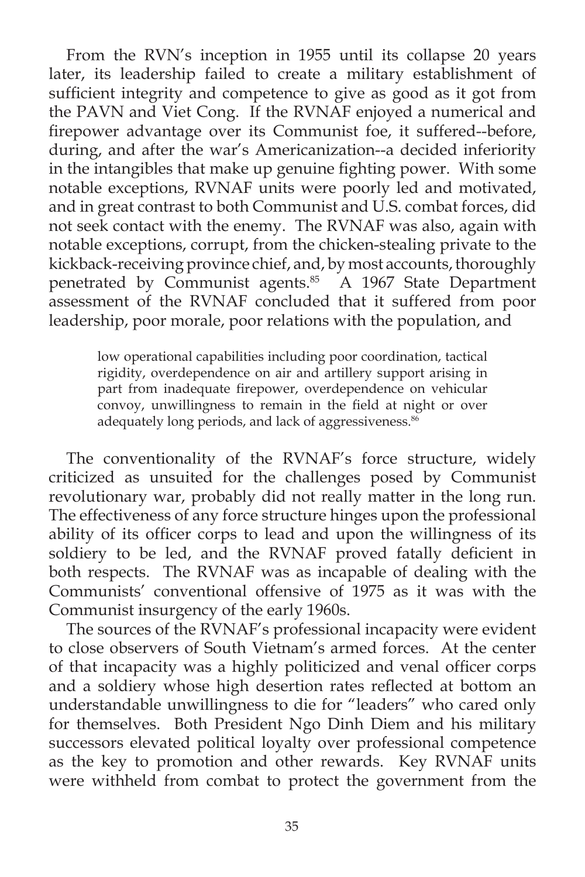From the RVN's inception in 1955 until its collapse 20 years later, its leadership failed to create a military establishment of sufficient integrity and competence to give as good as it got from the PAVN and Viet Cong. If the RVNAF enjoyed a numerical and firepower advantage over its Communist foe, it suffered--before, during, and after the war's Americanization--a decided inferiority in the intangibles that make up genuine fighting power. With some notable exceptions, RVNAF units were poorly led and motivated, and in great contrast to both Communist and U.S. combat forces, did not seek contact with the enemy. The RVNAF was also, again with notable exceptions, corrupt, from the chicken-stealing private to the kickback-receiving province chief, and, by most accounts, thoroughly penetrated by Communist agents.[85] A 1967 State Department assessment of the RVNAF concluded that it suffered from poor leadership, poor morale, poor relations with the population, and

> low operational capabilities including poor coordination, tactical rigidity, overdependence on air and artillery support arising in part from inadequate firepower, overdependence on vehicular convoy, unwillingness to remain in the field at night or over adequately long periods, and lack of aggressiveness.[86]

The conventionality of the RVNAF's force structure, widely criticized as unsuited for the challenges posed by Communist revolutionary war, probably did not really matter in the long run. The effectiveness of any force structure hinges upon the professional ability of its officer corps to lead and upon the willingness of its soldiery to be led, and the RVNAF proved fatally deficient in both respects. The RVNAF was as incapable of dealing with the Communists' conventional offensive of 1975 as it was with the Communist insurgency of the early 1960s.

The sources of the RVNAF's professional incapacity were evident to close observers of South Vietnam's armed forces. At the center of that incapacity was a highly politicized and venal officer corps and a soldiery whose high desertion rates reflected at bottom an understandable unwillingness to die for "leaders" who cared only for themselves. Both President Ngo Dinh Diem and his military successors elevated political loyalty over professional competence as the key to promotion and other rewards. Key RVNAF units were withheld from combat to protect the government from the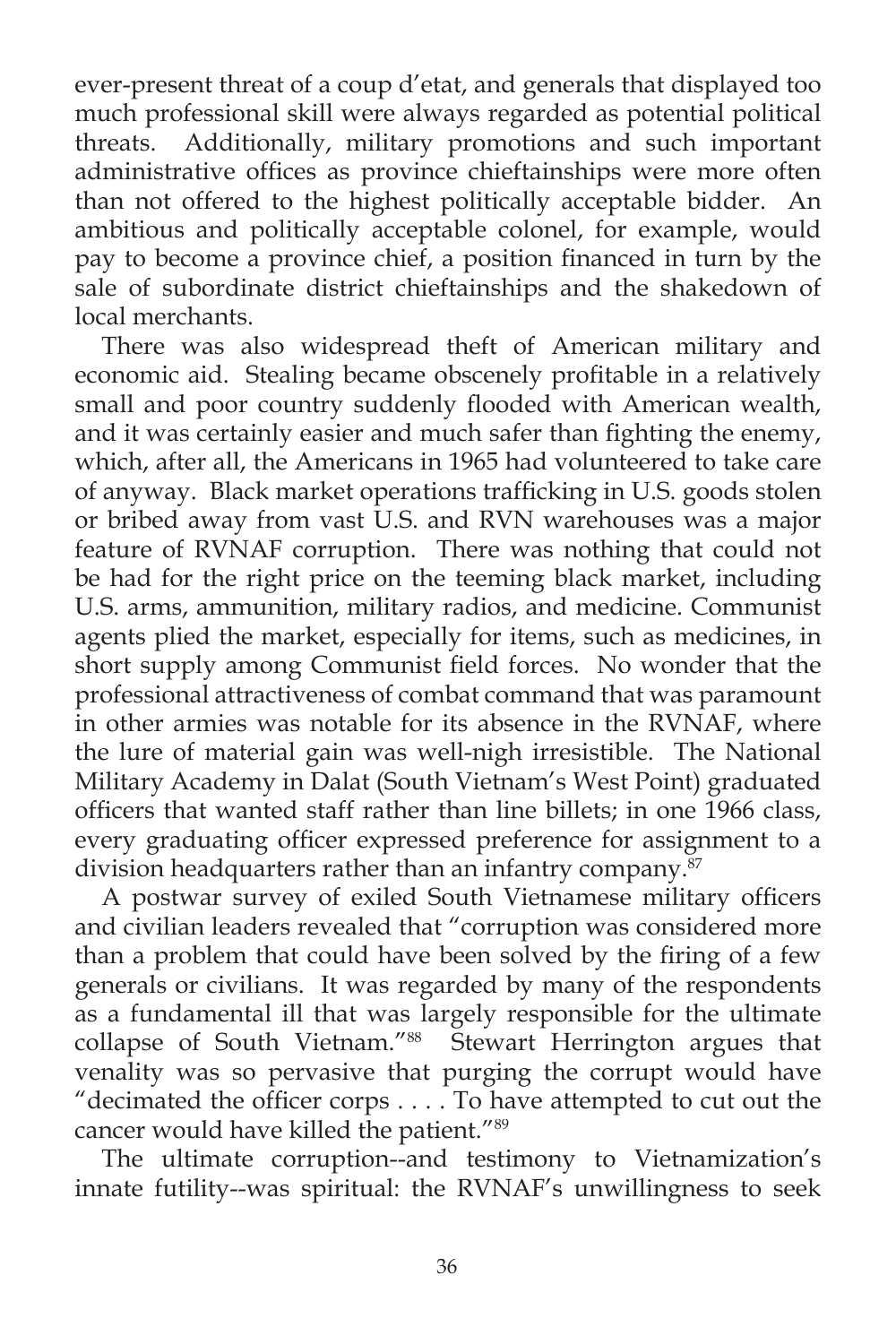ever-present threat of a coup d'etat, and generals that displayed too much professional skill were always regarded as potential political threats. Additionally, military promotions and such important administrative offices as province chieftainships were more often than not offered to the highest politically acceptable bidder. An ambitious and politically acceptable colonel, for example, would pay to become a province chief, a position financed in turn by the sale of subordinate district chieftainships and the shakedown of local merchants.

There was also widespread theft of American military and economic aid. Stealing became obscenely profitable in a relatively small and poor country suddenly flooded with American wealth, and it was certainly easier and much safer than fighting the enemy, which, after all, the Americans in 1965 had volunteered to take care of anyway. Black market operations trafficking in U.S. goods stolen or bribed away from vast U.S. and RVN warehouses was a major feature of RVNAF corruption. There was nothing that could not be had for the right price on the teeming black market, including U.S. arms, ammunition, military radios, and medicine. Communist agents plied the market, especially for items, such as medicines, in short supply among Communist field forces. No wonder that the professional attractiveness of combat command that was paramount in other armies was notable for its absence in the RVNAF, where the lure of material gain was well-nigh irresistible. The National Military Academy in Dalat (South Vietnam's West Point) graduated officers that wanted staff rather than line billets; in one 1966 class, every graduating officer expressed preference for assignment to a division headquarters rather than an infantry company.[87]

A postwar survey of exiled South Vietnamese military officers and civilian leaders revealed that "corruption was considered more than a problem that could have been solved by the firing of a few generals or civilians. It was regarded by many of the respondents as a fundamental ill that was largely responsible for the ultimate collapse of South Vietnam."[88] Stewart Herrington argues that venality was so pervasive that purging the corrupt would have "decimated the officer corps . . . . To have attempted to cut out the cancer would have killed the patient."[89]

The ultimate corruption--and testimony to Vietnamization's innate futility--was spiritual: the RVNAF's unwillingness to seek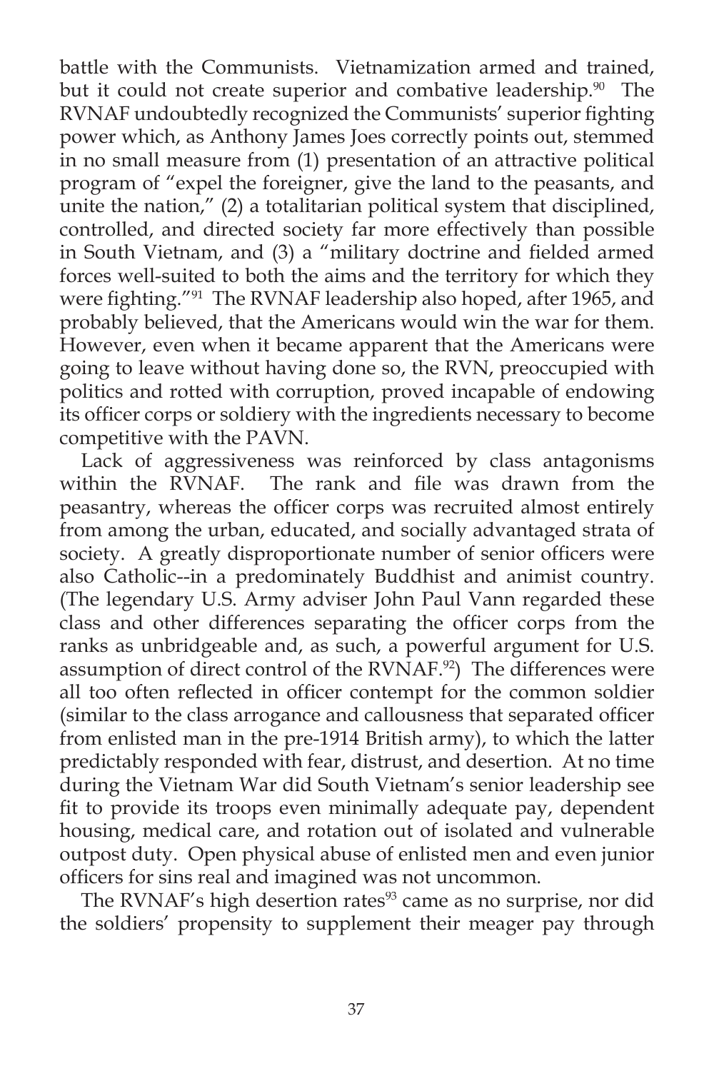battle with the Communists. Vietnamization armed and trained, but it could not create superior and combative leadership.[90] The RVNAF undoubtedly recognized the Communists' superior fighting power which, as Anthony James Joes correctly points out, stemmed in no small measure from (1) presentation of an attractive political program of "expel the foreigner, give the land to the peasants, and unite the nation," (2) a totalitarian political system that disciplined, controlled, and directed society far more effectively than possible in South Vietnam, and (3) a "military doctrine and fielded armed forces well-suited to both the aims and the territory for which they were fighting."[91] The RVNAF leadership also hoped, after 1965, and probably believed, that the Americans would win the war for them. However, even when it became apparent that the Americans were going to leave without having done so, the RVN, preoccupied with politics and rotted with corruption, proved incapable of endowing its officer corps or soldiery with the ingredients necessary to become competitive with the PAVN.

Lack of aggressiveness was reinforced by class antagonisms within the RVNAF. The rank and file was drawn from the peasantry, whereas the officer corps was recruited almost entirely from among the urban, educated, and socially advantaged strata of society. A greatly disproportionate number of senior officers were also Catholic--in a predominately Buddhist and animist country. (The legendary U.S. Army adviser John Paul Vann regarded these class and other differences separating the officer corps from the ranks as unbridgeable and, as such, a powerful argument for U.S. assumption of direct control of the RVNAF.[92]) The differences were all too often reflected in officer contempt for the common soldier (similar to the class arrogance and callousness that separated officer from enlisted man in the pre-1914 British army), to which the latter predictably responded with fear, distrust, and desertion. At no time during the Vietnam War did South Vietnam's senior leadership see fit to provide its troops even minimally adequate pay, dependent housing, medical care, and rotation out of isolated and vulnerable outpost duty. Open physical abuse of enlisted men and even junior officers for sins real and imagined was not uncommon.

The RVNAF's high desertion rates[93] came as no surprise, nor did the soldiers' propensity to supplement their meager pay through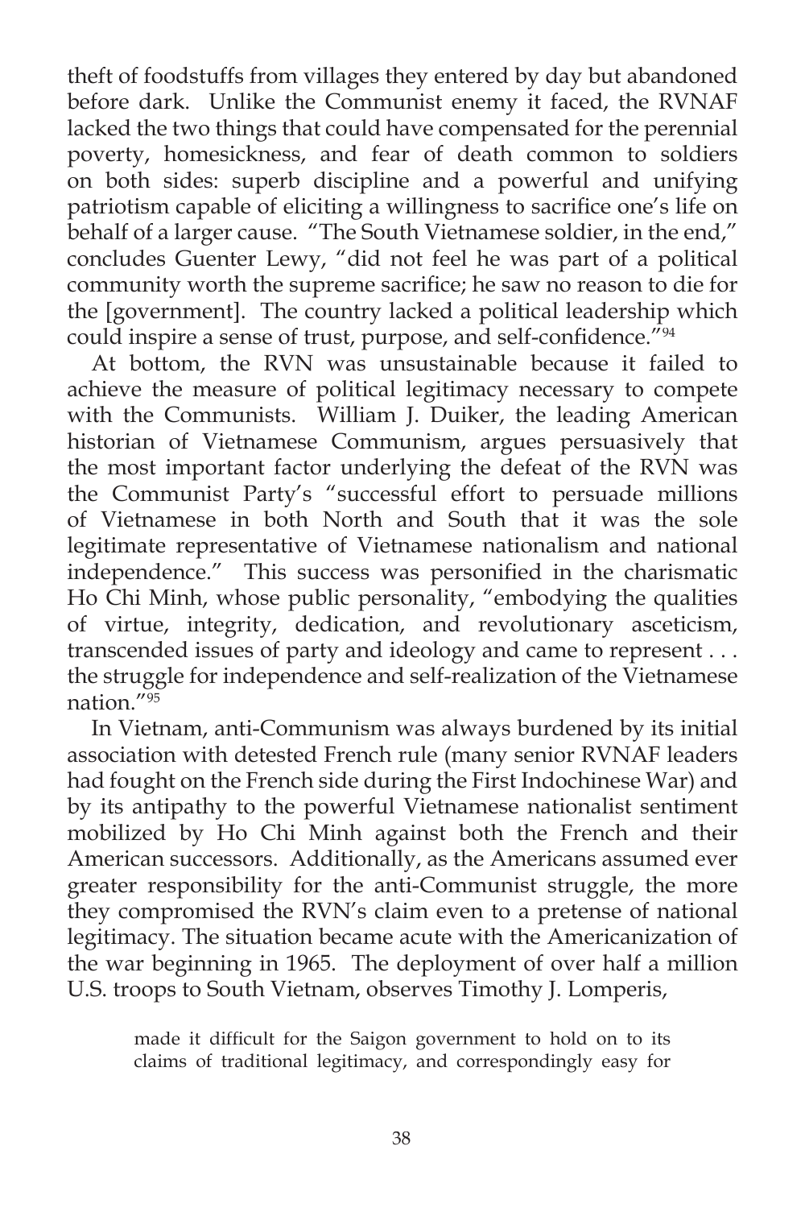theft of foodstuffs from villages they entered by day but abandoned before dark. Unlike the Communist enemy it faced, the RVNAF lacked the two things that could have compensated for the perennial poverty, homesickness, and fear of death common to soldiers on both sides: superb discipline and a powerful and unifying patriotism capable of eliciting a willingness to sacrifice one's life on behalf of a larger cause. "The South Vietnamese soldier, in the end," concludes Guenter Lewy, "did not feel he was part of a political community worth the supreme sacrifice; he saw no reason to die for the [government]. The country lacked a political leadership which could inspire a sense of trust, purpose, and self-confidence."[94]

At bottom, the RVN was unsustainable because it failed to achieve the measure of political legitimacy necessary to compete with the Communists. William J. Duiker, the leading American historian of Vietnamese Communism, argues persuasively that the most important factor underlying the defeat of the RVN was the Communist Party's "successful effort to persuade millions of Vietnamese in both North and South that it was the sole legitimate representative of Vietnamese nationalism and national independence." This success was personified in the charismatic Ho Chi Minh, whose public personality, "embodying the qualities of virtue, integrity, dedication, and revolutionary asceticism, transcended issues of party and ideology and came to represent . . . the struggle for independence and self-realization of the Vietnamese nation."[95]

In Vietnam, anti-Communism was always burdened by its initial association with detested French rule (many senior RVNAF leaders had fought on the French side during the First Indochinese War) and by its antipathy to the powerful Vietnamese nationalist sentiment mobilized by Ho Chi Minh against both the French and their American successors. Additionally, as the Americans assumed ever greater responsibility for the anti-Communist struggle, the more they compromised the RVN's claim even to a pretense of national legitimacy. The situation became acute with the Americanization of the war beginning in 1965. The deployment of over half a million U.S. troops to South Vietnam, observes Timothy J. Lomperis,

> made it difficult for the Saigon government to hold on to its claims of traditional legitimacy, and correspondingly easy for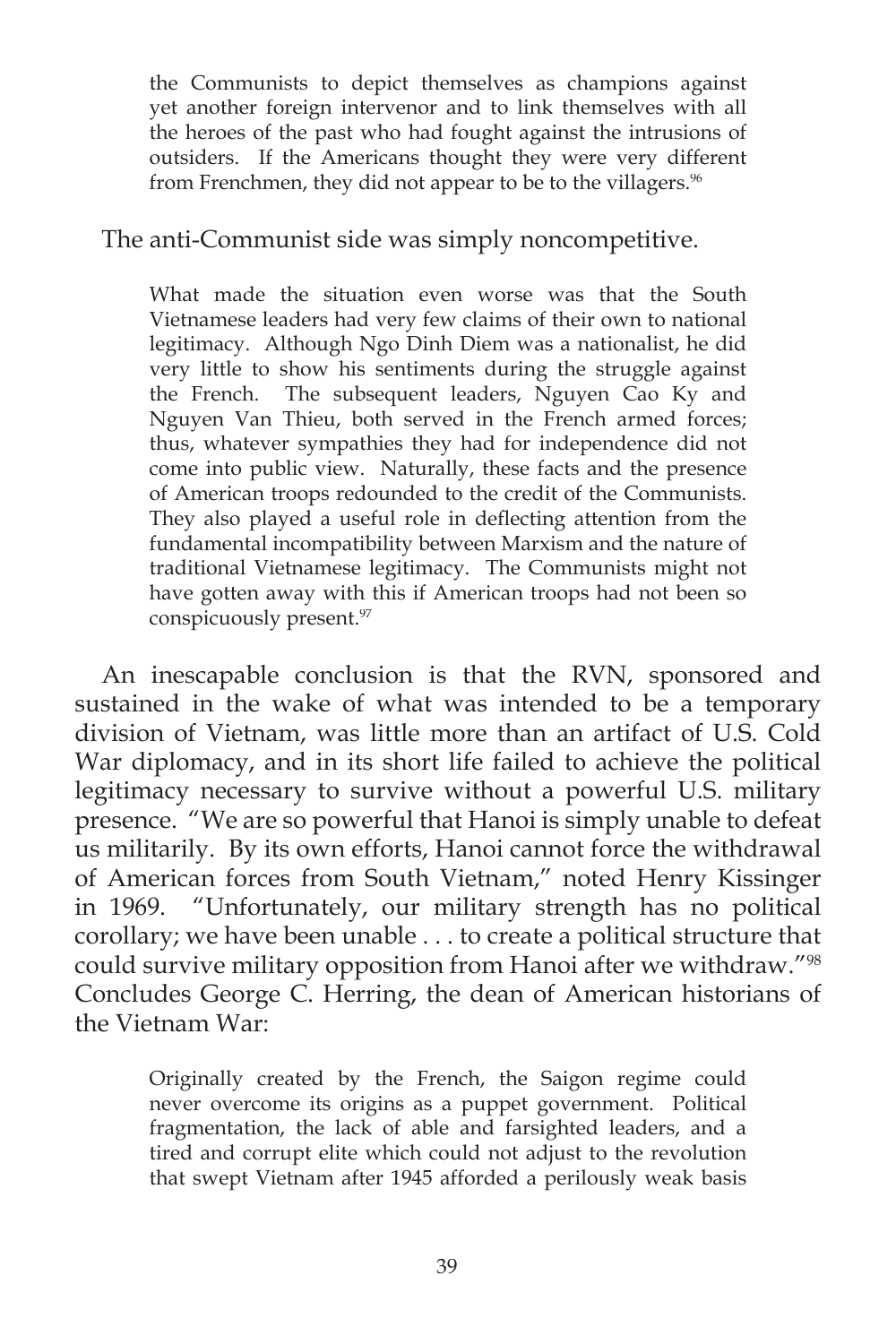> the Communists to depict themselves as champions against yet another foreign intervenor and to link themselves with all the heroes of the past who had fought against the intrusions of outsiders. If the Americans thought they were very different from Frenchmen, they did not appear to be to the villagers.[96]

The anti-Communist side was simply noncompetitive.

> What made the situation even worse was that the South Vietnamese leaders had very few claims of their own to national legitimacy. Although Ngo Dinh Diem was a nationalist, he did very little to show his sentiments during the struggle against the French. The subsequent leaders, Nguyen Cao Ky and Nguyen Van Thieu, both served in the French armed forces; thus, whatever sympathies they had for independence did not come into public view. Naturally, these facts and the presence of American troops redounded to the credit of the Communists. They also played a useful role in deflecting attention from the fundamental incompatibility between Marxism and the nature of traditional Vietnamese legitimacy. The Communists might not have gotten away with this if American troops had not been so conspicuously present.[97]

An inescapable conclusion is that the RVN, sponsored and sustained in the wake of what was intended to be a temporary division of Vietnam, was little more than an artifact of U.S. Cold War diplomacy, and in its short life failed to achieve the political legitimacy necessary to survive without a powerful U.S. military presence. "We are so powerful that Hanoi is simply unable to defeat us militarily. By its own efforts, Hanoi cannot force the withdrawal of American forces from South Vietnam," noted Henry Kissinger in 1969. "Unfortunately, our military strength has no political corollary; we have been unable . . . to create a political structure that could survive military opposition from Hanoi after we withdraw."[98] Concludes George C. Herring, the dean of American historians of the Vietnam War:

> Originally created by the French, the Saigon regime could never overcome its origins as a puppet government. Political fragmentation, the lack of able and farsighted leaders, and a tired and corrupt elite which could not adjust to the revolution that swept Vietnam after 1945 afforded a perilously weak basis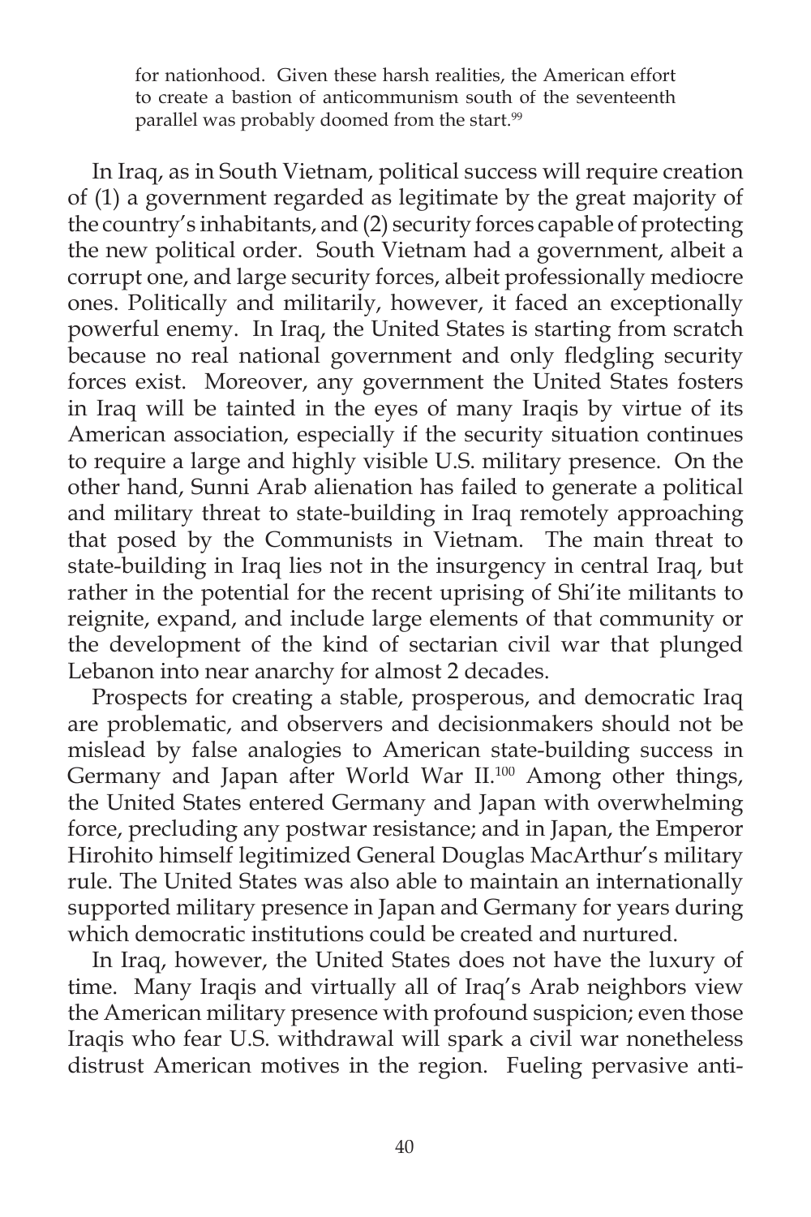> for nationhood. Given these harsh realities, the American effort to create a bastion of anticommunism south of the seventeenth parallel was probably doomed from the start.[99]

In Iraq, as in South Vietnam, political success will require creation of (1) a government regarded as legitimate by the great majority of the country's inhabitants, and (2) security forces capable of protecting the new political order. South Vietnam had a government, albeit a corrupt one, and large security forces, albeit professionally mediocre ones. Politically and militarily, however, it faced an exceptionally powerful enemy. In Iraq, the United States is starting from scratch because no real national government and only fledgling security forces exist. Moreover, any government the United States fosters in Iraq will be tainted in the eyes of many Iraqis by virtue of its American association, especially if the security situation continues to require a large and highly visible U.S. military presence. On the other hand, Sunni Arab alienation has failed to generate a political and military threat to state-building in Iraq remotely approaching that posed by the Communists in Vietnam. The main threat to state-building in Iraq lies not in the insurgency in central Iraq, but rather in the potential for the recent uprising of Shi'ite militants to reignite, expand, and include large elements of that community or the development of the kind of sectarian civil war that plunged Lebanon into near anarchy for almost 2 decades.

Prospects for creating a stable, prosperous, and democratic Iraq are problematic, and observers and decisionmakers should not be mislead by false analogies to American state-building success in Germany and Japan after World War II.[100] Among other things, the United States entered Germany and Japan with overwhelming force, precluding any postwar resistance; and in Japan, the Emperor Hirohito himself legitimized General Douglas MacArthur's military rule. The United States was also able to maintain an internationally supported military presence in Japan and Germany for years during which democratic institutions could be created and nurtured.

In Iraq, however, the United States does not have the luxury of time. Many Iraqis and virtually all of Iraq's Arab neighbors view the American military presence with profound suspicion; even those Iraqis who fear U.S. withdrawal will spark a civil war nonetheless distrust American motives in the region. Fueling pervasive anti-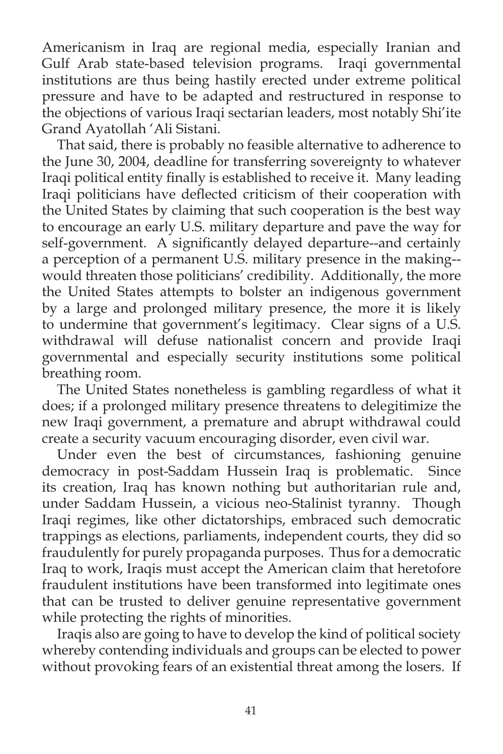Americanism in Iraq are regional media, especially Iranian and Gulf Arab state-based television programs. Iraqi governmental institutions are thus being hastily erected under extreme political pressure and have to be adapted and restructured in response to the objections of various Iraqi sectarian leaders, most notably Shi'ite Grand Ayatollah 'Ali Sistani.

That said, there is probably no feasible alternative to adherence to the June 30, 2004, deadline for transferring sovereignty to whatever Iraqi political entity finally is established to receive it. Many leading Iraqi politicians have deflected criticism of their cooperation with the United States by claiming that such cooperation is the best way to encourage an early U.S. military departure and pave the way for self-government. A significantly delayed departure--and certainly a perception of a permanent U.S. military presence in the making--would threaten those politicians' credibility. Additionally, the more the United States attempts to bolster an indigenous government by a large and prolonged military presence, the more it is likely to undermine that government's legitimacy. Clear signs of a U.S. withdrawal will defuse nationalist concern and provide Iraqi governmental and especially security institutions some political breathing room.

The United States nonetheless is gambling regardless of what it does; if a prolonged military presence threatens to delegitimize the new Iraqi government, a premature and abrupt withdrawal could create a security vacuum encouraging disorder, even civil war.

Under even the best of circumstances, fashioning genuine democracy in post-Saddam Hussein Iraq is problematic. Since its creation, Iraq has known nothing but authoritarian rule and, under Saddam Hussein, a vicious neo-Stalinist tyranny. Though Iraqi regimes, like other dictatorships, embraced such democratic trappings as elections, parliaments, independent courts, they did so fraudulently for purely propaganda purposes. Thus for a democratic Iraq to work, Iraqis must accept the American claim that heretofore fraudulent institutions have been transformed into legitimate ones that can be trusted to deliver genuine representative government while protecting the rights of minorities.

Iraqis also are going to have to develop the kind of political society whereby contending individuals and groups can be elected to power without provoking fears of an existential threat among the losers. If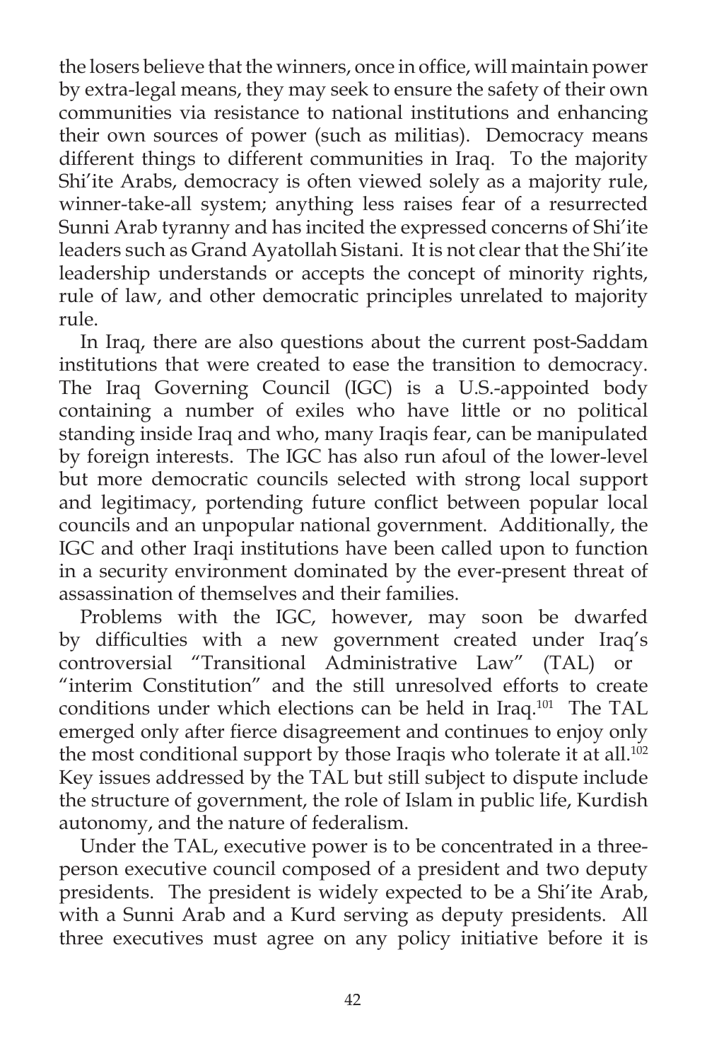the losers believe that the winners, once in office, will maintain power by extra-legal means, they may seek to ensure the safety of their own communities via resistance to national institutions and enhancing their own sources of power (such as militias). Democracy means different things to different communities in Iraq. To the majority Shi'ite Arabs, democracy is often viewed solely as a majority rule, winner-take-all system; anything less raises fear of a resurrected Sunni Arab tyranny and has incited the expressed concerns of Shi'ite leaders such as Grand Ayatollah Sistani. It is not clear that the Shi'ite leadership understands or accepts the concept of minority rights, rule of law, and other democratic principles unrelated to majority rule.

In Iraq, there are also questions about the current post-Saddam institutions that were created to ease the transition to democracy. The Iraq Governing Council (IGC) is a U.S.-appointed body containing a number of exiles who have little or no political standing inside Iraq and who, many Iraqis fear, can be manipulated by foreign interests. The IGC has also run afoul of the lower-level but more democratic councils selected with strong local support and legitimacy, portending future conflict between popular local councils and an unpopular national government. Additionally, the IGC and other Iraqi institutions have been called upon to function in a security environment dominated by the ever-present threat of assassination of themselves and their families.

Problems with the IGC, however, may soon be dwarfed by difficulties with a new government created under Iraq's controversial "Transitional Administrative Law" (TAL) or "interim Constitution" and the still unresolved efforts to create conditions under which elections can be held in Iraq.[101] The TAL emerged only after fierce disagreement and continues to enjoy only the most conditional support by those Iraqis who tolerate it at all.[102] Key issues addressed by the TAL but still subject to dispute include the structure of government, the role of Islam in public life, Kurdish autonomy, and the nature of federalism.

Under the TAL, executive power is to be concentrated in a three-person executive council composed of a president and two deputy presidents. The president is widely expected to be a Shi'ite Arab, with a Sunni Arab and a Kurd serving as deputy presidents. All three executives must agree on any policy initiative before it is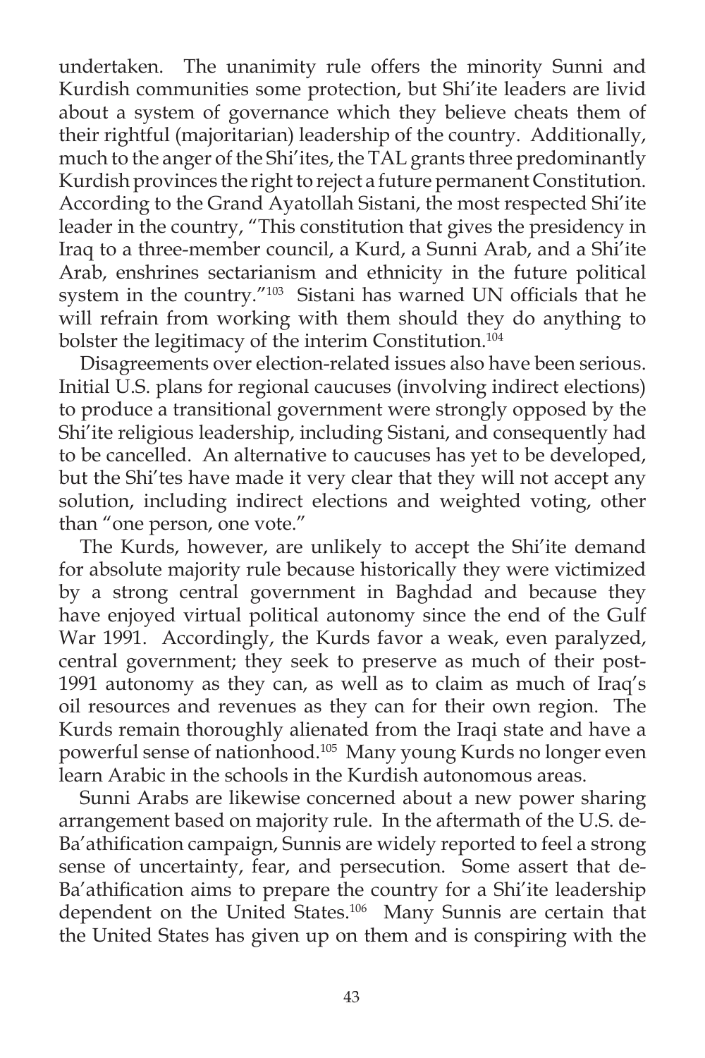undertaken. The unanimity rule offers the minority Sunni and Kurdish communities some protection, but Shi'ite leaders are livid about a system of governance which they believe cheats them of their rightful (majoritarian) leadership of the country. Additionally, much to the anger of the Shi'ites, the TAL grants three predominantly Kurdish provinces the right to reject a future permanent Constitution. According to the Grand Ayatollah Sistani, the most respected Shi'ite leader in the country, "This constitution that gives the presidency in Iraq to a three-member council, a Kurd, a Sunni Arab, and a Shi'ite Arab, enshrines sectarianism and ethnicity in the future political system in the country."[103] Sistani has warned UN officials that he will refrain from working with them should they do anything to bolster the legitimacy of the interim Constitution.[104]

Disagreements over election-related issues also have been serious. Initial U.S. plans for regional caucuses (involving indirect elections) to produce a transitional government were strongly opposed by the Shi'ite religious leadership, including Sistani, and consequently had to be cancelled. An alternative to caucuses has yet to be developed, but the Shi'tes have made it very clear that they will not accept any solution, including indirect elections and weighted voting, other than "one person, one vote."

The Kurds, however, are unlikely to accept the Shi'ite demand for absolute majority rule because historically they were victimized by a strong central government in Baghdad and because they have enjoyed virtual political autonomy since the end of the Gulf War 1991. Accordingly, the Kurds favor a weak, even paralyzed, central government; they seek to preserve as much of their post-1991 autonomy as they can, as well as to claim as much of Iraq's oil resources and revenues as they can for their own region. The Kurds remain thoroughly alienated from the Iraqi state and have a powerful sense of nationhood.[105] Many young Kurds no longer even learn Arabic in the schools in the Kurdish autonomous areas.

Sunni Arabs are likewise concerned about a new power sharing arrangement based on majority rule. In the aftermath of the U.S. de-Ba'athification campaign, Sunnis are widely reported to feel a strong sense of uncertainty, fear, and persecution. Some assert that de-Ba'athification aims to prepare the country for a Shi'ite leadership dependent on the United States.[106] Many Sunnis are certain that the United States has given up on them and is conspiring with the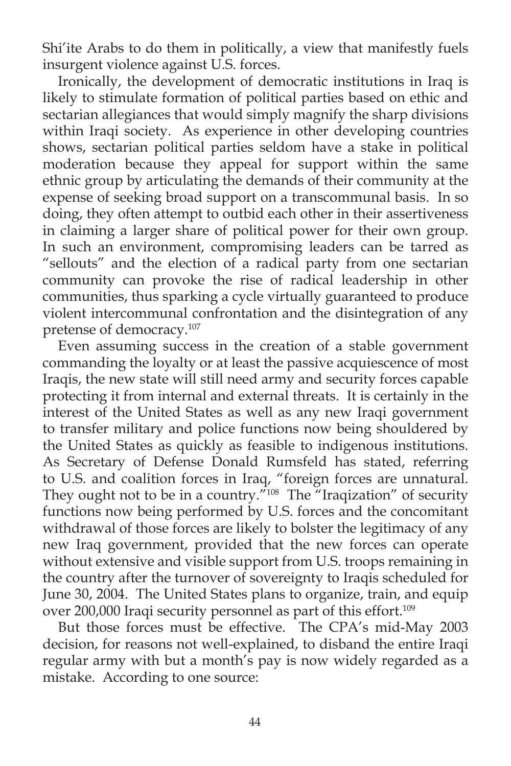Shi'ite Arabs to do them in politically, a view that manifestly fuels insurgent violence against U.S. forces.

Ironically, the development of democratic institutions in Iraq is likely to stimulate formation of political parties based on ethic and sectarian allegiances that would simply magnify the sharp divisions within Iraqi society. As experience in other developing countries shows, sectarian political parties seldom have a stake in political moderation because they appeal for support within the same ethnic group by articulating the demands of their community at the expense of seeking broad support on a transcommunal basis. In so doing, they often attempt to outbid each other in their assertiveness in claiming a larger share of political power for their own group. In such an environment, compromising leaders can be tarred as "sellouts" and the election of a radical party from one sectarian community can provoke the rise of radical leadership in other communities, thus sparking a cycle virtually guaranteed to produce violent intercommunal confrontation and the disintegration of any pretense of democracy.[107]

Even assuming success in the creation of a stable government commanding the loyalty or at least the passive acquiescence of most Iraqis, the new state will still need army and security forces capable protecting it from internal and external threats. It is certainly in the interest of the United States as well as any new Iraqi government to transfer military and police functions now being shouldered by the United States as quickly as feasible to indigenous institutions. As Secretary of Defense Donald Rumsfeld has stated, referring to U.S. and coalition forces in Iraq, "foreign forces are unnatural. They ought not to be in a country."[108] The "Iraqization" of security functions now being performed by U.S. forces and the concomitant withdrawal of those forces are likely to bolster the legitimacy of any new Iraq government, provided that the new forces can operate without extensive and visible support from U.S. troops remaining in the country after the turnover of sovereignty to Iraqis scheduled for June 30, 2004. The United States plans to organize, train, and equip over 200,000 Iraqi security personnel as part of this effort.[109]

But those forces must be effective. The CPA's mid-May 2003 decision, for reasons not well-explained, to disband the entire Iraqi regular army with but a month's pay is now widely regarded as a mistake. According to one source: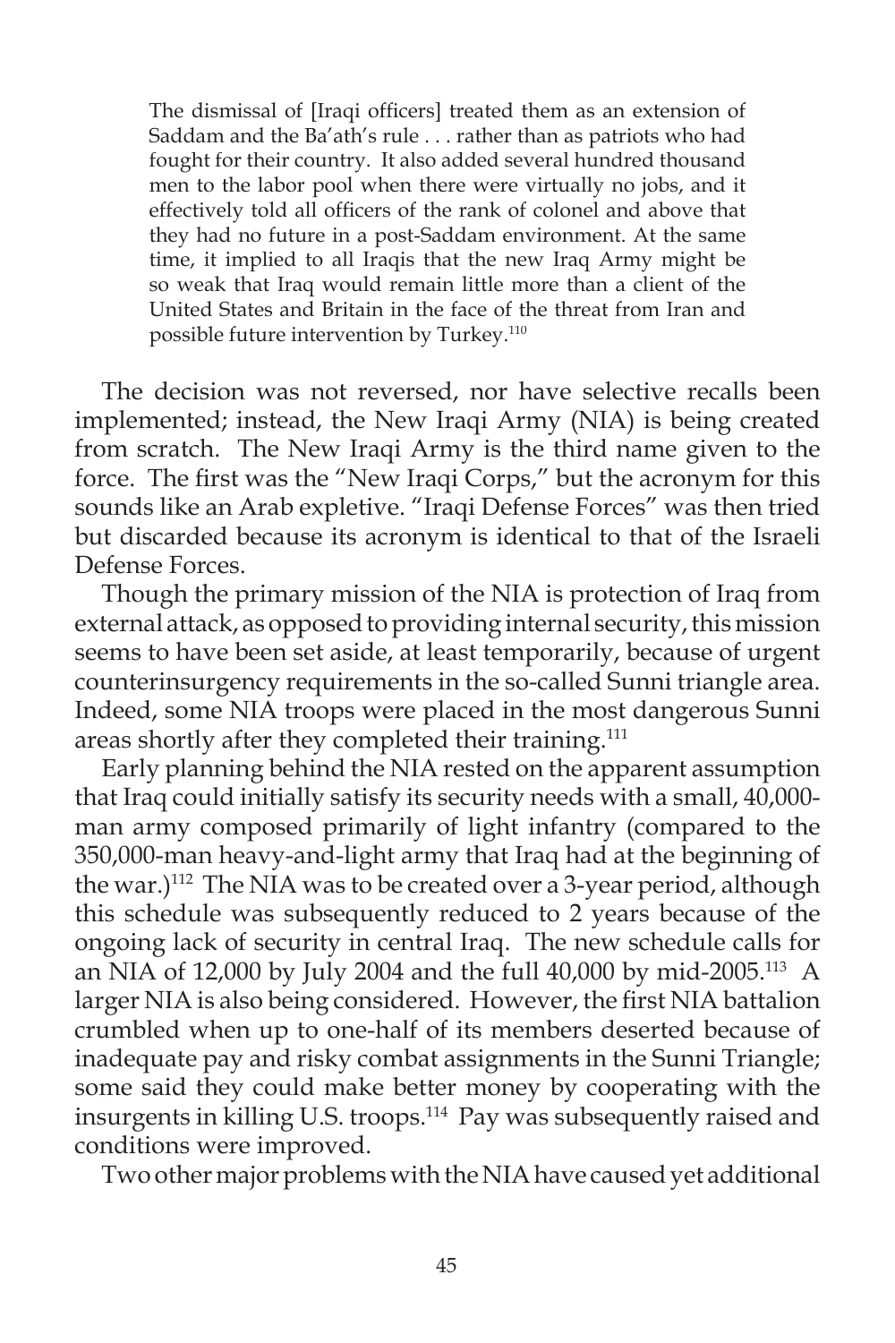> The dismissal of [Iraqi officers] treated them as an extension of Saddam and the Ba'ath's rule . . . rather than as patriots who had fought for their country. It also added several hundred thousand men to the labor pool when there were virtually no jobs, and it effectively told all officers of the rank of colonel and above that they had no future in a post-Saddam environment. At the same time, it implied to all Iraqis that the new Iraq Army might be so weak that Iraq would remain little more than a client of the United States and Britain in the face of the threat from Iran and possible future intervention by Turkey.[110]

The decision was not reversed, nor have selective recalls been implemented; instead, the New Iraqi Army (NIA) is being created from scratch. The New Iraqi Army is the third name given to the force. The first was the "New Iraqi Corps," but the acronym for this sounds like an Arab expletive. "Iraqi Defense Forces" was then tried but discarded because its acronym is identical to that of the Israeli Defense Forces.

Though the primary mission of the NIA is protection of Iraq from external attack, as opposed to providing internal security, this mission seems to have been set aside, at least temporarily, because of urgent counterinsurgency requirements in the so-called Sunni triangle area. Indeed, some NIA troops were placed in the most dangerous Sunni areas shortly after they completed their training.[111]

Early planning behind the NIA rested on the apparent assumption that Iraq could initially satisfy its security needs with a small, 40,000-man army composed primarily of light infantry (compared to the 350,000-man heavy-and-light army that Iraq had at the beginning of the war.)[112] The NIA was to be created over a 3-year period, although this schedule was subsequently reduced to 2 years because of the ongoing lack of security in central Iraq. The new schedule calls for an NIA of 12,000 by July 2004 and the full 40,000 by mid-2005.[113] A larger NIA is also being considered. However, the first NIA battalion crumbled when up to one-half of its members deserted because of inadequate pay and risky combat assignments in the Sunni Triangle; some said they could make better money by cooperating with the insurgents in killing U.S. troops.[114] Pay was subsequently raised and conditions were improved.

Two other major problems with the NIA have caused yet additional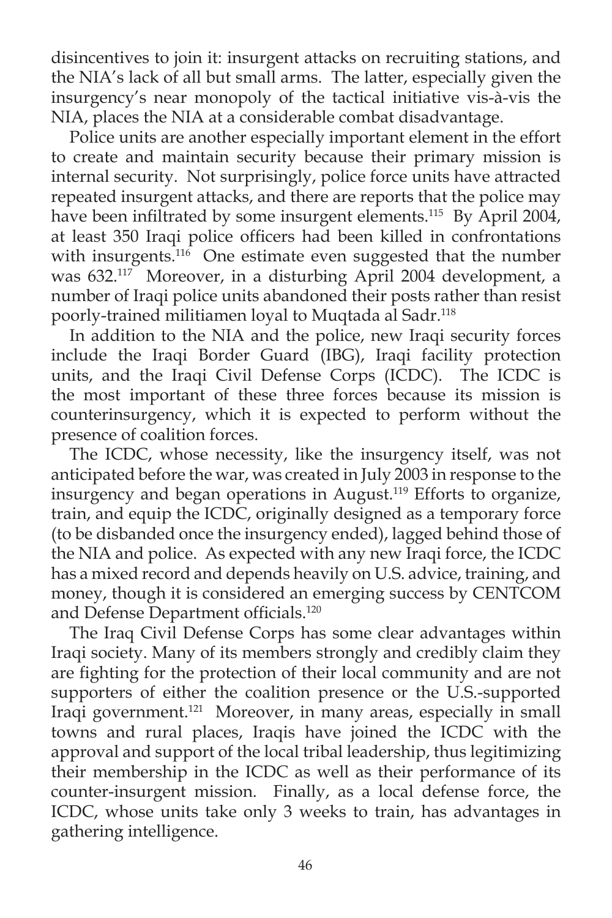disincentives to join it: insurgent attacks on recruiting stations, and the NIA's lack of all but small arms. The latter, especially given the insurgency's near monopoly of the tactical initiative vis-à-vis the NIA, places the NIA at a considerable combat disadvantage.

Police units are another especially important element in the effort to create and maintain security because their primary mission is internal security. Not surprisingly, police force units have attracted repeated insurgent attacks, and there are reports that the police may have been infiltrated by some insurgent elements.[115] By April 2004, at least 350 Iraqi police officers had been killed in confrontations with insurgents.[116] One estimate even suggested that the number was 632.[117] Moreover, in a disturbing April 2004 development, a number of Iraqi police units abandoned their posts rather than resist poorly-trained militiamen loyal to Muqtada al Sadr.[118]

In addition to the NIA and the police, new Iraqi security forces include the Iraqi Border Guard (IBG), Iraqi facility protection units, and the Iraqi Civil Defense Corps (ICDC). The ICDC is the most important of these three forces because its mission is counterinsurgency, which it is expected to perform without the presence of coalition forces.

The ICDC, whose necessity, like the insurgency itself, was not anticipated before the war, was created in July 2003 in response to the insurgency and began operations in August.[119] Efforts to organize, train, and equip the ICDC, originally designed as a temporary force (to be disbanded once the insurgency ended), lagged behind those of the NIA and police. As expected with any new Iraqi force, the ICDC has a mixed record and depends heavily on U.S. advice, training, and money, though it is considered an emerging success by CENTCOM and Defense Department officials.[120]

The Iraq Civil Defense Corps has some clear advantages within Iraqi society. Many of its members strongly and credibly claim they are fighting for the protection of their local community and are not supporters of either the coalition presence or the U.S.-supported Iraqi government.[121] Moreover, in many areas, especially in small towns and rural places, Iraqis have joined the ICDC with the approval and support of the local tribal leadership, thus legitimizing their membership in the ICDC as well as their performance of its counter-insurgent mission. Finally, as a local defense force, the ICDC, whose units take only 3 weeks to train, has advantages in gathering intelligence.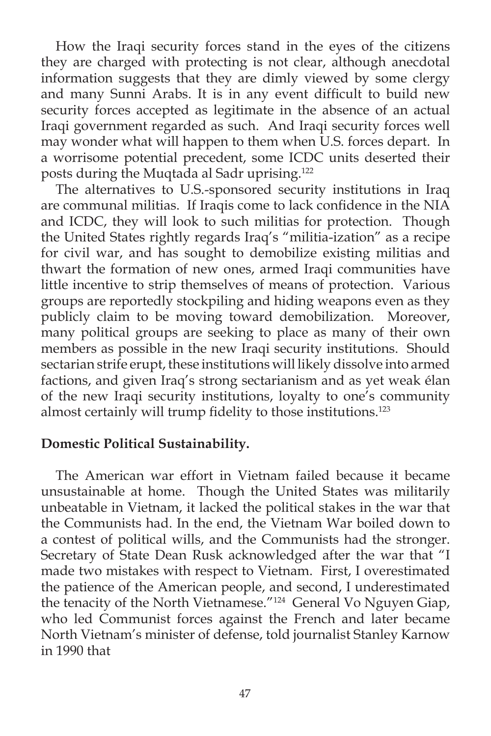How the Iraqi security forces stand in the eyes of the citizens they are charged with protecting is not clear, although anecdotal information suggests that they are dimly viewed by some clergy and many Sunni Arabs. It is in any event difficult to build new security forces accepted as legitimate in the absence of an actual Iraqi government regarded as such. And Iraqi security forces well may wonder what will happen to them when U.S. forces depart. In a worrisome potential precedent, some ICDC units deserted their posts during the Muqtada al Sadr uprising.[122]

The alternatives to U.S.-sponsored security institutions in Iraq are communal militias. If Iraqis come to lack confidence in the NIA and ICDC, they will look to such militias for protection. Though the United States rightly regards Iraq's "militia-ization" as a recipe for civil war, and has sought to demobilize existing militias and thwart the formation of new ones, armed Iraqi communities have little incentive to strip themselves of means of protection. Various groups are reportedly stockpiling and hiding weapons even as they publicly claim to be moving toward demobilization. Moreover, many political groups are seeking to place as many of their own members as possible in the new Iraqi security institutions. Should sectarian strife erupt, these institutions will likely dissolve into armed factions, and given Iraq's strong sectarianism and as yet weak élan of the new Iraqi security institutions, loyalty to one's community almost certainly will trump fidelity to those institutions.[123]

**Domestic Political Sustainability.**

The American war effort in Vietnam failed because it became unsustainable at home. Though the United States was militarily unbeatable in Vietnam, it lacked the political stakes in the war that the Communists had. In the end, the Vietnam War boiled down to a contest of political wills, and the Communists had the stronger. Secretary of State Dean Rusk acknowledged after the war that "I made two mistakes with respect to Vietnam. First, I overestimated the patience of the American people, and second, I underestimated the tenacity of the North Vietnamese."[124] General Vo Nguyen Giap, who led Communist forces against the French and later became North Vietnam's minister of defense, told journalist Stanley Karnow in 1990 that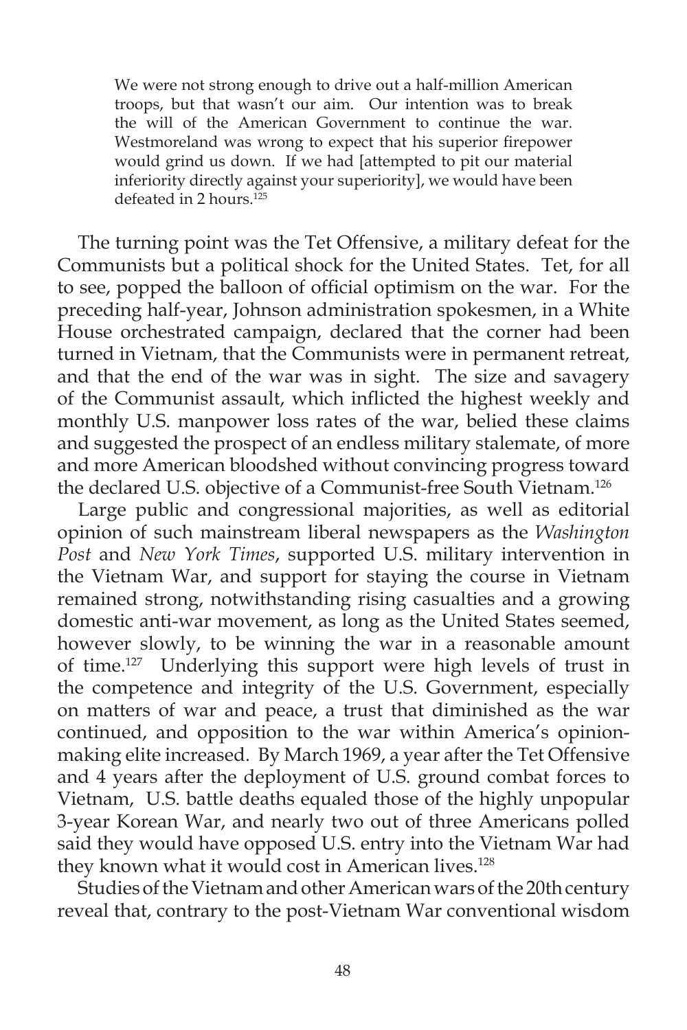> We were not strong enough to drive out a half-million American troops, but that wasn't our aim. Our intention was to break the will of the American Government to continue the war. Westmoreland was wrong to expect that his superior firepower would grind us down. If we had [attempted to pit our material inferiority directly against your superiority], we would have been defeated in 2 hours.[125]

The turning point was the Tet Offensive, a military defeat for the Communists but a political shock for the United States. Tet, for all to see, popped the balloon of official optimism on the war. For the preceding half-year, Johnson administration spokesmen, in a White House orchestrated campaign, declared that the corner had been turned in Vietnam, that the Communists were in permanent retreat, and that the end of the war was in sight. The size and savagery of the Communist assault, which inflicted the highest weekly and monthly U.S. manpower loss rates of the war, belied these claims and suggested the prospect of an endless military stalemate, of more and more American bloodshed without convincing progress toward the declared U.S. objective of a Communist-free South Vietnam.[126]

Large public and congressional majorities, as well as editorial opinion of such mainstream liberal newspapers as the *Washington Post* and *New York Times*, supported U.S. military intervention in the Vietnam War, and support for staying the course in Vietnam remained strong, notwithstanding rising casualties and a growing domestic anti-war movement, as long as the United States seemed, however slowly, to be winning the war in a reasonable amount of time.[127] Underlying this support were high levels of trust in the competence and integrity of the U.S. Government, especially on matters of war and peace, a trust that diminished as the war continued, and opposition to the war within America's opinion-making elite increased. By March 1969, a year after the Tet Offensive and 4 years after the deployment of U.S. ground combat forces to Vietnam, U.S. battle deaths equaled those of the highly unpopular 3-year Korean War, and nearly two out of three Americans polled said they would have opposed U.S. entry into the Vietnam War had they known what it would cost in American lives.[128]

Studies of the Vietnam and other American wars of the 20th century reveal that, contrary to the post-Vietnam War conventional wisdom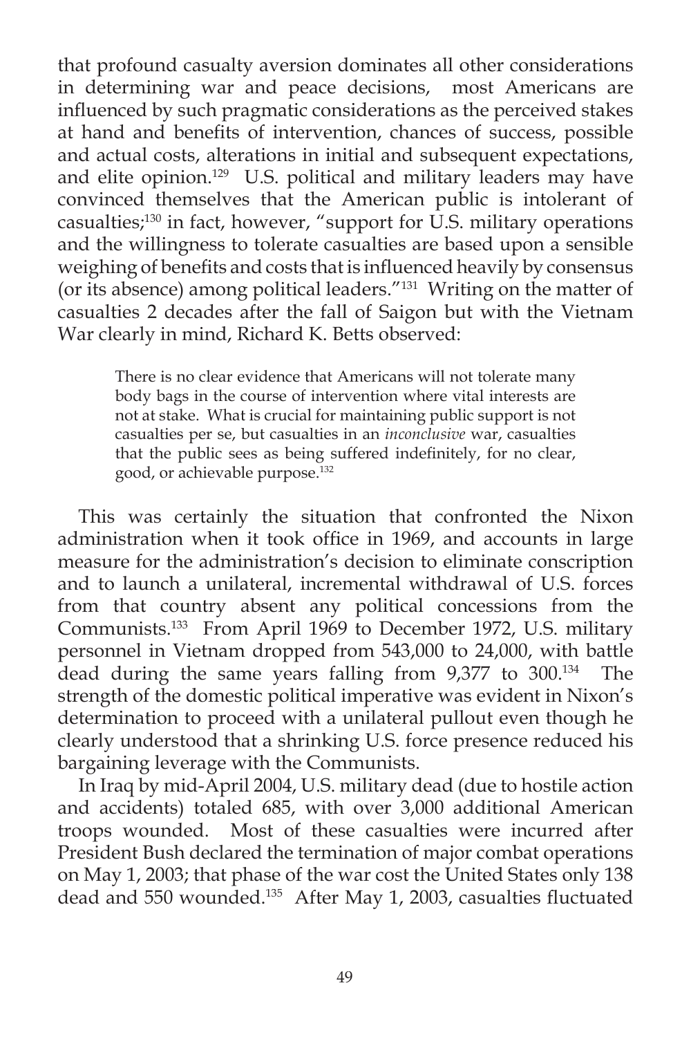that profound casualty aversion dominates all other considerations in determining war and peace decisions, most Americans are influenced by such pragmatic considerations as the perceived stakes at hand and benefits of intervention, chances of success, possible and actual costs, alterations in initial and subsequent expectations, and elite opinion.[129] U.S. political and military leaders may have convinced themselves that the American public is intolerant of casualties;[130] in fact, however, "support for U.S. military operations and the willingness to tolerate casualties are based upon a sensible weighing of benefits and costs that is influenced heavily by consensus (or its absence) among political leaders."[131] Writing on the matter of casualties 2 decades after the fall of Saigon but with the Vietnam War clearly in mind, Richard K. Betts observed:

> There is no clear evidence that Americans will not tolerate many body bags in the course of intervention where vital interests are not at stake. What is crucial for maintaining public support is not casualties per se, but casualties in an *inconclusive* war, casualties that the public sees as being suffered indefinitely, for no clear, good, or achievable purpose.[132]

This was certainly the situation that confronted the Nixon administration when it took office in 1969, and accounts in large measure for the administration's decision to eliminate conscription and to launch a unilateral, incremental withdrawal of U.S. forces from that country absent any political concessions from the Communists.[133] From April 1969 to December 1972, U.S. military personnel in Vietnam dropped from 543,000 to 24,000, with battle dead during the same years falling from 9,377 to 300.[134] The strength of the domestic political imperative was evident in Nixon's determination to proceed with a unilateral pullout even though he clearly understood that a shrinking U.S. force presence reduced his bargaining leverage with the Communists.

In Iraq by mid-April 2004, U.S. military dead (due to hostile action and accidents) totaled 685, with over 3,000 additional American troops wounded. Most of these casualties were incurred after President Bush declared the termination of major combat operations on May 1, 2003; that phase of the war cost the United States only 138 dead and 550 wounded.[135] After May 1, 2003, casualties fluctuated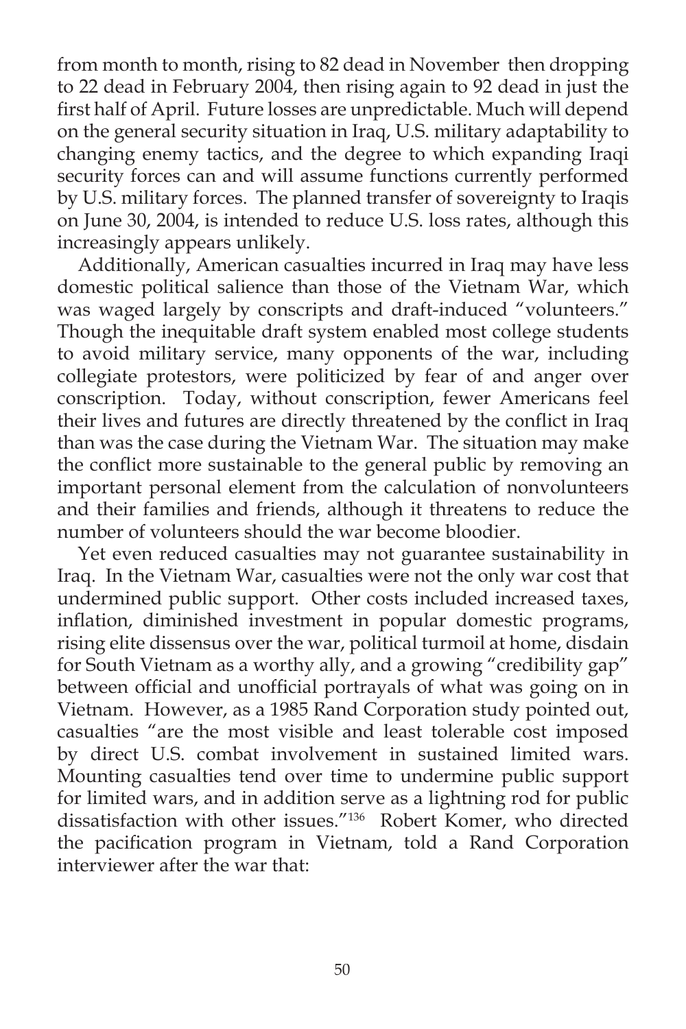from month to month, rising to 82 dead in November then dropping to 22 dead in February 2004, then rising again to 92 dead in just the first half of April. Future losses are unpredictable. Much will depend on the general security situation in Iraq, U.S. military adaptability to changing enemy tactics, and the degree to which expanding Iraqi security forces can and will assume functions currently performed by U.S. military forces. The planned transfer of sovereignty to Iraqis on June 30, 2004, is intended to reduce U.S. loss rates, although this increasingly appears unlikely.

Additionally, American casualties incurred in Iraq may have less domestic political salience than those of the Vietnam War, which was waged largely by conscripts and draft-induced "volunteers." Though the inequitable draft system enabled most college students to avoid military service, many opponents of the war, including collegiate protestors, were politicized by fear of and anger over conscription. Today, without conscription, fewer Americans feel their lives and futures are directly threatened by the conflict in Iraq than was the case during the Vietnam War. The situation may make the conflict more sustainable to the general public by removing an important personal element from the calculation of nonvolunteers and their families and friends, although it threatens to reduce the number of volunteers should the war become bloodier.

Yet even reduced casualties may not guarantee sustainability in Iraq. In the Vietnam War, casualties were not the only war cost that undermined public support. Other costs included increased taxes, inflation, diminished investment in popular domestic programs, rising elite dissensus over the war, political turmoil at home, disdain for South Vietnam as a worthy ally, and a growing "credibility gap" between official and unofficial portrayals of what was going on in Vietnam. However, as a 1985 Rand Corporation study pointed out, casualties "are the most visible and least tolerable cost imposed by direct U.S. combat involvement in sustained limited wars. Mounting casualties tend over time to undermine public support for limited wars, and in addition serve as a lightning rod for public dissatisfaction with other issues."[136] Robert Komer, who directed the pacification program in Vietnam, told a Rand Corporation interviewer after the war that: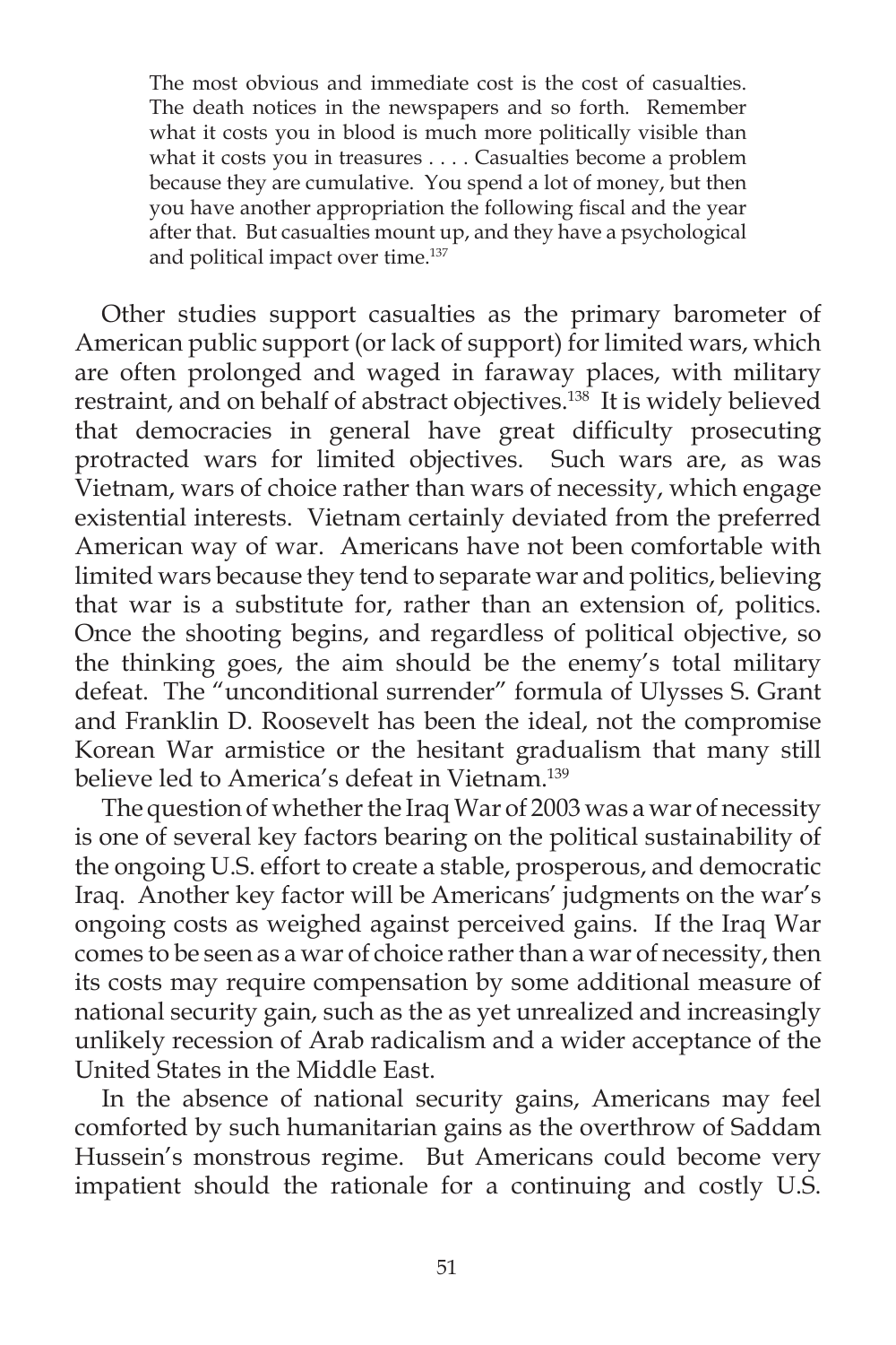> The most obvious and immediate cost is the cost of casualties. The death notices in the newspapers and so forth. Remember what it costs you in blood is much more politically visible than what it costs you in treasures . . . . Casualties become a problem because they are cumulative. You spend a lot of money, but then you have another appropriation the following fiscal and the year after that. But casualties mount up, and they have a psychological and political impact over time.[137]

Other studies support casualties as the primary barometer of American public support (or lack of support) for limited wars, which are often prolonged and waged in faraway places, with military restraint, and on behalf of abstract objectives.[138] It is widely believed that democracies in general have great difficulty prosecuting protracted wars for limited objectives. Such wars are, as was Vietnam, wars of choice rather than wars of necessity, which engage existential interests. Vietnam certainly deviated from the preferred American way of war. Americans have not been comfortable with limited wars because they tend to separate war and politics, believing that war is a substitute for, rather than an extension of, politics. Once the shooting begins, and regardless of political objective, so the thinking goes, the aim should be the enemy's total military defeat. The "unconditional surrender" formula of Ulysses S. Grant and Franklin D. Roosevelt has been the ideal, not the compromise Korean War armistice or the hesitant gradualism that many still believe led to America's defeat in Vietnam.[139]

The question of whether the Iraq War of 2003 was a war of necessity is one of several key factors bearing on the political sustainability of the ongoing U.S. effort to create a stable, prosperous, and democratic Iraq. Another key factor will be Americans' judgments on the war's ongoing costs as weighed against perceived gains. If the Iraq War comes to be seen as a war of choice rather than a war of necessity, then its costs may require compensation by some additional measure of national security gain, such as the as yet unrealized and increasingly unlikely recession of Arab radicalism and a wider acceptance of the United States in the Middle East.

In the absence of national security gains, Americans may feel comforted by such humanitarian gains as the overthrow of Saddam Hussein's monstrous regime. But Americans could become very impatient should the rationale for a continuing and costly U.S.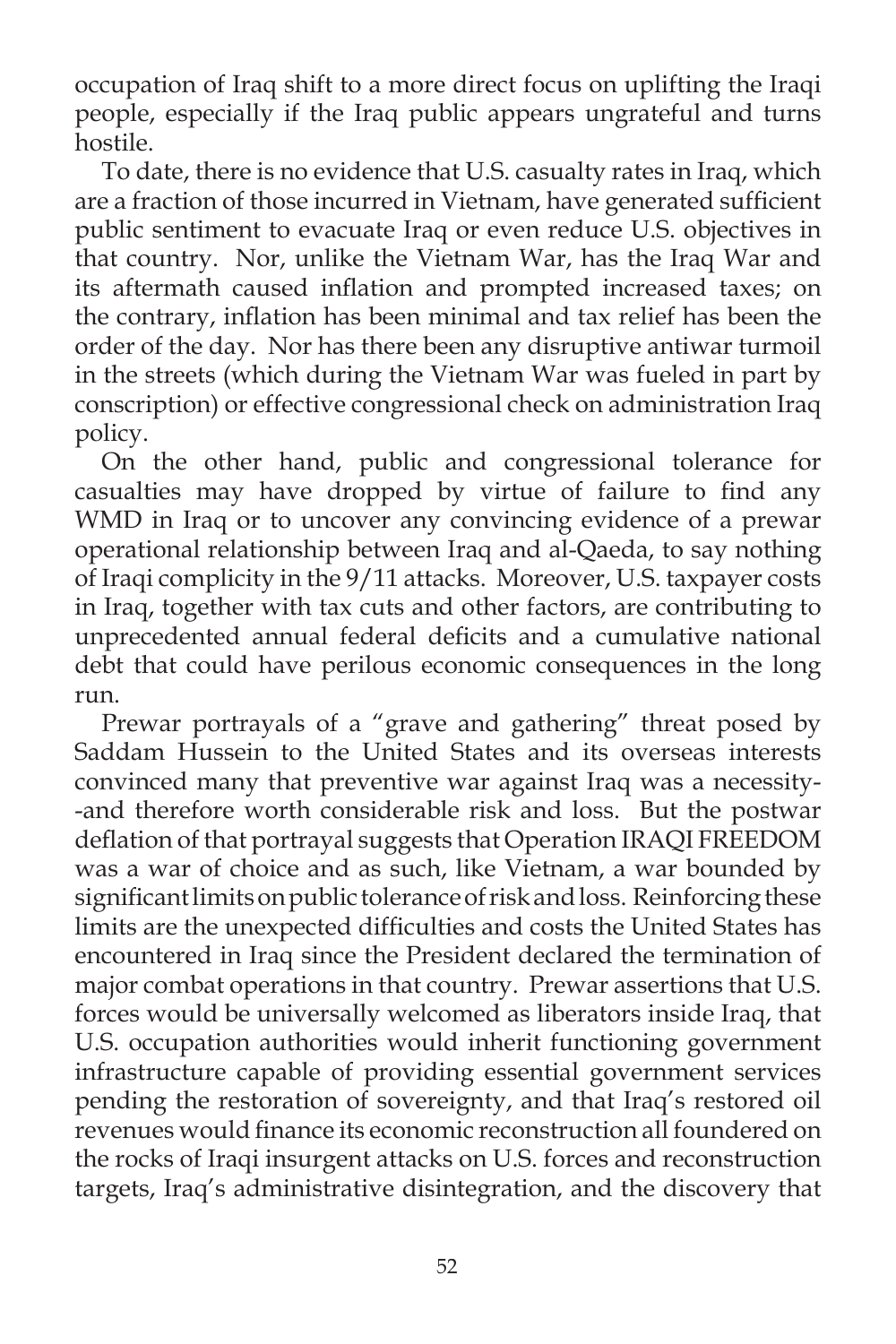occupation of Iraq shift to a more direct focus on uplifting the Iraqi people, especially if the Iraq public appears ungrateful and turns hostile.

To date, there is no evidence that U.S. casualty rates in Iraq, which are a fraction of those incurred in Vietnam, have generated sufficient public sentiment to evacuate Iraq or even reduce U.S. objectives in that country. Nor, unlike the Vietnam War, has the Iraq War and its aftermath caused inflation and prompted increased taxes; on the contrary, inflation has been minimal and tax relief has been the order of the day. Nor has there been any disruptive antiwar turmoil in the streets (which during the Vietnam War was fueled in part by conscription) or effective congressional check on administration Iraq policy.

On the other hand, public and congressional tolerance for casualties may have dropped by virtue of failure to find any WMD in Iraq or to uncover any convincing evidence of a prewar operational relationship between Iraq and al-Qaeda, to say nothing of Iraqi complicity in the 9/11 attacks. Moreover, U.S. taxpayer costs in Iraq, together with tax cuts and other factors, are contributing to unprecedented annual federal deficits and a cumulative national debt that could have perilous economic consequences in the long run.

Prewar portrayals of a "grave and gathering" threat posed by Saddam Hussein to the United States and its overseas interests convinced many that preventive war against Iraq was a necessity--and therefore worth considerable risk and loss. But the postwar deflation of that portrayal suggests that Operation IRAQI FREEDOM was a war of choice and as such, like Vietnam, a war bounded by significant limits on public tolerance of risk and loss. Reinforcing these limits are the unexpected difficulties and costs the United States has encountered in Iraq since the President declared the termination of major combat operations in that country. Prewar assertions that U.S. forces would be universally welcomed as liberators inside Iraq, that U.S. occupation authorities would inherit functioning government infrastructure capable of providing essential government services pending the restoration of sovereignty, and that Iraq's restored oil revenues would finance its economic reconstruction all foundered on the rocks of Iraqi insurgent attacks on U.S. forces and reconstruction targets, Iraq's administrative disintegration, and the discovery that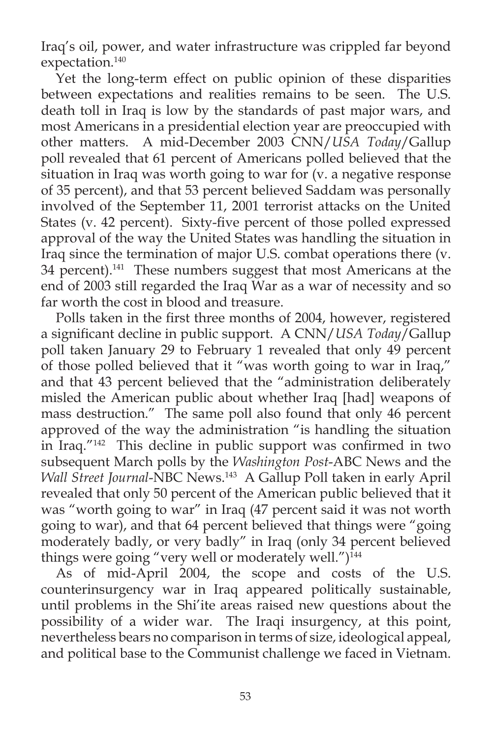Iraq's oil, power, and water infrastructure was crippled far beyond expectation.[140]

Yet the long-term effect on public opinion of these disparities between expectations and realities remains to be seen. The U.S. death toll in Iraq is low by the standards of past major wars, and most Americans in a presidential election year are preoccupied with other matters. A mid-December 2003 CNN/*USA Today*/Gallup poll revealed that 61 percent of Americans polled believed that the situation in Iraq was worth going to war for (v. a negative response of 35 percent), and that 53 percent believed Saddam was personally involved of the September 11, 2001 terrorist attacks on the United States (v. 42 percent). Sixty-five percent of those polled expressed approval of the way the United States was handling the situation in Iraq since the termination of major U.S. combat operations there (v. 34 percent).[141] These numbers suggest that most Americans at the end of 2003 still regarded the Iraq War as a war of necessity and so far worth the cost in blood and treasure.

Polls taken in the first three months of 2004, however, registered a significant decline in public support. A CNN/*USA Today*/Gallup poll taken January 29 to February 1 revealed that only 49 percent of those polled believed that it "was worth going to war in Iraq," and that 43 percent believed that the "administration deliberately misled the American public about whether Iraq [had] weapons of mass destruction." The same poll also found that only 46 percent approved of the way the administration "is handling the situation in Iraq."[142] This decline in public support was confirmed in two subsequent March polls by the *Washington Post*-ABC News and the *Wall Street Journal*-NBC News.[143] A Gallup Poll taken in early April revealed that only 50 percent of the American public believed that it was "worth going to war" in Iraq (47 percent said it was not worth going to war), and that 64 percent believed that things were "going moderately badly, or very badly" in Iraq (only 34 percent believed things were going "very well or moderately well.")[144]

As of mid-April 2004, the scope and costs of the U.S. counterinsurgency war in Iraq appeared politically sustainable, until problems in the Shi'ite areas raised new questions about the possibility of a wider war. The Iraqi insurgency, at this point, nevertheless bears no comparison in terms of size, ideological appeal, and political base to the Communist challenge we faced in Vietnam.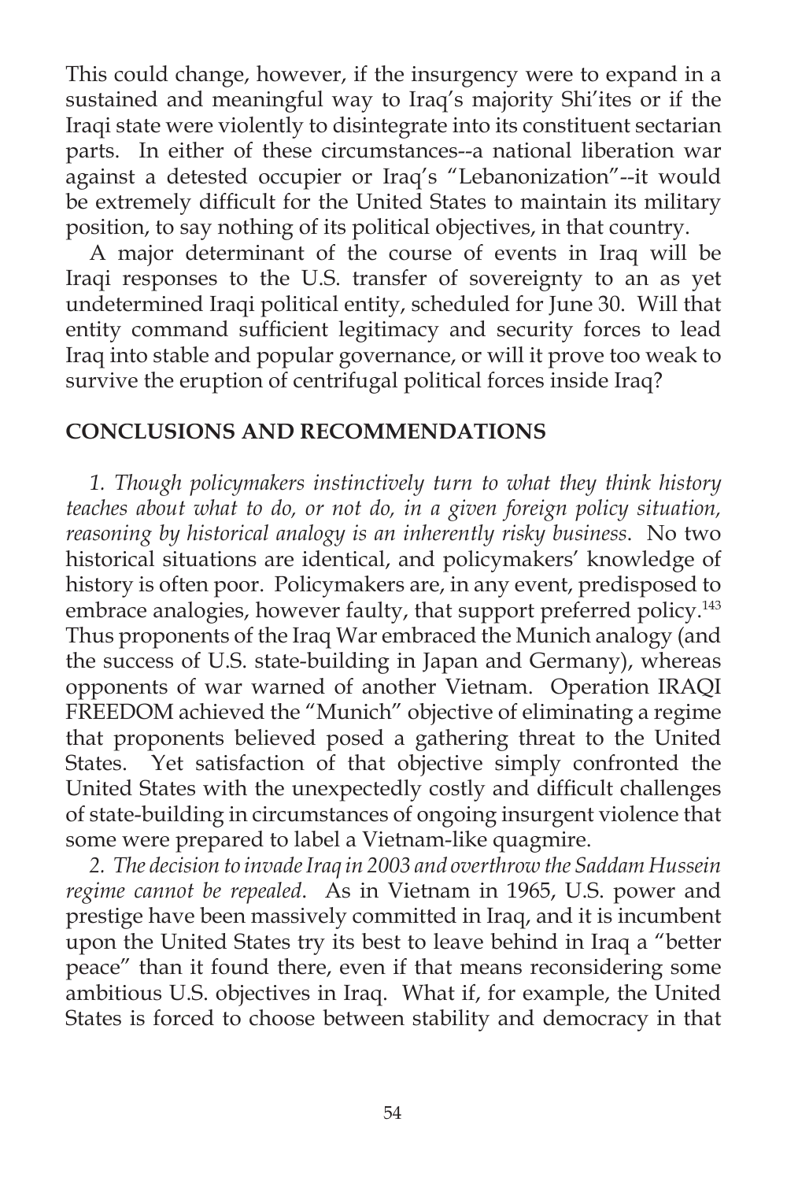This could change, however, if the insurgency were to expand in a sustained and meaningful way to Iraq's majority Shi'ites or if the Iraqi state were violently to disintegrate into its constituent sectarian parts. In either of these circumstances--a national liberation war against a detested occupier or Iraq's "Lebanonization"--it would be extremely difficult for the United States to maintain its military position, to say nothing of its political objectives, in that country.

A major determinant of the course of events in Iraq will be Iraqi responses to the U.S. transfer of sovereignty to an as yet undetermined Iraqi political entity, scheduled for June 30. Will that entity command sufficient legitimacy and security forces to lead Iraq into stable and popular governance, or will it prove too weak to survive the eruption of centrifugal political forces inside Iraq?

## CONCLUSIONS AND RECOMMENDATIONS

*1. Though policymakers instinctively turn to what they think history teaches about what to do, or not do, in a given foreign policy situation, reasoning by historical analogy is an inherently risky business*. No two historical situations are identical, and policymakers' knowledge of history is often poor. Policymakers are, in any event, predisposed to embrace analogies, however faulty, that support preferred policy.[143] Thus proponents of the Iraq War embraced the Munich analogy (and the success of U.S. state-building in Japan and Germany), whereas opponents of war warned of another Vietnam. Operation IRAQI FREEDOM achieved the "Munich" objective of eliminating a regime that proponents believed posed a gathering threat to the United States. Yet satisfaction of that objective simply confronted the United States with the unexpectedly costly and difficult challenges of state-building in circumstances of ongoing insurgent violence that some were prepared to label a Vietnam-like quagmire.

*2. The decision to invade Iraq in 2003 and overthrow the Saddam Hussein regime cannot be repealed*. As in Vietnam in 1965, U.S. power and prestige have been massively committed in Iraq, and it is incumbent upon the United States try its best to leave behind in Iraq a "better peace" than it found there, even if that means reconsidering some ambitious U.S. objectives in Iraq. What if, for example, the United States is forced to choose between stability and democracy in that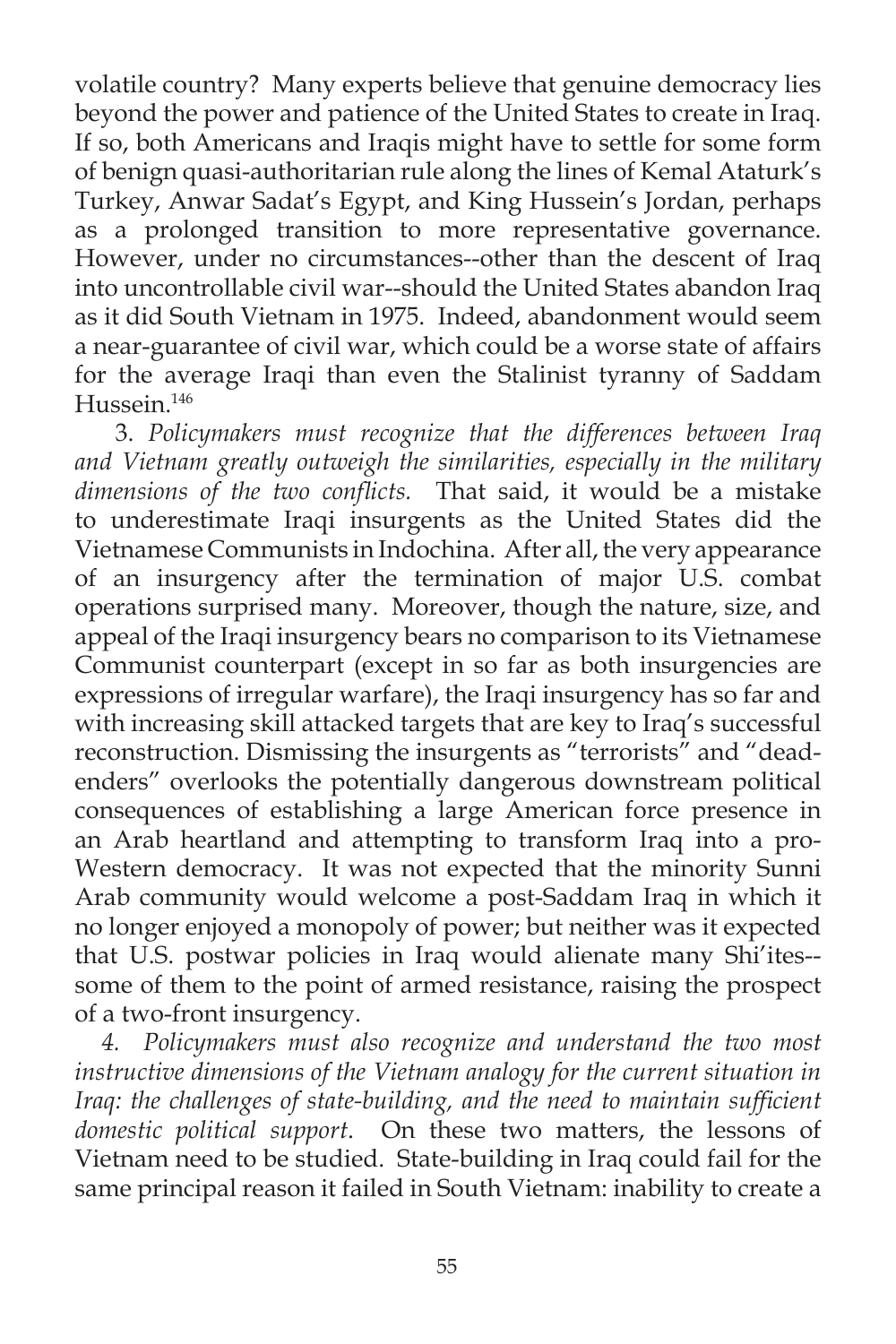volatile country? Many experts believe that genuine democracy lies beyond the power and patience of the United States to create in Iraq. If so, both Americans and Iraqis might have to settle for some form of benign quasi-authoritarian rule along the lines of Kemal Ataturk's Turkey, Anwar Sadat's Egypt, and King Hussein's Jordan, perhaps as a prolonged transition to more representative governance. However, under no circumstances--other than the descent of Iraq into uncontrollable civil war--should the United States abandon Iraq as it did South Vietnam in 1975. Indeed, abandonment would seem a near-guarantee of civil war, which could be a worse state of affairs for the average Iraqi than even the Stalinist tyranny of Saddam Hussein.[146]

3. *Policymakers must recognize that the differences between Iraq and Vietnam greatly outweigh the similarities, especially in the military dimensions of the two conflicts.* That said, it would be a mistake to underestimate Iraqi insurgents as the United States did the Vietnamese Communists in Indochina. After all, the very appearance of an insurgency after the termination of major U.S. combat operations surprised many. Moreover, though the nature, size, and appeal of the Iraqi insurgency bears no comparison to its Vietnamese Communist counterpart (except in so far as both insurgencies are expressions of irregular warfare), the Iraqi insurgency has so far and with increasing skill attacked targets that are key to Iraq's successful reconstruction. Dismissing the insurgents as "terrorists" and "dead-enders" overlooks the potentially dangerous downstream political consequences of establishing a large American force presence in an Arab heartland and attempting to transform Iraq into a pro-Western democracy. It was not expected that the minority Sunni Arab community would welcome a post-Saddam Iraq in which it no longer enjoyed a monopoly of power; but neither was it expected that U.S. postwar policies in Iraq would alienate many Shi'ites--some of them to the point of armed resistance, raising the prospect of a two-front insurgency.

4. *Policymakers must also recognize and understand the two most instructive dimensions of the Vietnam analogy for the current situation in Iraq: the challenges of state-building, and the need to maintain sufficient domestic political support.* On these two matters, the lessons of Vietnam need to be studied. State-building in Iraq could fail for the same principal reason it failed in South Vietnam: inability to create a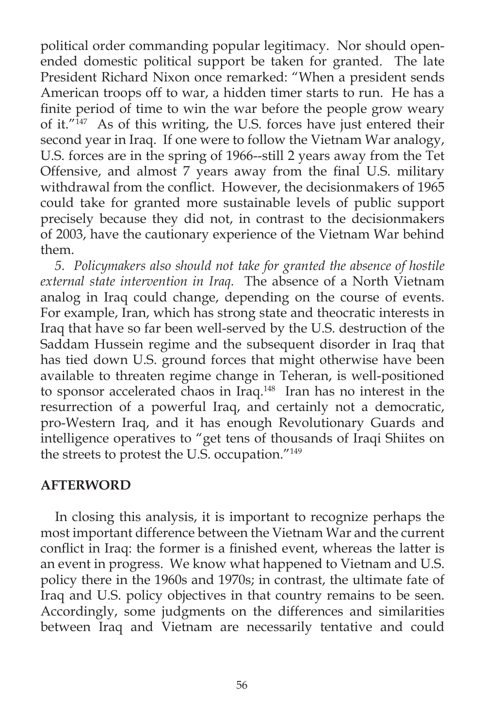political order commanding popular legitimacy. Nor should open-ended domestic political support be taken for granted. The late President Richard Nixon once remarked: "When a president sends American troops off to war, a hidden timer starts to run. He has a finite period of time to win the war before the people grow weary of it."[147] As of this writing, the U.S. forces have just entered their second year in Iraq. If one were to follow the Vietnam War analogy, U.S. forces are in the spring of 1966--still 2 years away from the Tet Offensive, and almost 7 years away from the final U.S. military withdrawal from the conflict. However, the decisionmakers of 1965 could take for granted more sustainable levels of public support precisely because they did not, in contrast to the decisionmakers of 2003, have the cautionary experience of the Vietnam War behind them.

*5. Policymakers also should not take for granted the absence of hostile external state intervention in Iraq.* The absence of a North Vietnam analog in Iraq could change, depending on the course of events. For example, Iran, which has strong state and theocratic interests in Iraq that have so far been well-served by the U.S. destruction of the Saddam Hussein regime and the subsequent disorder in Iraq that has tied down U.S. ground forces that might otherwise have been available to threaten regime change in Teheran, is well-positioned to sponsor accelerated chaos in Iraq.[148] Iran has no interest in the resurrection of a powerful Iraq, and certainly not a democratic, pro-Western Iraq, and it has enough Revolutionary Guards and intelligence operatives to "get tens of thousands of Iraqi Shiites on the streets to protest the U.S. occupation."[149]

## AFTERWORD

In closing this analysis, it is important to recognize perhaps the most important difference between the Vietnam War and the current conflict in Iraq: the former is a finished event, whereas the latter is an event in progress. We know what happened to Vietnam and U.S. policy there in the 1960s and 1970s; in contrast, the ultimate fate of Iraq and U.S. policy objectives in that country remains to be seen. Accordingly, some judgments on the differences and similarities between Iraq and Vietnam are necessarily tentative and could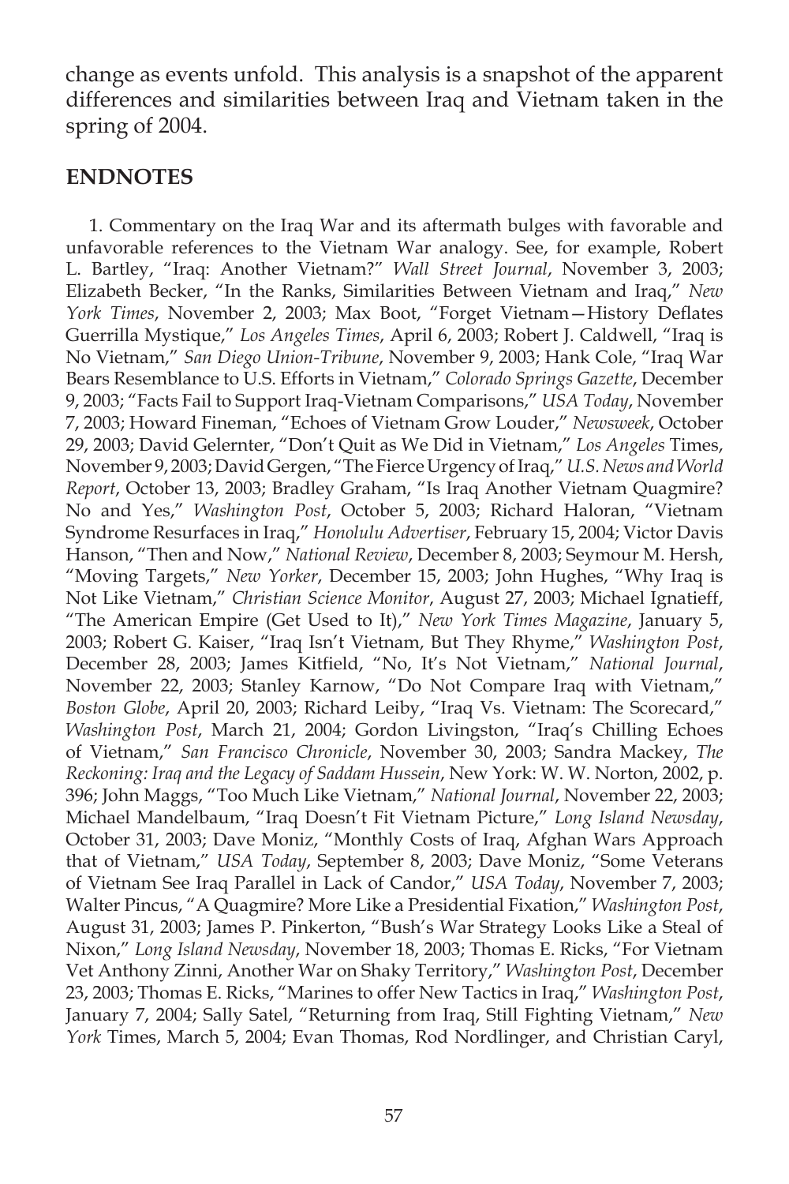change as events unfold. This analysis is a snapshot of the apparent differences and similarities between Iraq and Vietnam taken in the spring of 2004.

## ENDNOTES

1. Commentary on the Iraq War and its aftermath bulges with favorable and unfavorable references to the Vietnam War analogy. See, for example, Robert L. Bartley, "Iraq: Another Vietnam?" *Wall Street Journal*, November 3, 2003; Elizabeth Becker, "In the Ranks, Similarities Between Vietnam and Iraq," *New York Times*, November 2, 2003; Max Boot, "Forget Vietnam—History Deflates Guerrilla Mystique," *Los Angeles Times*, April 6, 2003; Robert J. Caldwell, "Iraq is No Vietnam," *San Diego Union-Tribune*, November 9, 2003; Hank Cole, "Iraq War Bears Resemblance to U.S. Efforts in Vietnam," *Colorado Springs Gazette*, December 9, 2003; "Facts Fail to Support Iraq-Vietnam Comparisons," *USA Today*, November 7, 2003; Howard Fineman, "Echoes of Vietnam Grow Louder," *Newsweek*, October 29, 2003; David Gelernter, "Don't Quit as We Did in Vietnam," *Los Angeles* Times, November 9, 2003; David Gergen, "The Fierce Urgency of Iraq," *U.S. News and World Report*, October 13, 2003; Bradley Graham, "Is Iraq Another Vietnam Quagmire? No and Yes," *Washington Post*, October 5, 2003; Richard Haloran, "Vietnam Syndrome Resurfaces in Iraq," *Honolulu Advertiser*, February 15, 2004; Victor Davis Hanson, "Then and Now," *National Review*, December 8, 2003; Seymour M. Hersh, "Moving Targets," *New Yorker*, December 15, 2003; John Hughes, "Why Iraq is Not Like Vietnam," *Christian Science Monitor*, August 27, 2003; Michael Ignatieff, "The American Empire (Get Used to It)," *New York Times Magazine*, January 5, 2003; Robert G. Kaiser, "Iraq Isn't Vietnam, But They Rhyme," *Washington Post*, December 28, 2003; James Kitfield, "No, It's Not Vietnam," *National Journal*, November 22, 2003; Stanley Karnow, "Do Not Compare Iraq with Vietnam," *Boston Globe*, April 20, 2003; Richard Leiby, "Iraq Vs. Vietnam: The Scorecard," *Washington Post*, March 21, 2004; Gordon Livingston, "Iraq's Chilling Echoes of Vietnam," *San Francisco Chronicle*, November 30, 2003; Sandra Mackey, *The Reckoning: Iraq and the Legacy of Saddam Hussein*, New York: W. W. Norton, 2002, p. 396; John Maggs, "Too Much Like Vietnam," *National Journal*, November 22, 2003; Michael Mandelbaum, "Iraq Doesn't Fit Vietnam Picture," *Long Island Newsday*, October 31, 2003; Dave Moniz, "Monthly Costs of Iraq, Afghan Wars Approach that of Vietnam," *USA Today*, September 8, 2003; Dave Moniz, "Some Veterans of Vietnam See Iraq Parallel in Lack of Candor," *USA Today*, November 7, 2003; Walter Pincus, "A Quagmire? More Like a Presidential Fixation," *Washington Post*, August 31, 2003; James P. Pinkerton, "Bush's War Strategy Looks Like a Steal of Nixon," *Long Island Newsday*, November 18, 2003; Thomas E. Ricks, "For Vietnam Vet Anthony Zinni, Another War on Shaky Territory," *Washington Post*, December 23, 2003; Thomas E. Ricks, "Marines to offer New Tactics in Iraq," *Washington Post*, January 7, 2004; Sally Satel, "Returning from Iraq, Still Fighting Vietnam," *New York* Times, March 5, 2004; Evan Thomas, Rod Nordlinger, and Christian Caryl,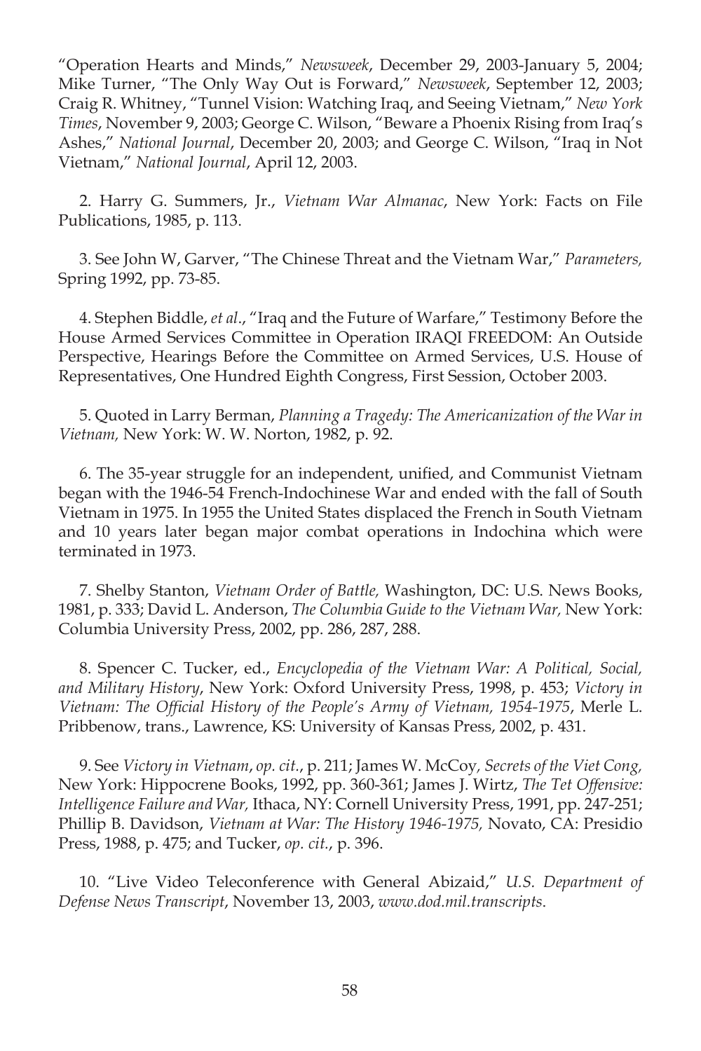"Operation Hearts and Minds," *Newsweek*, December 29, 2003-January 5, 2004; Mike Turner, "The Only Way Out is Forward," *Newsweek*, September 12, 2003; Craig R. Whitney, "Tunnel Vision: Watching Iraq, and Seeing Vietnam," *New York Times*, November 9, 2003; George C. Wilson, "Beware a Phoenix Rising from Iraq's Ashes," *National Journal*, December 20, 2003; and George C. Wilson, "Iraq in Not Vietnam," *National Journal*, April 12, 2003.

2. Harry G. Summers, Jr., *Vietnam War Almanac*, New York: Facts on File Publications, 1985, p. 113.

3. See John W, Garver, "The Chinese Threat and the Vietnam War," *Parameters,* Spring 1992, pp. 73-85.

4. Stephen Biddle, *et al*., "Iraq and the Future of Warfare," Testimony Before the House Armed Services Committee in Operation IRAQI FREEDOM: An Outside Perspective, Hearings Before the Committee on Armed Services, U.S. House of Representatives, One Hundred Eighth Congress, First Session, October 2003.

5. Quoted in Larry Berman, *Planning a Tragedy: The Americanization of the War in Vietnam,* New York: W. W. Norton, 1982, p. 92.

6. The 35-year struggle for an independent, unified, and Communist Vietnam began with the 1946-54 French-Indochinese War and ended with the fall of South Vietnam in 1975. In 1955 the United States displaced the French in South Vietnam and 10 years later began major combat operations in Indochina which were terminated in 1973.

7. Shelby Stanton, *Vietnam Order of Battle,* Washington, DC: U.S. News Books, 1981, p. 333; David L. Anderson, *The Columbia Guide to the Vietnam War,* New York: Columbia University Press, 2002, pp. 286, 287, 288.

8. Spencer C. Tucker, ed., *Encyclopedia of the Vietnam War: A Political, Social, and Military History*, New York: Oxford University Press, 1998, p. 453; *Victory in Vietnam: The Official History of the People's Army of Vietnam, 1954-1975*, Merle L. Pribbenow, trans., Lawrence, KS: University of Kansas Press, 2002, p. 431.

9. See *Victory in Vietnam*, *op. cit.*, p. 211; James W. McCoy*, Secrets of the Viet Cong,* New York: Hippocrene Books, 1992, pp. 360-361; James J. Wirtz, *The Tet Offensive: Intelligence Failure and War,* Ithaca, NY: Cornell University Press, 1991, pp. 247-251; Phillip B. Davidson, *Vietnam at War: The History 1946-1975,* Novato, CA: Presidio Press, 1988, p. 475; and Tucker, *op. cit.*, p. 396.

10. "Live Video Teleconference with General Abizaid," *U.S. Department of Defense News Transcript*, November 13, 2003, *www.dod.mil.transcripts*.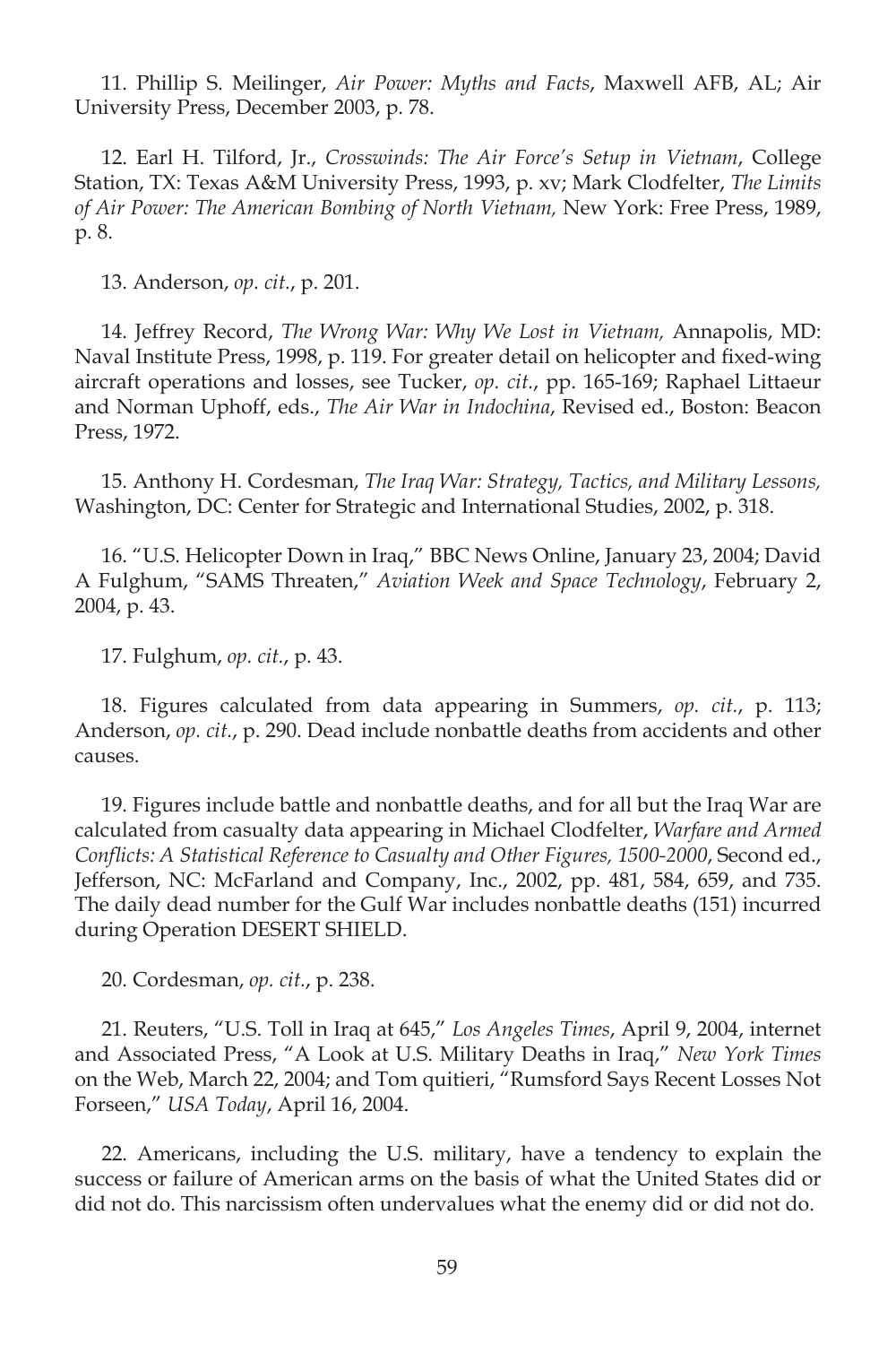11. Phillip S. Meilinger, *Air Power: Myths and Facts*, Maxwell AFB, AL; Air University Press, December 2003, p. 78.

12. Earl H. Tilford, Jr., *Crosswinds: The Air Force's Setup in Vietnam*, College Station, TX: Texas A&M University Press, 1993, p. xv; Mark Clodfelter, *The Limits of Air Power: The American Bombing of North Vietnam,* New York: Free Press, 1989, p. 8.

13. Anderson, *op. cit.*, p. 201.

14. Jeffrey Record, *The Wrong War: Why We Lost in Vietnam,* Annapolis, MD: Naval Institute Press, 1998, p. 119. For greater detail on helicopter and fixed-wing aircraft operations and losses, see Tucker, *op. cit.*, pp. 165-169; Raphael Littaeur and Norman Uphoff, eds., *The Air War in Indochina*, Revised ed., Boston: Beacon Press, 1972.

15. Anthony H. Cordesman, *The Iraq War: Strategy, Tactics, and Military Lessons,* Washington, DC: Center for Strategic and International Studies, 2002, p. 318.

16. "U.S. Helicopter Down in Iraq," BBC News Online, January 23, 2004; David A Fulghum, "SAMS Threaten," *Aviation Week and Space Technology*, February 2, 2004, p. 43.

17. Fulghum, *op. cit.*, p. 43.

18. Figures calculated from data appearing in Summers, *op. cit.*, p. 113; Anderson, *op. cit.*, p. 290. Dead include nonbattle deaths from accidents and other causes.

19. Figures include battle and nonbattle deaths, and for all but the Iraq War are calculated from casualty data appearing in Michael Clodfelter, *Warfare and Armed Conflicts: A Statistical Reference to Casualty and Other Figures, 1500-2000*, Second ed., Jefferson, NC: McFarland and Company, Inc., 2002, pp. 481, 584, 659, and 735. The daily dead number for the Gulf War includes nonbattle deaths (151) incurred during Operation DESERT SHIELD.

20. Cordesman, *op. cit.*, p. 238.

21. Reuters, "U.S. Toll in Iraq at 645," *Los Angeles Times*, April 9, 2004, internet and Associated Press, "A Look at U.S. Military Deaths in Iraq," *New York Times* on the Web, March 22, 2004; and Tom quitieri, "Rumsford Says Recent Losses Not Forseen," *USA Today*, April 16, 2004.

22. Americans, including the U.S. military, have a tendency to explain the success or failure of American arms on the basis of what the United States did or did not do. This narcissism often undervalues what the enemy did or did not do.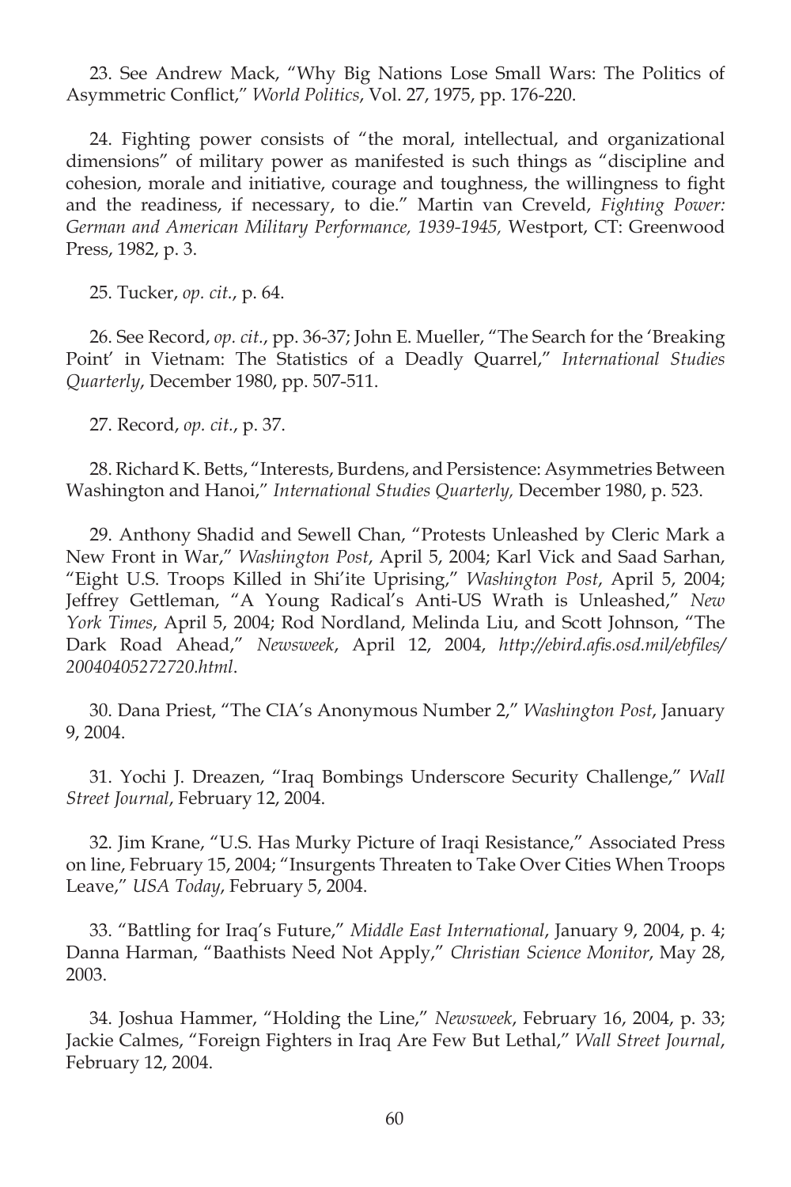23. See Andrew Mack, "Why Big Nations Lose Small Wars: The Politics of Asymmetric Conflict," *World Politics*, Vol. 27, 1975, pp. 176-220.

24. Fighting power consists of "the moral, intellectual, and organizational dimensions" of military power as manifested is such things as "discipline and cohesion, morale and initiative, courage and toughness, the willingness to fight and the readiness, if necessary, to die." Martin van Creveld, *Fighting Power: German and American Military Performance, 1939-1945,* Westport, CT: Greenwood Press, 1982, p. 3.

25. Tucker, *op. cit.*, p. 64.

26. See Record, *op. cit.*, pp. 36-37; John E. Mueller, "The Search for the 'Breaking Point' in Vietnam: The Statistics of a Deadly Quarrel," *International Studies Quarterly*, December 1980, pp. 507-511.

27. Record, *op. cit.*, p. 37.

28. Richard K. Betts, "Interests, Burdens, and Persistence: Asymmetries Between Washington and Hanoi," *International Studies Quarterly,* December 1980, p. 523.

29. Anthony Shadid and Sewell Chan, "Protests Unleashed by Cleric Mark a New Front in War," *Washington Post*, April 5, 2004; Karl Vick and Saad Sarhan, "Eight U.S. Troops Killed in Shi'ite Uprising," *Washington Post*, April 5, 2004; Jeffrey Gettleman, "A Young Radical's Anti-US Wrath is Unleashed," *New York Times*, April 5, 2004; Rod Nordland, Melinda Liu, and Scott Johnson, "The Dark Road Ahead," *Newsweek*, April 12, 2004, *http://ebird.afis.osd.mil/ebfiles/20040405272720.html*.

30. Dana Priest, "The CIA's Anonymous Number 2," *Washington Post*, January 9, 2004.

31. Yochi J. Dreazen, "Iraq Bombings Underscore Security Challenge," *Wall Street Journal*, February 12, 2004.

32. Jim Krane, "U.S. Has Murky Picture of Iraqi Resistance," Associated Press on line, February 15, 2004; "Insurgents Threaten to Take Over Cities When Troops Leave," *USA Today*, February 5, 2004.

33. "Battling for Iraq's Future," *Middle East International*, January 9, 2004, p. 4; Danna Harman, "Baathists Need Not Apply," *Christian Science Monitor*, May 28, 2003.

34. Joshua Hammer, "Holding the Line," *Newsweek*, February 16, 2004, p. 33; Jackie Calmes, "Foreign Fighters in Iraq Are Few But Lethal," *Wall Street Journal*, February 12, 2004.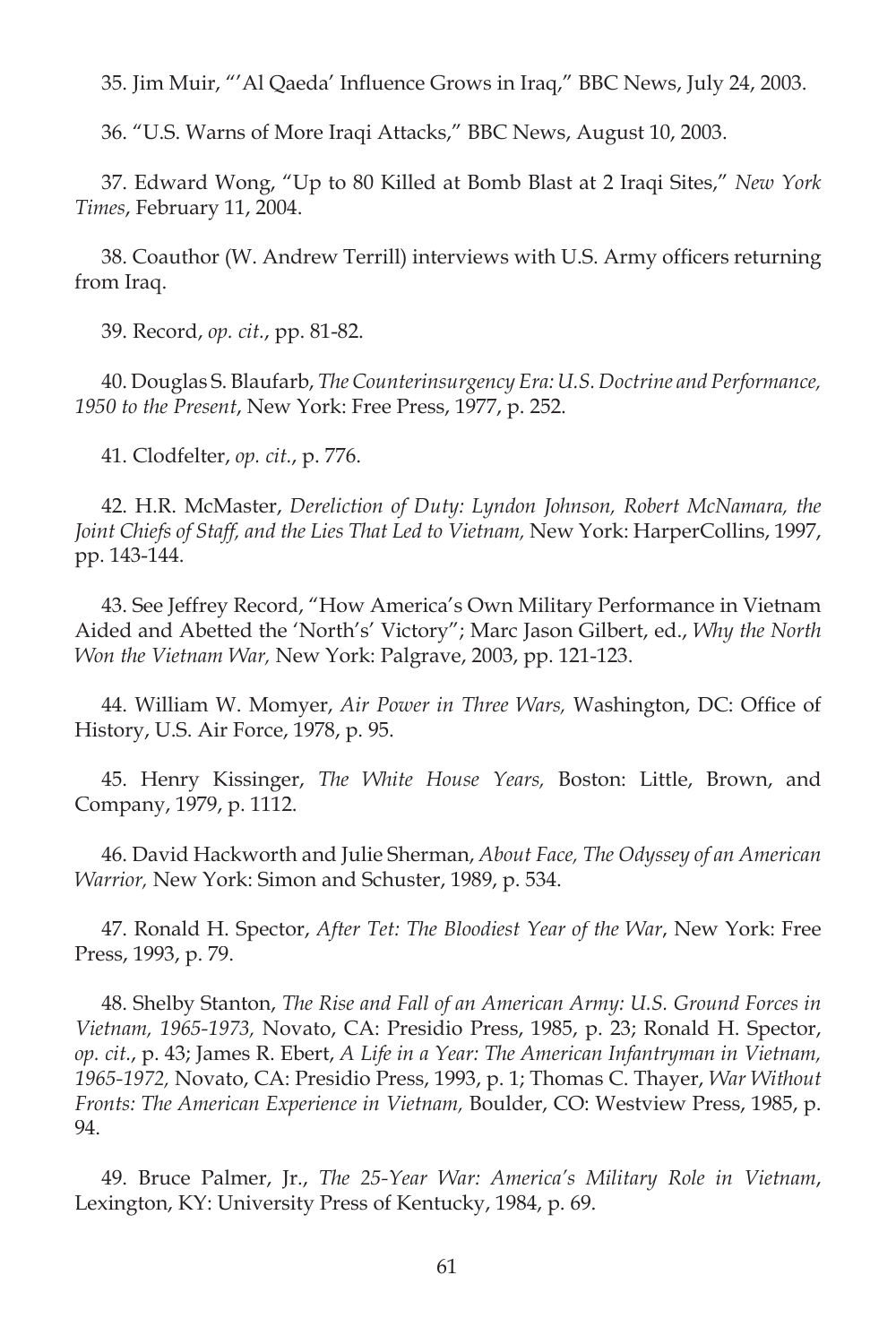35. Jim Muir, "'Al Qaeda' Influence Grows in Iraq," BBC News, July 24, 2003.

36. "U.S. Warns of More Iraqi Attacks," BBC News, August 10, 2003.

37. Edward Wong, "Up to 80 Killed at Bomb Blast at 2 Iraqi Sites," *New York Times*, February 11, 2004.

38. Coauthor (W. Andrew Terrill) interviews with U.S. Army officers returning from Iraq.

39. Record, *op. cit.*, pp. 81-82.

40. Douglas S. Blaufarb, *The Counterinsurgency Era: U.S. Doctrine and Performance, 1950 to the Present*, New York: Free Press, 1977, p. 252.

41. Clodfelter, *op. cit.*, p. 776.

42. H.R. McMaster, *Dereliction of Duty: Lyndon Johnson, Robert McNamara, the Joint Chiefs of Staff, and the Lies That Led to Vietnam,* New York: HarperCollins, 1997, pp. 143-144.

43. See Jeffrey Record, "How America's Own Military Performance in Vietnam Aided and Abetted the 'North's' Victory"; Marc Jason Gilbert, ed., *Why the North Won the Vietnam War,* New York: Palgrave, 2003, pp. 121-123.

44. William W. Momyer, *Air Power in Three Wars,* Washington, DC: Office of History, U.S. Air Force, 1978, p. 95.

45. Henry Kissinger, *The White House Years,* Boston: Little, Brown, and Company, 1979, p. 1112.

46. David Hackworth and Julie Sherman, *About Face, The Odyssey of an American Warrior,* New York: Simon and Schuster, 1989, p. 534.

47. Ronald H. Spector, *After Tet: The Bloodiest Year of the War*, New York: Free Press, 1993, p. 79.

48. Shelby Stanton, *The Rise and Fall of an American Army: U.S. Ground Forces in Vietnam, 1965-1973,* Novato, CA: Presidio Press, 1985, p. 23; Ronald H. Spector, *op. cit.*, p. 43; James R. Ebert, *A Life in a Year: The American Infantryman in Vietnam, 1965-1972,* Novato, CA: Presidio Press, 1993, p. 1; Thomas C. Thayer, *War Without Fronts: The American Experience in Vietnam,* Boulder, CO: Westview Press, 1985, p. 94.

49. Bruce Palmer, Jr., *The 25-Year War: America's Military Role in Vietnam*, Lexington, KY: University Press of Kentucky, 1984, p. 69.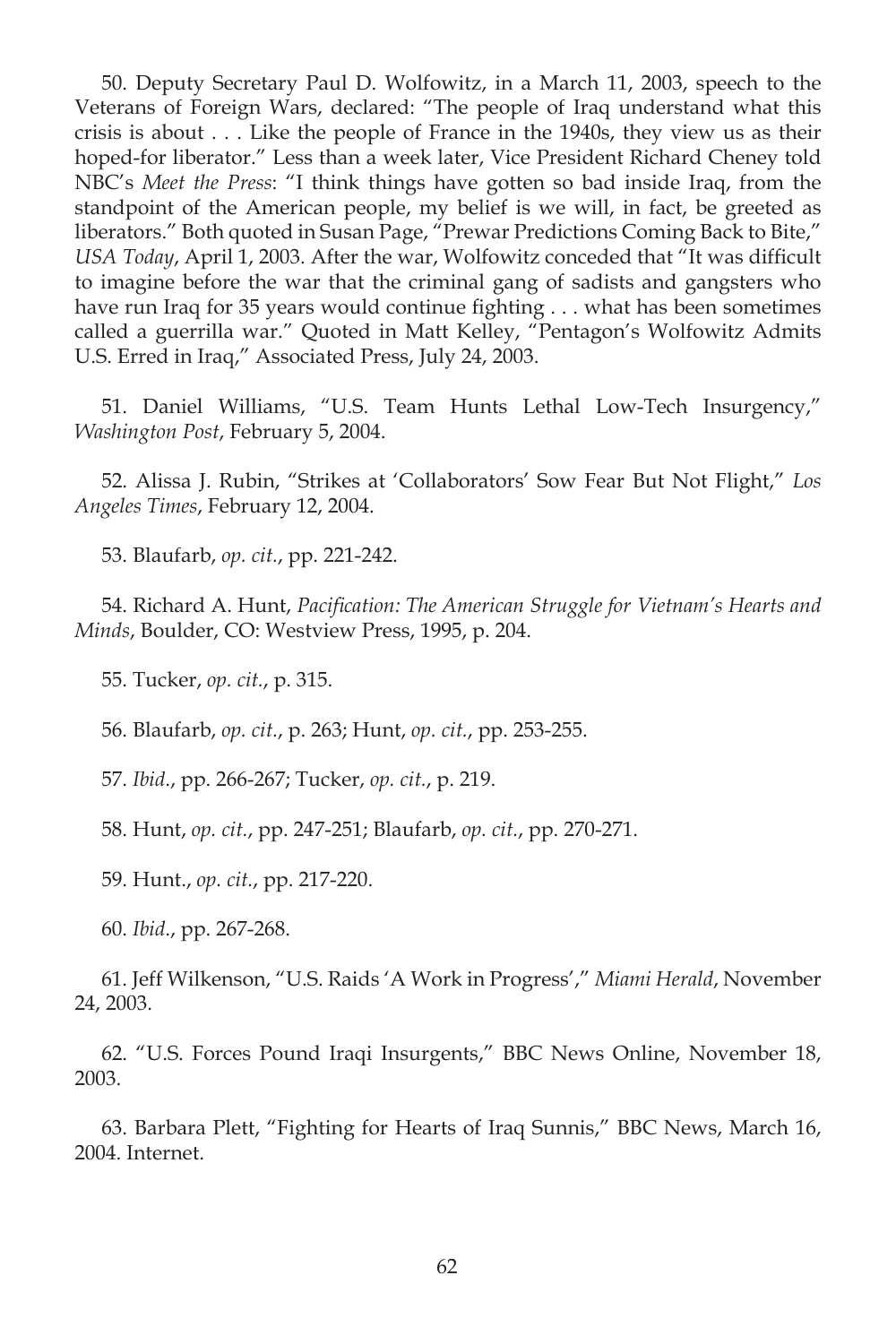50. Deputy Secretary Paul D. Wolfowitz, in a March 11, 2003, speech to the Veterans of Foreign Wars, declared: "The people of Iraq understand what this crisis is about . . . Like the people of France in the 1940s, they view us as their hoped-for liberator." Less than a week later, Vice President Richard Cheney told NBC's *Meet the Press*: "I think things have gotten so bad inside Iraq, from the standpoint of the American people, my belief is we will, in fact, be greeted as liberators." Both quoted in Susan Page, "Prewar Predictions Coming Back to Bite," *USA Today*, April 1, 2003. After the war, Wolfowitz conceded that "It was difficult to imagine before the war that the criminal gang of sadists and gangsters who have run Iraq for 35 years would continue fighting . . . what has been sometimes called a guerrilla war." Quoted in Matt Kelley, "Pentagon's Wolfowitz Admits U.S. Erred in Iraq," Associated Press, July 24, 2003.

51. Daniel Williams, "U.S. Team Hunts Lethal Low-Tech Insurgency," *Washington Post*, February 5, 2004.

52. Alissa J. Rubin, "Strikes at 'Collaborators' Sow Fear But Not Flight," *Los Angeles Times*, February 12, 2004.

53. Blaufarb, *op. cit.*, pp. 221-242.

54. Richard A. Hunt, *Pacification: The American Struggle for Vietnam's Hearts and Minds*, Boulder, CO: Westview Press, 1995, p. 204.

55. Tucker, *op. cit.*, p. 315.

56. Blaufarb, *op. cit.*, p. 263; Hunt, *op. cit.*, pp. 253-255.

57. *Ibid*., pp. 266-267; Tucker, *op. cit.*, p. 219.

58. Hunt, *op. cit.*, pp. 247-251; Blaufarb, *op. cit.*, pp. 270-271.

59. Hunt., *op. cit.*, pp. 217-220.

60. *Ibid*., pp. 267-268.

61. Jeff Wilkenson, "U.S. Raids 'A Work in Progress'," *Miami Herald*, November 24, 2003.

62. "U.S. Forces Pound Iraqi Insurgents," BBC News Online, November 18, 2003.

63. Barbara Plett, "Fighting for Hearts of Iraq Sunnis," BBC News, March 16, 2004. Internet.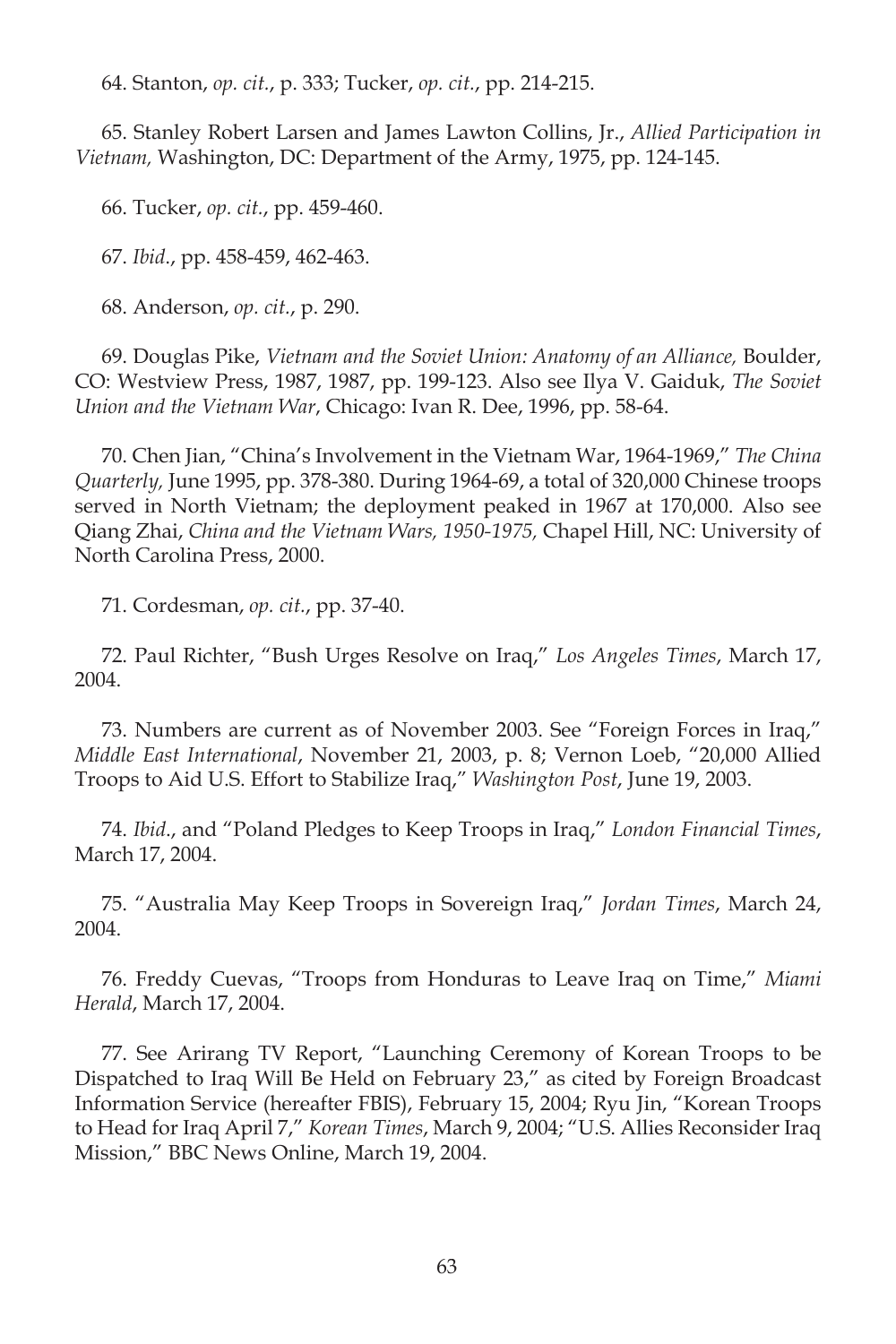64. Stanton, *op. cit.*, p. 333; Tucker, *op. cit.*, pp. 214-215.

65. Stanley Robert Larsen and James Lawton Collins, Jr., *Allied Participation in Vietnam,* Washington, DC: Department of the Army, 1975, pp. 124-145.

66. Tucker, *op. cit.*, pp. 459-460.

67. *Ibid*., pp. 458-459, 462-463.

68. Anderson, *op. cit.*, p. 290.

69. Douglas Pike, *Vietnam and the Soviet Union: Anatomy of an Alliance,* Boulder, CO: Westview Press, 1987, 1987, pp. 199-123. Also see Ilya V. Gaiduk, *The Soviet Union and the Vietnam War*, Chicago: Ivan R. Dee, 1996, pp. 58-64.

70. Chen Jian, "China's Involvement in the Vietnam War, 1964-1969," *The China Quarterly,* June 1995, pp. 378-380. During 1964-69, a total of 320,000 Chinese troops served in North Vietnam; the deployment peaked in 1967 at 170,000. Also see Qiang Zhai, *China and the Vietnam Wars, 1950-1975,* Chapel Hill, NC: University of North Carolina Press, 2000.

71. Cordesman, *op. cit.*, pp. 37-40.

72. Paul Richter, "Bush Urges Resolve on Iraq," *Los Angeles Times*, March 17, 2004.

73. Numbers are current as of November 2003. See "Foreign Forces in Iraq," *Middle East International*, November 21, 2003, p. 8; Vernon Loeb, "20,000 Allied Troops to Aid U.S. Effort to Stabilize Iraq," *Washington Post*, June 19, 2003.

74. *Ibid*., and "Poland Pledges to Keep Troops in Iraq," *London Financial Times*, March 17, 2004.

75. "Australia May Keep Troops in Sovereign Iraq," *Jordan Times*, March 24, 2004.

76. Freddy Cuevas, "Troops from Honduras to Leave Iraq on Time," *Miami Herald*, March 17, 2004.

77. See Arirang TV Report, "Launching Ceremony of Korean Troops to be Dispatched to Iraq Will Be Held on February 23," as cited by Foreign Broadcast Information Service (hereafter FBIS), February 15, 2004; Ryu Jin, "Korean Troops to Head for Iraq April 7," *Korean Times*, March 9, 2004; "U.S. Allies Reconsider Iraq Mission," BBC News Online, March 19, 2004.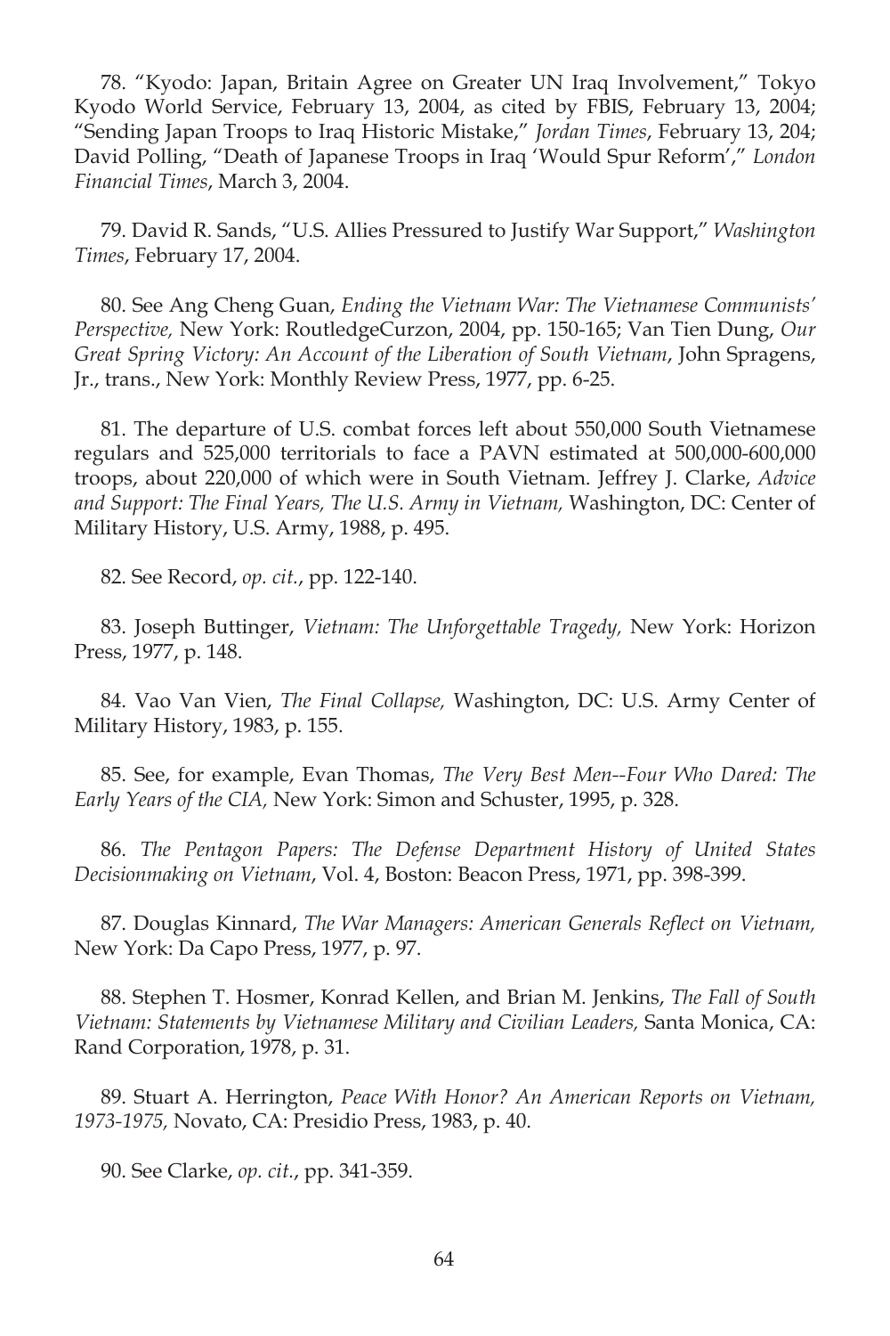78. "Kyodo: Japan, Britain Agree on Greater UN Iraq Involvement," Tokyo Kyodo World Service, February 13, 2004, as cited by FBIS, February 13, 2004; "Sending Japan Troops to Iraq Historic Mistake," *Jordan Times*, February 13, 204; David Polling, "Death of Japanese Troops in Iraq 'Would Spur Reform'," *London Financial Times*, March 3, 2004.

79. David R. Sands, "U.S. Allies Pressured to Justify War Support," *Washington Times*, February 17, 2004.

80. See Ang Cheng Guan, *Ending the Vietnam War: The Vietnamese Communists' Perspective,* New York: RoutledgeCurzon, 2004, pp. 150-165; Van Tien Dung, *Our Great Spring Victory: An Account of the Liberation of South Vietnam*, John Spragens, Jr., trans., New York: Monthly Review Press, 1977, pp. 6-25.

81. The departure of U.S. combat forces left about 550,000 South Vietnamese regulars and 525,000 territorials to face a PAVN estimated at 500,000-600,000 troops, about 220,000 of which were in South Vietnam. Jeffrey J. Clarke, *Advice and Support: The Final Years, The U.S. Army in Vietnam,* Washington, DC: Center of Military History, U.S. Army, 1988, p. 495.

82. See Record, *op. cit.*, pp. 122-140.

83. Joseph Buttinger, *Vietnam: The Unforgettable Tragedy,* New York: Horizon Press, 1977, p. 148.

84. Vao Van Vien, *The Final Collapse,* Washington, DC: U.S. Army Center of Military History, 1983, p. 155.

85. See, for example, Evan Thomas, *The Very Best Men--Four Who Dared: The Early Years of the CIA,* New York: Simon and Schuster, 1995, p. 328.

86. *The Pentagon Papers: The Defense Department History of United States Decisionmaking on Vietnam*, Vol. 4, Boston: Beacon Press, 1971, pp. 398-399.

87. Douglas Kinnard, *The War Managers: American Generals Reflect on Vietnam,* New York: Da Capo Press, 1977, p. 97.

88. Stephen T. Hosmer, Konrad Kellen, and Brian M. Jenkins, *The Fall of South Vietnam: Statements by Vietnamese Military and Civilian Leaders,* Santa Monica, CA: Rand Corporation, 1978, p. 31.

89. Stuart A. Herrington, *Peace With Honor? An American Reports on Vietnam, 1973-1975,* Novato, CA: Presidio Press, 1983, p. 40.

90. See Clarke, *op. cit.*, pp. 341-359.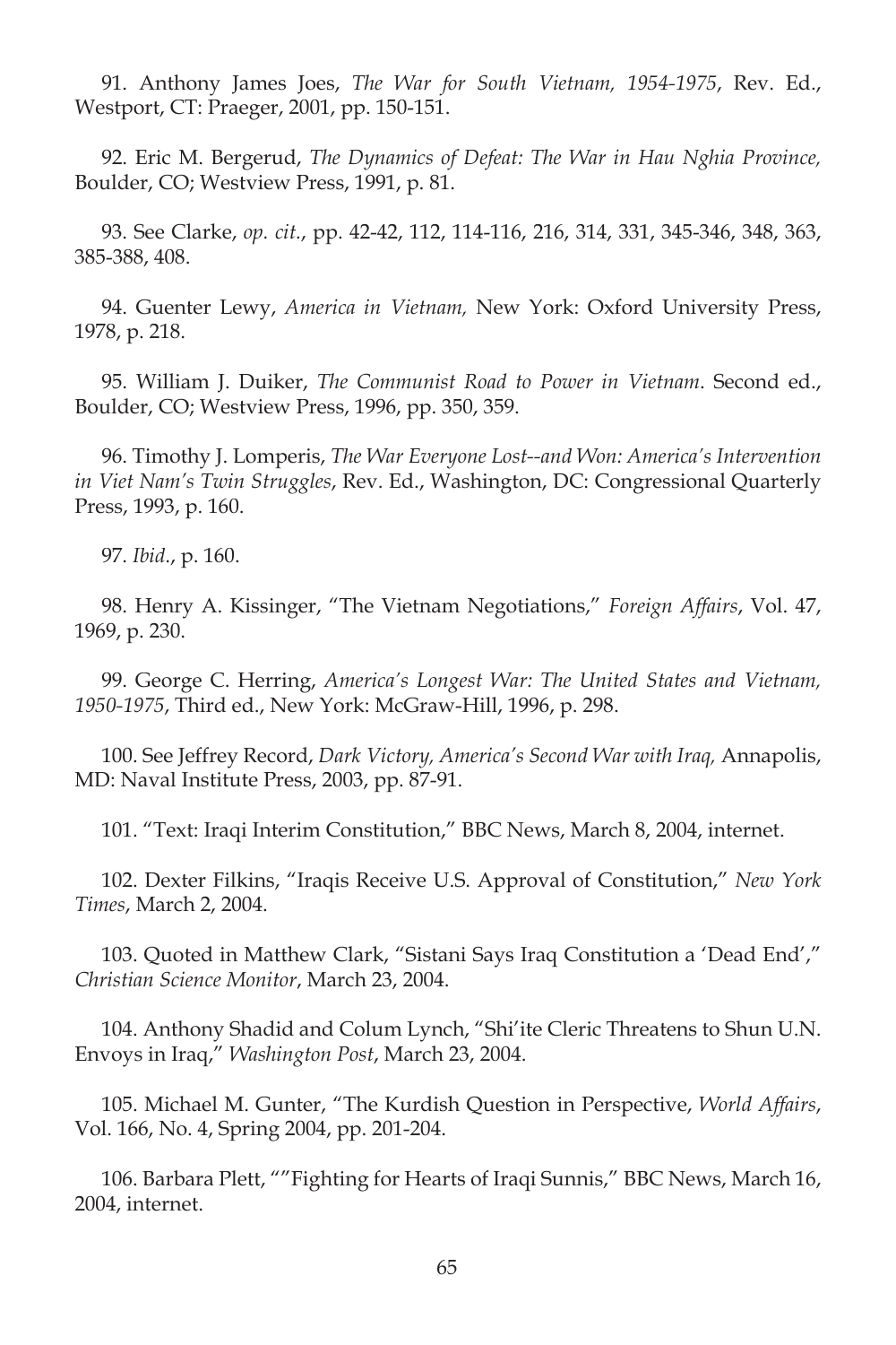91. Anthony James Joes, *The War for South Vietnam, 1954-1975*, Rev. Ed., Westport, CT: Praeger, 2001, pp. 150-151.

92. Eric M. Bergerud, *The Dynamics of Defeat: The War in Hau Nghia Province,* Boulder, CO; Westview Press, 1991, p. 81.

93. See Clarke, *op. cit.*, pp. 42-42, 112, 114-116, 216, 314, 331, 345-346, 348, 363, 385-388, 408.

94. Guenter Lewy, *America in Vietnam,* New York: Oxford University Press, 1978, p. 218.

95. William J. Duiker, *The Communist Road to Power in Vietnam*. Second ed., Boulder, CO; Westview Press, 1996, pp. 350, 359.

96. Timothy J. Lomperis, *The War Everyone Lost--and Won: America's Intervention in Viet Nam's Twin Struggles*, Rev. Ed., Washington, DC: Congressional Quarterly Press, 1993, p. 160.

97. *Ibid*., p. 160.

98. Henry A. Kissinger, "The Vietnam Negotiations," *Foreign Affairs*, Vol. 47, 1969, p. 230.

99. George C. Herring, *America's Longest War: The United States and Vietnam, 1950-1975*, Third ed., New York: McGraw-Hill, 1996, p. 298.

100. See Jeffrey Record, *Dark Victory, America's Second War with Iraq,* Annapolis, MD: Naval Institute Press, 2003, pp. 87-91.

101. "Text: Iraqi Interim Constitution," BBC News, March 8, 2004, internet.

102. Dexter Filkins, "Iraqis Receive U.S. Approval of Constitution," *New York Times*, March 2, 2004.

103. Quoted in Matthew Clark, "Sistani Says Iraq Constitution a 'Dead End'," *Christian Science Monitor*, March 23, 2004.

104. Anthony Shadid and Colum Lynch, "Shi'ite Cleric Threatens to Shun U.N. Envoys in Iraq," *Washington Post*, March 23, 2004.

105. Michael M. Gunter, "The Kurdish Question in Perspective, *World Affairs*, Vol. 166, No. 4, Spring 2004, pp. 201-204.

106. Barbara Plett, ""Fighting for Hearts of Iraqi Sunnis," BBC News, March 16, 2004, internet.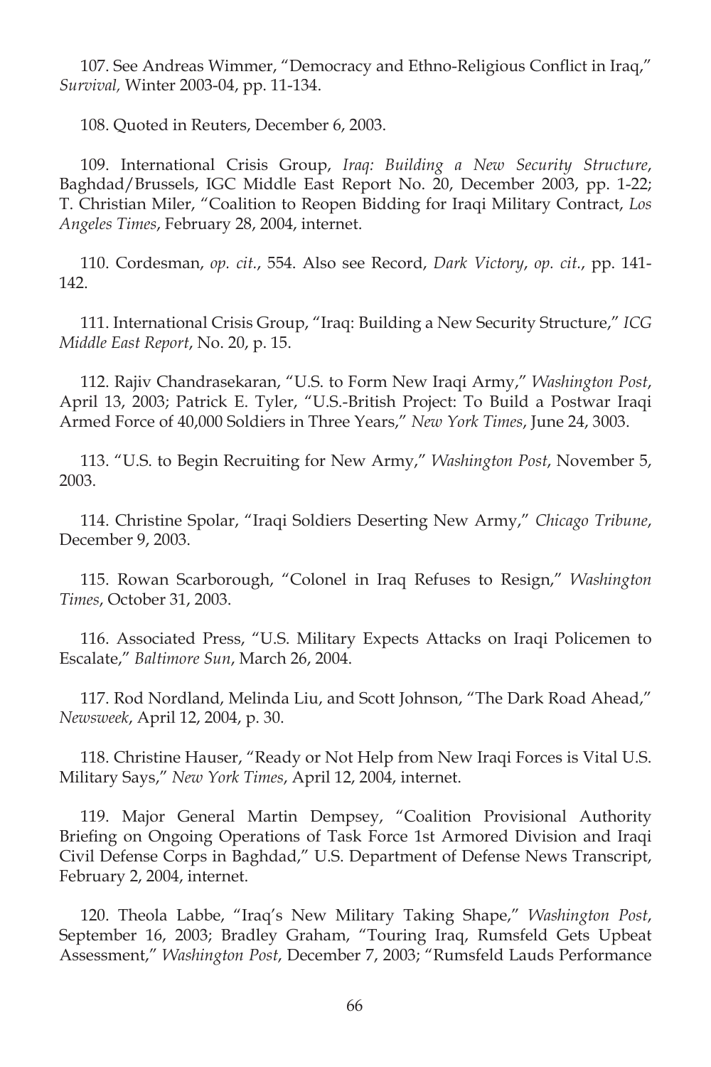107. See Andreas Wimmer, "Democracy and Ethno-Religious Conflict in Iraq," *Survival,* Winter 2003-04, pp. 11-134.

108. Quoted in Reuters, December 6, 2003.

109. International Crisis Group, *Iraq: Building a New Security Structure*, Baghdad/Brussels, IGC Middle East Report No. 20, December 2003, pp. 1-22; T. Christian Miler, "Coalition to Reopen Bidding for Iraqi Military Contract, *Los Angeles Times*, February 28, 2004, internet.

110. Cordesman, *op. cit.*, 554. Also see Record, *Dark Victory*, *op. cit.*, pp. 141-142.

111. International Crisis Group, "Iraq: Building a New Security Structure," *ICG Middle East Report*, No. 20, p. 15.

112. Rajiv Chandrasekaran, "U.S. to Form New Iraqi Army," *Washington Post*, April 13, 2003; Patrick E. Tyler, "U.S.-British Project: To Build a Postwar Iraqi Armed Force of 40,000 Soldiers in Three Years," *New York Times*, June 24, 3003.

113. "U.S. to Begin Recruiting for New Army," *Washington Post*, November 5, 2003.

114. Christine Spolar, "Iraqi Soldiers Deserting New Army," *Chicago Tribune*, December 9, 2003.

115. Rowan Scarborough, "Colonel in Iraq Refuses to Resign," *Washington Times*, October 31, 2003.

116. Associated Press, "U.S. Military Expects Attacks on Iraqi Policemen to Escalate," *Baltimore Sun*, March 26, 2004.

117. Rod Nordland, Melinda Liu, and Scott Johnson, "The Dark Road Ahead," *Newsweek*, April 12, 2004, p. 30.

118. Christine Hauser, "Ready or Not Help from New Iraqi Forces is Vital U.S. Military Says," *New York Times*, April 12, 2004, internet.

119. Major General Martin Dempsey, "Coalition Provisional Authority Briefing on Ongoing Operations of Task Force 1st Armored Division and Iraqi Civil Defense Corps in Baghdad," U.S. Department of Defense News Transcript, February 2, 2004, internet.

120. Theola Labbe, "Iraq's New Military Taking Shape," *Washington Post*, September 16, 2003; Bradley Graham, "Touring Iraq, Rumsfeld Gets Upbeat Assessment," *Washington Post*, December 7, 2003; "Rumsfeld Lauds Performance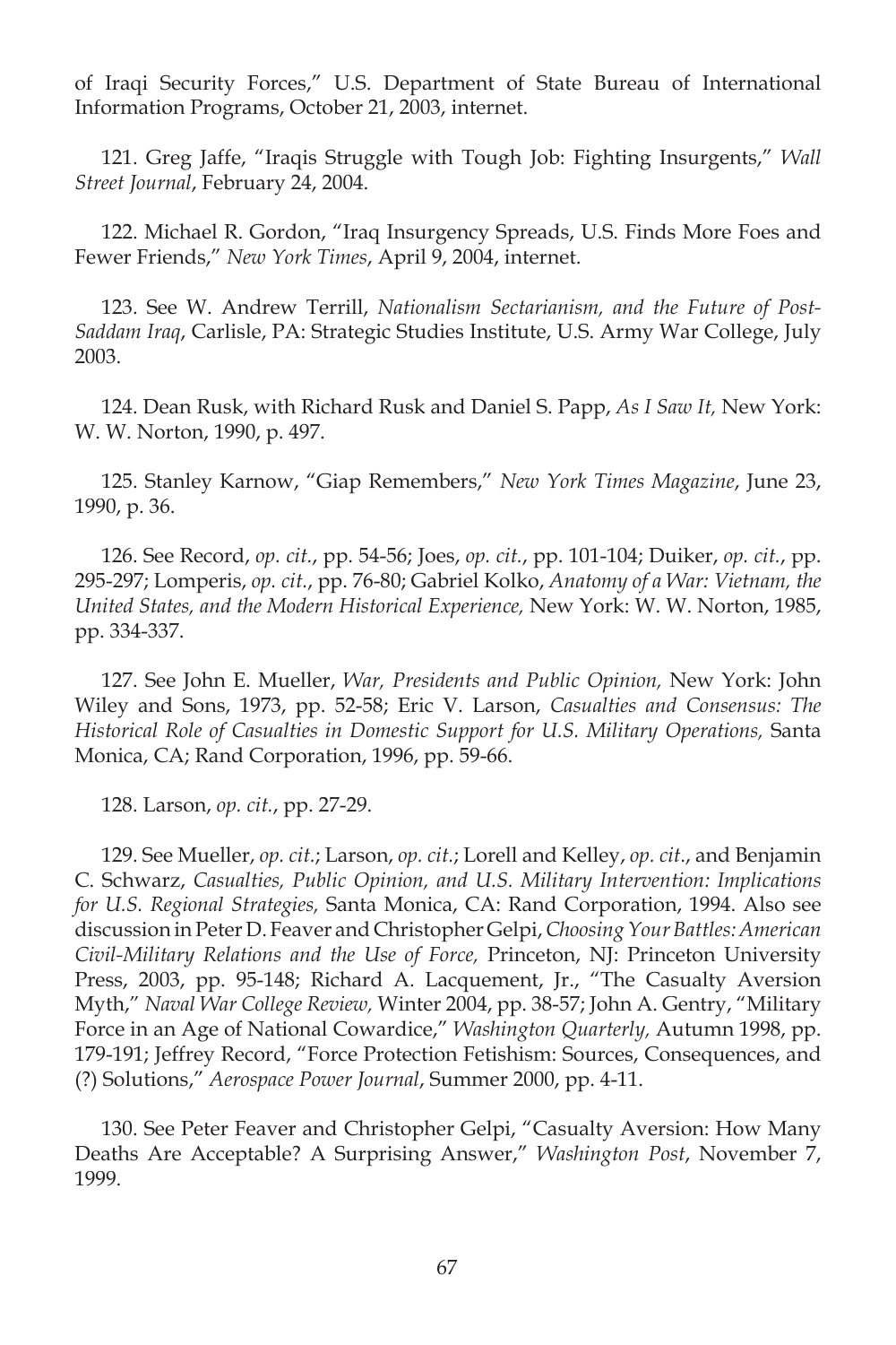of Iraqi Security Forces," U.S. Department of State Bureau of International Information Programs, October 21, 2003, internet.

121. Greg Jaffe, "Iraqis Struggle with Tough Job: Fighting Insurgents," *Wall Street Journal*, February 24, 2004.

122. Michael R. Gordon, "Iraq Insurgency Spreads, U.S. Finds More Foes and Fewer Friends," *New York Times*, April 9, 2004, internet.

123. See W. Andrew Terrill, *Nationalism Sectarianism, and the Future of Post-Saddam Iraq*, Carlisle, PA: Strategic Studies Institute, U.S. Army War College, July 2003.

124. Dean Rusk, with Richard Rusk and Daniel S. Papp, *As I Saw It,* New York: W. W. Norton, 1990, p. 497.

125. Stanley Karnow, "Giap Remembers," *New York Times Magazine*, June 23, 1990, p. 36.

126. See Record, *op. cit.*, pp. 54-56; Joes, *op. cit.*, pp. 101-104; Duiker, *op. cit.*, pp. 295-297; Lomperis, *op. cit.*, pp. 76-80; Gabriel Kolko, *Anatomy of a War: Vietnam, the United States, and the Modern Historical Experience,* New York: W. W. Norton, 1985, pp. 334-337.

127. See John E. Mueller, *War, Presidents and Public Opinion,* New York: John Wiley and Sons, 1973, pp. 52-58; Eric V. Larson, *Casualties and Consensus: The Historical Role of Casualties in Domestic Support for U.S. Military Operations,* Santa Monica, CA; Rand Corporation, 1996, pp. 59-66.

128. Larson, *op. cit.*, pp. 27-29.

129. See Mueller, *op. cit.*; Larson, *op. cit.*; Lorell and Kelley, *op. cit.*, and Benjamin C. Schwarz, *Casualties, Public Opinion, and U.S. Military Intervention: Implications for U.S. Regional Strategies,* Santa Monica, CA: Rand Corporation, 1994. Also see discussion in Peter D. Feaver and Christopher Gelpi, *Choosing Your Battles: American Civil-Military Relations and the Use of Force,* Princeton, NJ: Princeton University Press, 2003, pp. 95-148; Richard A. Lacquement, Jr., "The Casualty Aversion Myth," *Naval War College Review,* Winter 2004, pp. 38-57; John A. Gentry, "Military Force in an Age of National Cowardice," *Washington Quarterly,* Autumn 1998, pp. 179-191; Jeffrey Record, "Force Protection Fetishism: Sources, Consequences, and (?) Solutions," *Aerospace Power Journal*, Summer 2000, pp. 4-11.

130. See Peter Feaver and Christopher Gelpi, "Casualty Aversion: How Many Deaths Are Acceptable? A Surprising Answer," *Washington Post*, November 7, 1999.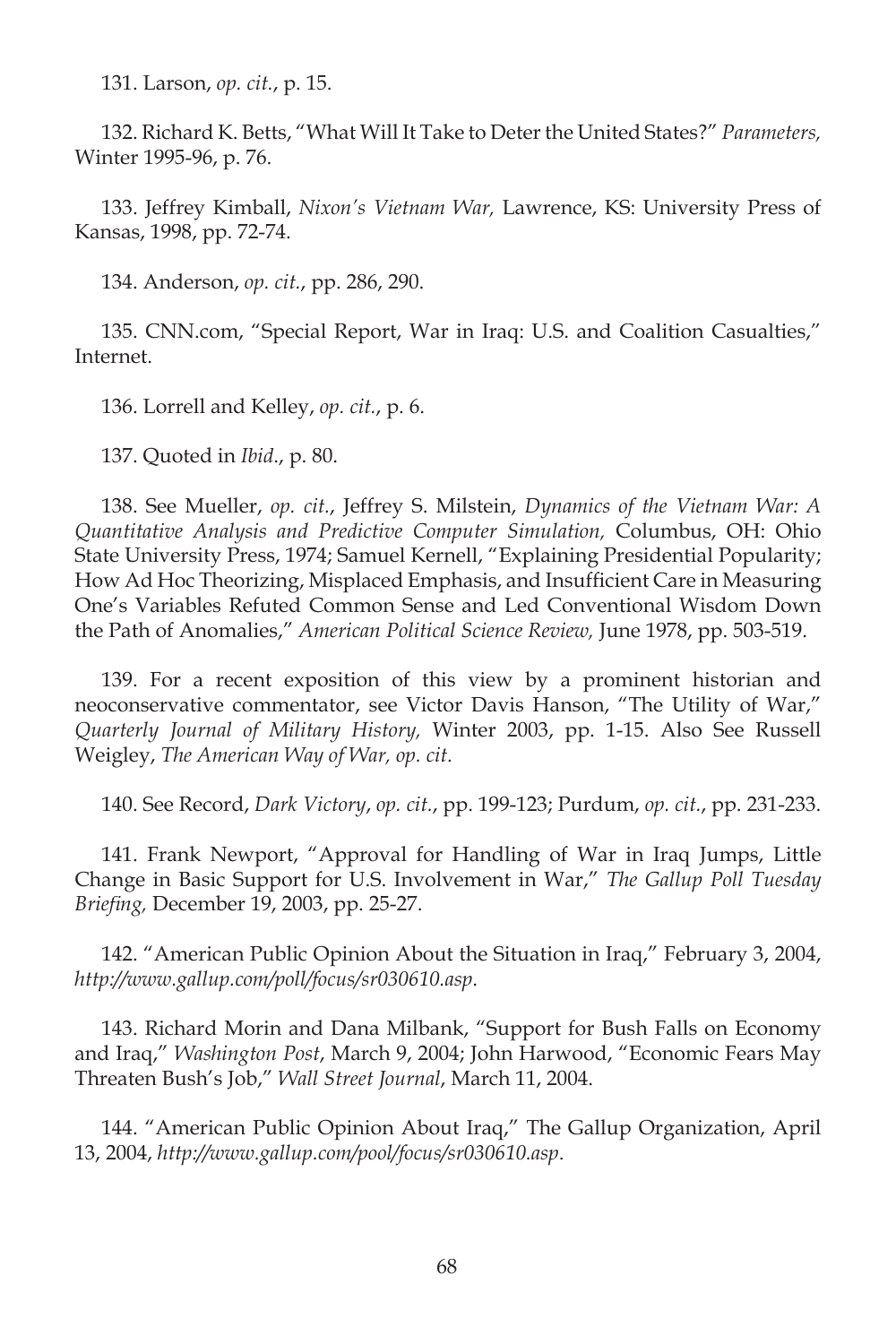131. Larson, *op. cit.*, p. 15.

132. Richard K. Betts, "What Will It Take to Deter the United States?" *Parameters,* Winter 1995-96, p. 76.

133. Jeffrey Kimball, *Nixon's Vietnam War,* Lawrence, KS: University Press of Kansas, 1998, pp. 72-74.

134. Anderson, *op. cit.*, pp. 286, 290.

135. CNN.com, "Special Report, War in Iraq: U.S. and Coalition Casualties," Internet.

136. Lorrell and Kelley, *op. cit.*, p. 6.

137. Quoted in *Ibid*., p. 80.

138. See Mueller, *op. cit.*, Jeffrey S. Milstein, *Dynamics of the Vietnam War: A Quantitative Analysis and Predictive Computer Simulation,* Columbus, OH: Ohio State University Press, 1974; Samuel Kernell, "Explaining Presidential Popularity; How Ad Hoc Theorizing, Misplaced Emphasis, and Insufficient Care in Measuring One's Variables Refuted Common Sense and Led Conventional Wisdom Down the Path of Anomalies," *American Political Science Review,* June 1978, pp. 503-519.

139. For a recent exposition of this view by a prominent historian and neoconservative commentator, see Victor Davis Hanson, "The Utility of War," *Quarterly Journal of Military History,* Winter 2003, pp. 1-15. Also See Russell Weigley, *The American Way of War, op. cit*.

140. See Record, *Dark Victory*, *op. cit.*, pp. 199-123; Purdum, *op. cit.*, pp. 231-233.

141. Frank Newport, "Approval for Handling of War in Iraq Jumps, Little Change in Basic Support for U.S. Involvement in War," *The Gallup Poll Tuesday Briefing,* December 19, 2003, pp. 25-27.

142. "American Public Opinion About the Situation in Iraq," February 3, 2004, *http://www.gallup.com/poll/focus/sr030610.asp*.

143. Richard Morin and Dana Milbank, "Support for Bush Falls on Economy and Iraq," *Washington Post*, March 9, 2004; John Harwood, "Economic Fears May Threaten Bush's Job," *Wall Street Journal*, March 11, 2004.

144. "American Public Opinion About Iraq," The Gallup Organization, April 13, 2004, *http://www.gallup.com/pool/focus/sr030610.asp*.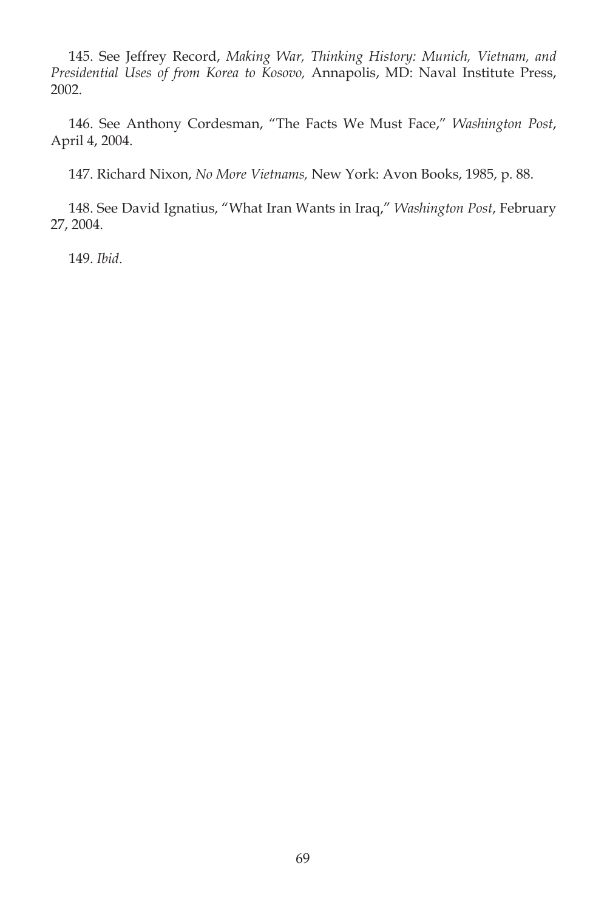145. See Jeffrey Record, *Making War, Thinking History: Munich, Vietnam, and Presidential Uses of from Korea to Kosovo,* Annapolis, MD: Naval Institute Press, 2002.

146. See Anthony Cordesman, "The Facts We Must Face," *Washington Post*, April 4, 2004.

147. Richard Nixon, *No More Vietnams,* New York: Avon Books, 1985, p. 88.

148. See David Ignatius, "What Iran Wants in Iraq," *Washington Post*, February 27, 2004.

149. *Ibid*.